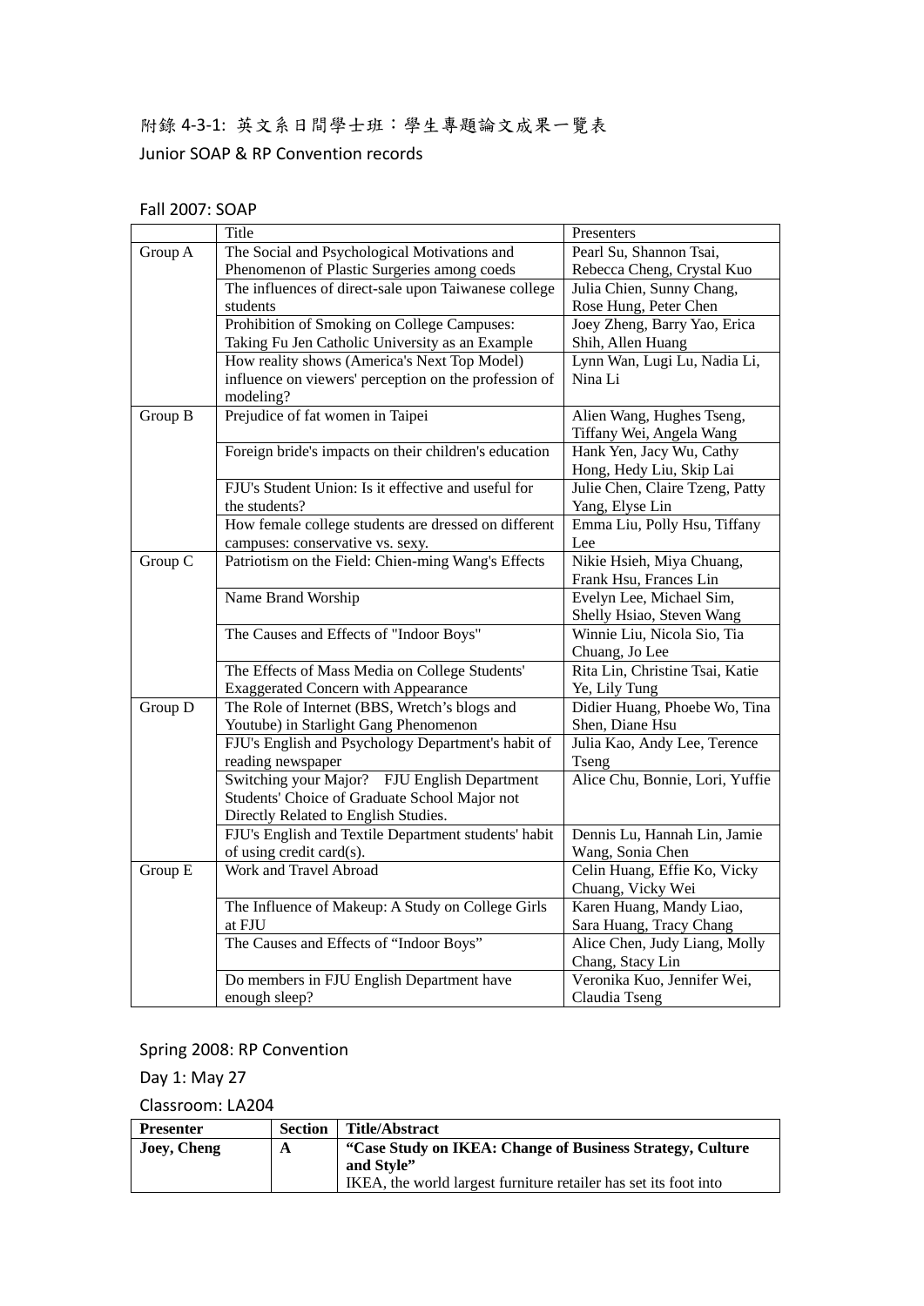附錄 4-3-1: 英文系日間學士班：學生專題論文成果一覽表

Junior SOAP & RP Convention records

Fall 2007: SOAP

| | Title | Presenters |
|---|---|---|
| Group A | The Social and Psychological Motivations and Phenomenon of Plastic Surgeries among coeds | Pearl Su, Shannon Tsai, Rebecca Cheng, Crystal Kuo |
| | The influences of direct-sale upon Taiwanese college students | Julia Chien, Sunny Chang, Rose Hung, Peter Chen |
| | Prohibition of Smoking on College Campuses: Taking Fu Jen Catholic University as an Example | Joey Zheng, Barry Yao, Erica Shih, Allen Huang |
| | How reality shows (America's Next Top Model) influence on viewers' perception on the profession of modeling? | Lynn Wan, Lugi Lu, Nadia Li, Nina Li |
| Group B | Prejudice of fat women in Taipei | Alien Wang, Hughes Tseng, Tiffany Wei, Angela Wang |
| | Foreign bride's impacts on their children's education | Hank Yen, Jacy Wu, Cathy Hong, Hedy Liu, Skip Lai |
| | FJU's Student Union: Is it effective and useful for the students? | Julie Chen, Claire Tzeng, Patty Yang, Elyse Lin |
| | How female college students are dressed on different campuses: conservative vs. sexy. | Emma Liu, Polly Hsu, Tiffany Lee |
| Group C | Patriotism on the Field: Chien-ming Wang's Effects | Nikie Hsieh, Miya Chuang, Frank Hsu, Frances Lin |
| | Name Brand Worship | Evelyn Lee, Michael Sim, Shelly Hsiao, Steven Wang |
| | The Causes and Effects of "Indoor Boys" | Winnie Liu, Nicola Sio, Tia Chuang, Jo Lee |
| | The Effects of Mass Media on College Students' Exaggerated Concern with Appearance | Rita Lin, Christine Tsai, Katie Ye, Lily Tung |
| Group D | The Role of Internet (BBS, Wretch's blogs and Youtube) in Starlight Gang Phenomenon | Didier Huang, Phoebe Wo, Tina Shen, Diane Hsu |
| | FJU's English and Psychology Department's habit of reading newspaper | Julia Kao, Andy Lee, Terence Tseng |
| | Switching your Major? FJU English Department Students' Choice of Graduate School Major not Directly Related to English Studies. | Alice Chu, Bonnie, Lori, Yuffie |
| | FJU's English and Textile Department students' habit of using credit card(s). | Dennis Lu, Hannah Lin, Jamie Wang, Sonia Chen |
| Group E | Work and Travel Abroad | Celin Huang, Effie Ko, Vicky Chuang, Vicky Wei |
| | The Influence of Makeup: A Study on College Girls at FJU | Karen Huang, Mandy Liao, Sara Huang, Tracy Chang |
| | The Causes and Effects of "Indoor Boys" | Alice Chen, Judy Liang, Molly Chang, Stacy Lin |
| | Do members in FJU English Department have enough sleep? | Veronika Kuo, Jennifer Wei, Claudia Tseng |

Spring 2008: RP Convention

Day 1: May 27

Classroom: LA204

| Presenter | Section | Title/Abstract |
|---|---|---|
| **Joey, Cheng** | **A** | **"Case Study on IKEA: Change of Business Strategy, Culture and Style"** IKEA, the world largest furniture retailer has set its foot into |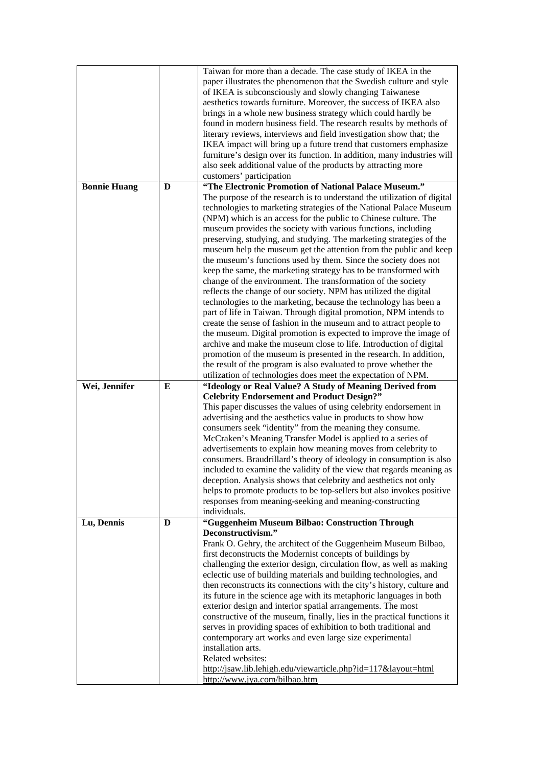|  |  |  |
| --- | --- | --- |
|  |  | Taiwan for more than a decade. The case study of IKEA in the paper illustrates the phenomenon that the Swedish culture and style of IKEA is subconsciously and slowly changing Taiwanese aesthetics towards furniture. Moreover, the success of IKEA also brings in a whole new business strategy which could hardly be found in modern business field. The research results by methods of literary reviews, interviews and field investigation show that; the IKEA impact will bring up a future trend that customers emphasize furniture's design over its function. In addition, many industries will also seek additional value of the products by attracting more customers' participation |
| **Bonnie Huang** | **D** | **"The Electronic Promotion of National Palace Museum."**<br>The purpose of the research is to understand the utilization of digital technologies to marketing strategies of the National Palace Museum (NPM) which is an access for the public to Chinese culture. The museum provides the society with various functions, including preserving, studying, and studying. The marketing strategies of the museum help the museum get the attention from the public and keep the museum's functions used by them. Since the society does not keep the same, the marketing strategy has to be transformed with change of the environment. The transformation of the society reflects the change of our society. NPM has utilized the digital technologies to the marketing, because the technology has been a part of life in Taiwan. Through digital promotion, NPM intends to create the sense of fashion in the museum and to attract people to the museum. Digital promotion is expected to improve the image of archive and make the museum close to life. Introduction of digital promotion of the museum is presented in the research. In addition, the result of the program is also evaluated to prove whether the utilization of technologies does meet the expectation of NPM. |
| **Wei, Jennifer** | **E** | **"Ideology or Real Value? A Study of Meaning Derived from Celebrity Endorsement and Product Design?"**<br>This paper discusses the values of using celebrity endorsement in advertising and the aesthetics value in products to show how consumers seek "identity" from the meaning they consume. McCraken's Meaning Transfer Model is applied to a series of advertisements to explain how meaning moves from celebrity to consumers. Braudrillard's theory of ideology in consumption is also included to examine the validity of the view that regards meaning as deception. Analysis shows that celebrity and aesthetics not only helps to promote products to be top-sellers but also invokes positive responses from meaning-seeking and meaning-constructing individuals. |
| **Lu, Dennis** | **D** | **"Guggenheim Museum Bilbao: Construction Through Deconstructivism."**<br>Frank O. Gehry, the architect of the Guggenheim Museum Bilbao, first deconstructs the Modernist concepts of buildings by challenging the exterior design, circulation flow, as well as making eclectic use of building materials and building technologies, and then reconstructs its connections with the city's history, culture and its future in the science age with its metaphoric languages in both exterior design and interior spatial arrangements. The most constructive of the museum, finally, lies in the practical functions it serves in providing spaces of exhibition to both traditional and contemporary art works and even large size experimental installation arts.<br>Related websites:<br>http://jsaw.lib.lehigh.edu/viewarticle.php?id=117&layout=html<br>http://www.jya.com/bilbao.htm |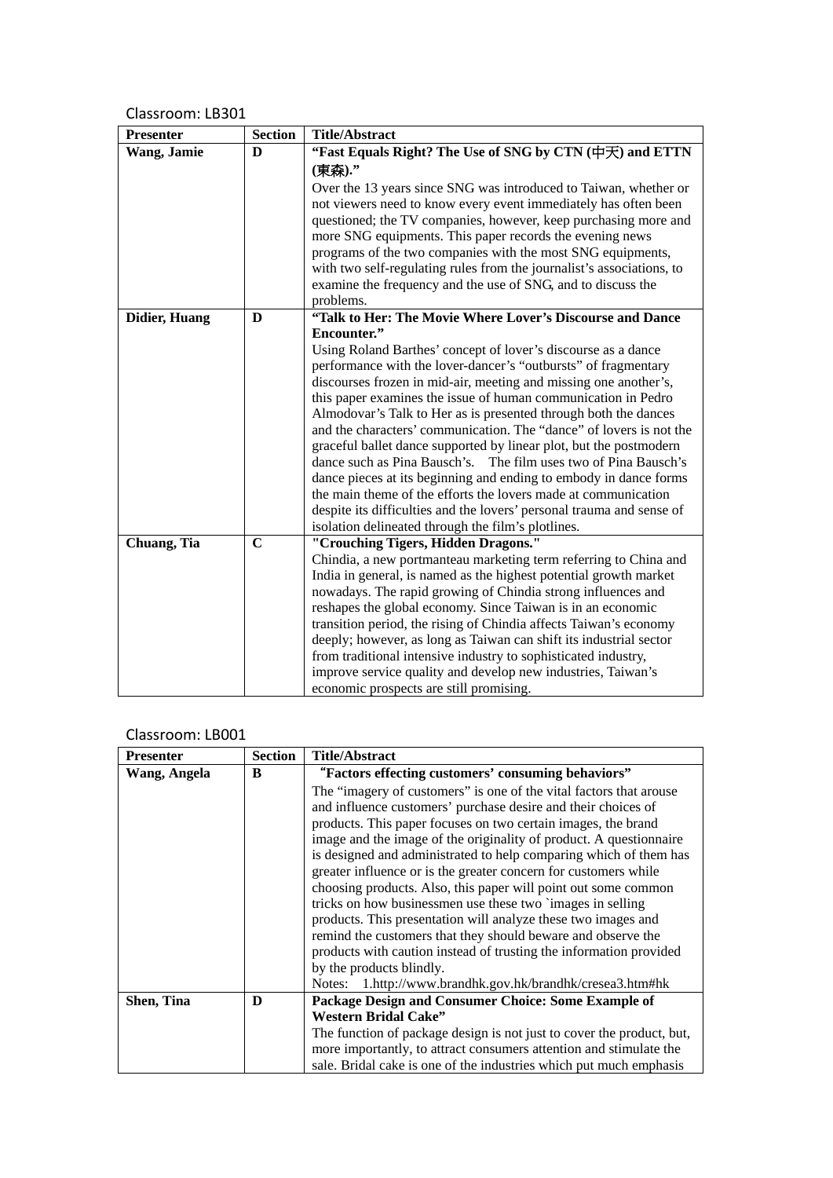Classroom: LB301

| Presenter | Section | Title/Abstract |
| --- | --- | --- |
| **Wang, Jamie** | **D** | **"Fast Equals Right? The Use of SNG by CTN (中天) and ETTN (東森)."** Over the 13 years since SNG was introduced to Taiwan, whether or not viewers need to know every event immediately has often been questioned; the TV companies, however, keep purchasing more and more SNG equipments. This paper records the evening news programs of the two companies with the most SNG equipments, with two self-regulating rules from the journalist's associations, to examine the frequency and the use of SNG, and to discuss the problems. |
| **Didier, Huang** | **D** | **"Talk to Her: The Movie Where Lover's Discourse and Dance Encounter."** Using Roland Barthes' concept of lover's discourse as a dance performance with the lover-dancer's "outbursts" of fragmentary discourses frozen in mid-air, meeting and missing one another's, this paper examines the issue of human communication in Pedro Almodovar's Talk to Her as is presented through both the dances and the characters' communication. The "dance" of lovers is not the graceful ballet dance supported by linear plot, but the postmodern dance such as Pina Bausch's. The film uses two of Pina Bausch's dance pieces at its beginning and ending to embody in dance forms the main theme of the efforts the lovers made at communication despite its difficulties and the lovers' personal trauma and sense of isolation delineated through the film's plotlines. |
| **Chuang, Tia** | **C** | **"Crouching Tigers, Hidden Dragons."** Chindia, a new portmanteau marketing term referring to China and India in general, is named as the highest potential growth market nowadays. The rapid growing of Chindia strong influences and reshapes the global economy. Since Taiwan is in an economic transition period, the rising of Chindia affects Taiwan's economy deeply; however, as long as Taiwan can shift its industrial sector from traditional intensive industry to sophisticated industry, improve service quality and develop new industries, Taiwan's economic prospects are still promising. |

Classroom: LB001

| Presenter | Section | Title/Abstract |
| --- | --- | --- |
| **Wang, Angela** | **B** | **"Factors effecting customers' consuming behaviors"** The "imagery of customers" is one of the vital factors that arouse and influence customers' purchase desire and their choices of products. This paper focuses on two certain images, the brand image and the image of the originality of product. A questionnaire is designed and administrated to help comparing which of them has greater influence or is the greater concern for customers while choosing products. Also, this paper will point out some common tricks on how businessmen use these two `images in selling products. This presentation will analyze these two images and remind the customers that they should beware and observe the products with caution instead of trusting the information provided by the products blindly. Notes: 1.http://www.brandhk.gov.hk/brandhk/cresea3.htm#hk |
| **Shen, Tina** | **D** | **Package Design and Consumer Choice: Some Example of Western Bridal Cake"** The function of package design is not just to cover the product, but, more importantly, to attract consumers attention and stimulate the sale. Bridal cake is one of the industries which put much emphasis |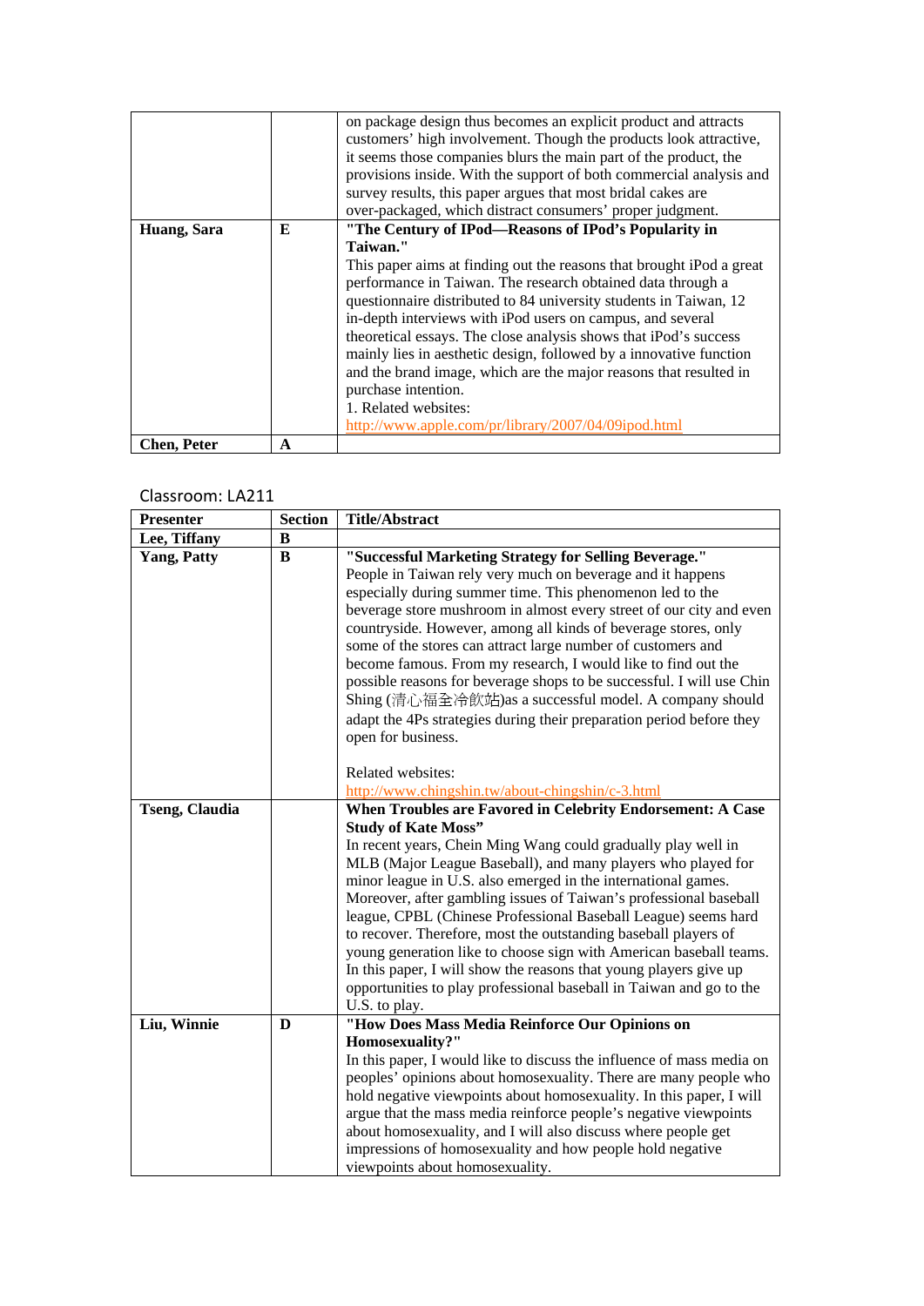|  |  |  |
|---|---|---|
|  |  | on package design thus becomes an explicit product and attracts customers' high involvement. Though the products look attractive, it seems those companies blurs the main part of the product, the provisions inside. With the support of both commercial analysis and survey results, this paper argues that most bridal cakes are over-packaged, which distract consumers' proper judgment. |
| **Huang, Sara** | **E** | **"The Century of IPod—Reasons of IPod's Popularity in Taiwan."** This paper aims at finding out the reasons that brought iPod a great performance in Taiwan. The research obtained data through a questionnaire distributed to 84 university students in Taiwan, 12 in-depth interviews with iPod users on campus, and several theoretical essays. The close analysis shows that iPod's success mainly lies in aesthetic design, followed by a innovative function and the brand image, which are the major reasons that resulted in purchase intention. 1. Related websites: http://www.apple.com/pr/library/2007/04/09ipod.html |
| **Chen, Peter** | **A** |  |

Classroom: LA211

| **Presenter** | **Section** | **Title/Abstract** |
|---|---|---|
| **Lee, Tiffany** | **B** |  |
| **Yang, Patty** | **B** | **"Successful Marketing Strategy for Selling Beverage."** People in Taiwan rely very much on beverage and it happens especially during summer time. This phenomenon led to the beverage store mushroom in almost every street of our city and even countryside. However, among all kinds of beverage stores, only some of the stores can attract large number of customers and become famous. From my research, I would like to find out the possible reasons for beverage shops to be successful. I will use Chin Shing (清心福全冷飲站)as a successful model. A company should adapt the 4Ps strategies during their preparation period before they open for business. Related websites: http://www.chingshin.tw/about-chingshin/c-3.html |
| **Tseng, Claudia** |  | **When Troubles are Favored in Celebrity Endorsement: A Case Study of Kate Moss"** In recent years, Chein Ming Wang could gradually play well in MLB (Major League Baseball), and many players who played for minor league in U.S. also emerged in the international games. Moreover, after gambling issues of Taiwan's professional baseball league, CPBL (Chinese Professional Baseball League) seems hard to recover. Therefore, most the outstanding baseball players of young generation like to choose sign with American baseball teams. In this paper, I will show the reasons that young players give up opportunities to play professional baseball in Taiwan and go to the U.S. to play. |
| **Liu, Winnie** | **D** | **"How Does Mass Media Reinforce Our Opinions on Homosexuality?"** In this paper, I would like to discuss the influence of mass media on peoples' opinions about homosexuality. There are many people who hold negative viewpoints about homosexuality. In this paper, I will argue that the mass media reinforce people's negative viewpoints about homosexuality, and I will also discuss where people get impressions of homosexuality and how people hold negative viewpoints about homosexuality. |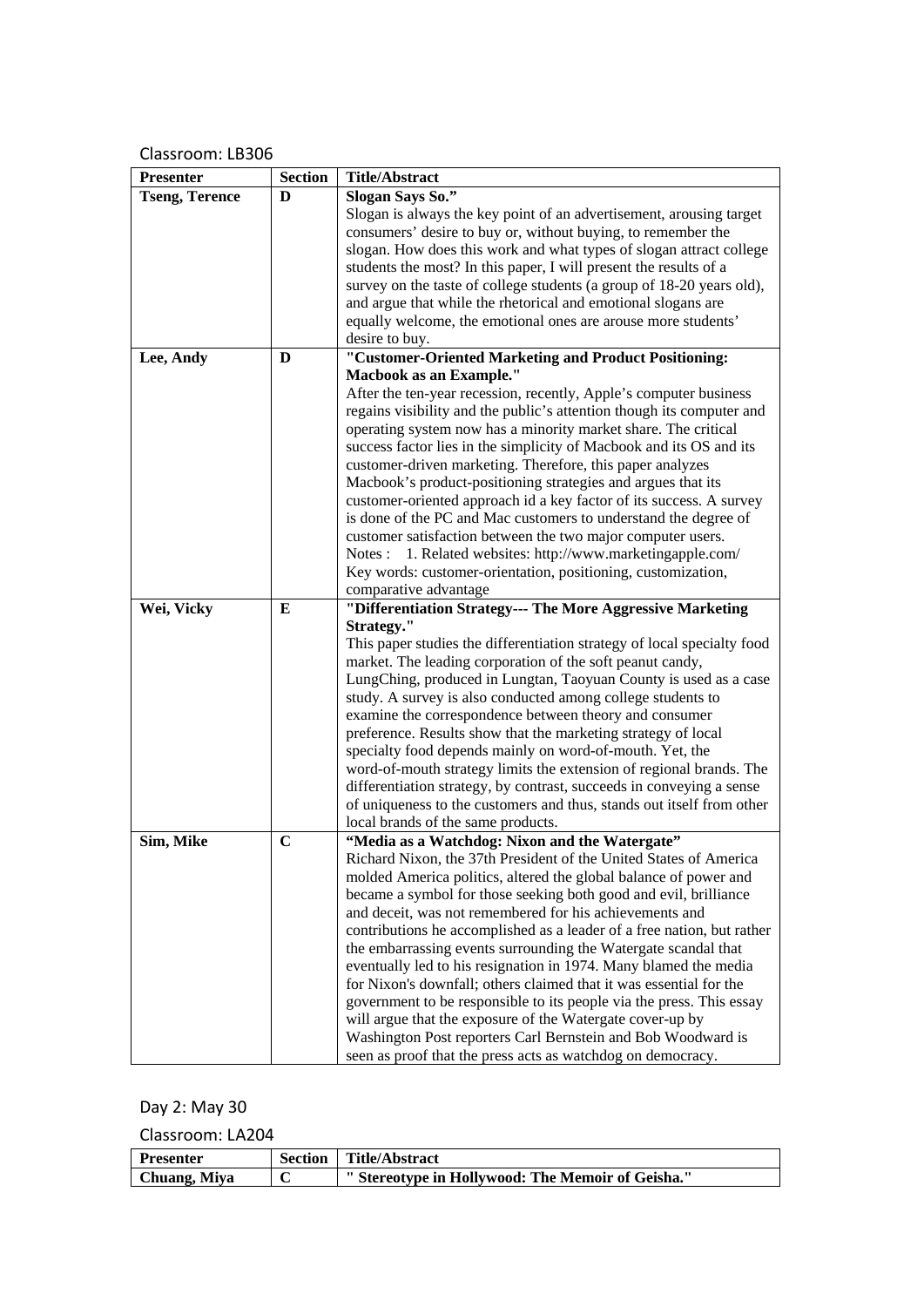Classroom: LB306

| Presenter | Section | Title/Abstract |
| --- | --- | --- |
| **Tseng, Terence** | **D** | **Slogan Says So."** Slogan is always the key point of an advertisement, arousing target consumers' desire to buy or, without buying, to remember the slogan. How does this work and what types of slogan attract college students the most? In this paper, I will present the results of a survey on the taste of college students (a group of 18-20 years old), and argue that while the rhetorical and emotional slogans are equally welcome, the emotional ones are arouse more students' desire to buy. |
| **Lee, Andy** | **D** | **"Customer-Oriented Marketing and Product Positioning: Macbook as an Example."** After the ten-year recession, recently, Apple's computer business regains visibility and the public's attention though its computer and operating system now has a minority market share. The critical success factor lies in the simplicity of Macbook and its OS and its customer-driven marketing. Therefore, this paper analyzes Macbook's product-positioning strategies and argues that its customer-oriented approach id a key factor of its success. A survey is done of the PC and Mac customers to understand the degree of customer satisfaction between the two major computer users. Notes : 1. Related websites: http://www.marketingapple.com/ Key words: customer-orientation, positioning, customization, comparative advantage |
| **Wei, Vicky** | **E** | **"Differentiation Strategy--- The More Aggressive Marketing Strategy."** This paper studies the differentiation strategy of local specialty food market. The leading corporation of the soft peanut candy, LungChing, produced in Lungtan, Taoyuan County is used as a case study. A survey is also conducted among college students to examine the correspondence between theory and consumer preference. Results show that the marketing strategy of local specialty food depends mainly on word-of-mouth. Yet, the word-of-mouth strategy limits the extension of regional brands. The differentiation strategy, by contrast, succeeds in conveying a sense of uniqueness to the customers and thus, stands out itself from other local brands of the same products. |
| **Sim, Mike** | **C** | **"Media as a Watchdog: Nixon and the Watergate"** Richard Nixon, the 37th President of the United States of America molded America politics, altered the global balance of power and became a symbol for those seeking both good and evil, brilliance and deceit, was not remembered for his achievements and contributions he accomplished as a leader of a free nation, but rather the embarrassing events surrounding the Watergate scandal that eventually led to his resignation in 1974. Many blamed the media for Nixon's downfall; others claimed that it was essential for the government to be responsible to its people via the press. This essay will argue that the exposure of the Watergate cover-up by Washington Post reporters Carl Bernstein and Bob Woodward is seen as proof that the press acts as watchdog on democracy. |

Day 2: May 30

Classroom: LA204

| Presenter | Section | Title/Abstract |
| --- | --- | --- |
| **Chuang, Miya** | **C** | **" Stereotype in Hollywood: The Memoir of Geisha."** |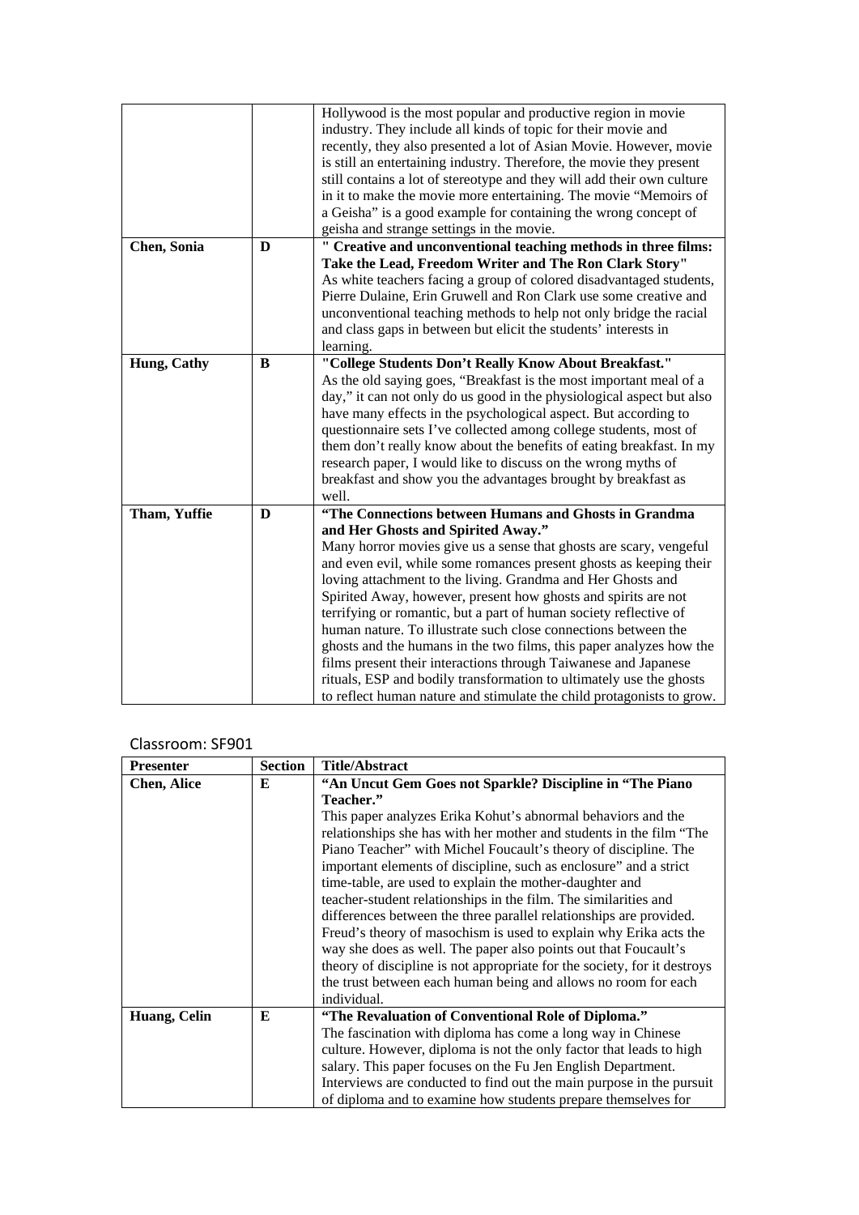| | | |
|---|---|---|
| | | Hollywood is the most popular and productive region in movie industry. They include all kinds of topic for their movie and recently, they also presented a lot of Asian Movie. However, movie is still an entertaining industry. Therefore, the movie they present still contains a lot of stereotype and they will add their own culture in it to make the movie more entertaining. The movie "Memoirs of a Geisha" is a good example for containing the wrong concept of geisha and strange settings in the movie. |
| **Chen, Sonia** | **D** | **" Creative and unconventional teaching methods in three films: Take the Lead, Freedom Writer and The Ron Clark Story"** As white teachers facing a group of colored disadvantaged students, Pierre Dulaine, Erin Gruwell and Ron Clark use some creative and unconventional teaching methods to help not only bridge the racial and class gaps in between but elicit the students' interests in learning. |
| **Hung, Cathy** | **B** | **"College Students Don't Really Know About Breakfast."** As the old saying goes, "Breakfast is the most important meal of a day," it can not only do us good in the physiological aspect but also have many effects in the psychological aspect. But according to questionnaire sets I've collected among college students, most of them don't really know about the benefits of eating breakfast. In my research paper, I would like to discuss on the wrong myths of breakfast and show you the advantages brought by breakfast as well. |
| **Tham, Yuffie** | **D** | **"The Connections between Humans and Ghosts in Grandma and Her Ghosts and Spirited Away."** Many horror movies give us a sense that ghosts are scary, vengeful and even evil, while some romances present ghosts as keeping their loving attachment to the living. Grandma and Her Ghosts and Spirited Away, however, present how ghosts and spirits are not terrifying or romantic, but a part of human society reflective of human nature. To illustrate such close connections between the ghosts and the humans in the two films, this paper analyzes how the films present their interactions through Taiwanese and Japanese rituals, ESP and bodily transformation to ultimately use the ghosts to reflect human nature and stimulate the child protagonists to grow. |

Classroom: SF901

| Presenter | Section | Title/Abstract |
|---|---|---|
| **Chen, Alice** | **E** | **"An Uncut Gem Goes not Sparkle? Discipline in "The Piano Teacher."** This paper analyzes Erika Kohut's abnormal behaviors and the relationships she has with her mother and students in the film "The Piano Teacher" with Michel Foucault's theory of discipline. The important elements of discipline, such as enclosure" and a strict time-table, are used to explain the mother-daughter and teacher-student relationships in the film. The similarities and differences between the three parallel relationships are provided. Freud's theory of masochism is used to explain why Erika acts the way she does as well. The paper also points out that Foucault's theory of discipline is not appropriate for the society, for it destroys the trust between each human being and allows no room for each individual. |
| **Huang, Celin** | **E** | **"The Revaluation of Conventional Role of Diploma."** The fascination with diploma has come a long way in Chinese culture. However, diploma is not the only factor that leads to high salary. This paper focuses on the Fu Jen English Department. Interviews are conducted to find out the main purpose in the pursuit of diploma and to examine how students prepare themselves for |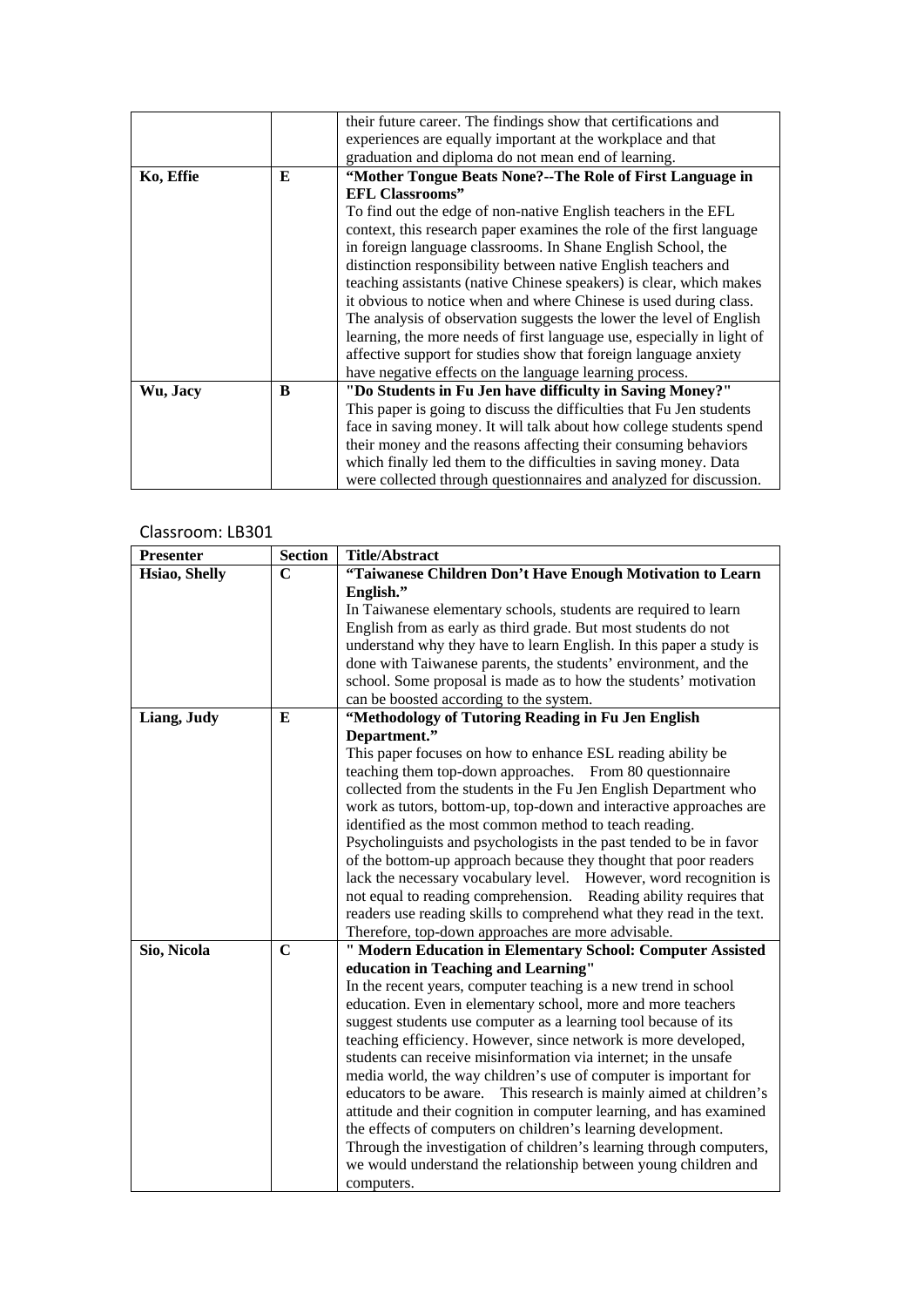| | | |
|---|---|---|
| | | their future career. The findings show that certifications and experiences are equally important at the workplace and that graduation and diploma do not mean end of learning. |
| **Ko, Effie** | **E** | **"Mother Tongue Beats None?--The Role of First Language in EFL Classrooms"**<br>To find out the edge of non-native English teachers in the EFL context, this research paper examines the role of the first language in foreign language classrooms. In Shane English School, the distinction responsibility between native English teachers and teaching assistants (native Chinese speakers) is clear, which makes it obvious to notice when and where Chinese is used during class. The analysis of observation suggests the lower the level of English learning, the more needs of first language use, especially in light of affective support for studies show that foreign language anxiety have negative effects on the language learning process. |
| **Wu, Jacy** | **B** | **"Do Students in Fu Jen have difficulty in Saving Money?"**<br>This paper is going to discuss the difficulties that Fu Jen students face in saving money. It will talk about how college students spend their money and the reasons affecting their consuming behaviors which finally led them to the difficulties in saving money. Data were collected through questionnaires and analyzed for discussion. |

Classroom: LB301

| Presenter | Section | Title/Abstract |
|---|---|---|
| **Hsiao, Shelly** | **C** | **"Taiwanese Children Don't Have Enough Motivation to Learn English."**<br>In Taiwanese elementary schools, students are required to learn English from as early as third grade. But most students do not understand why they have to learn English. In this paper a study is done with Taiwanese parents, the students' environment, and the school. Some proposal is made as to how the students' motivation can be boosted according to the system. |
| **Liang, Judy** | **E** | **"Methodology of Tutoring Reading in Fu Jen English Department."**<br>This paper focuses on how to enhance ESL reading ability be teaching them top-down approaches. From 80 questionnaire collected from the students in the Fu Jen English Department who work as tutors, bottom-up, top-down and interactive approaches are identified as the most common method to teach reading. Psycholinguists and psychologists in the past tended to be in favor of the bottom-up approach because they thought that poor readers lack the necessary vocabulary level. However, word recognition is not equal to reading comprehension. Reading ability requires that readers use reading skills to comprehend what they read in the text. Therefore, top-down approaches are more advisable. |
| **Sio, Nicola** | **C** | **" Modern Education in Elementary School: Computer Assisted education in Teaching and Learning"**<br>In the recent years, computer teaching is a new trend in school education. Even in elementary school, more and more teachers suggest students use computer as a learning tool because of its teaching efficiency. However, since network is more developed, students can receive misinformation via internet; in the unsafe media world, the way children's use of computer is important for educators to be aware. This research is mainly aimed at children's attitude and their cognition in computer learning, and has examined the effects of computers on children's learning development. Through the investigation of children's learning through computers, we would understand the relationship between young children and computers. |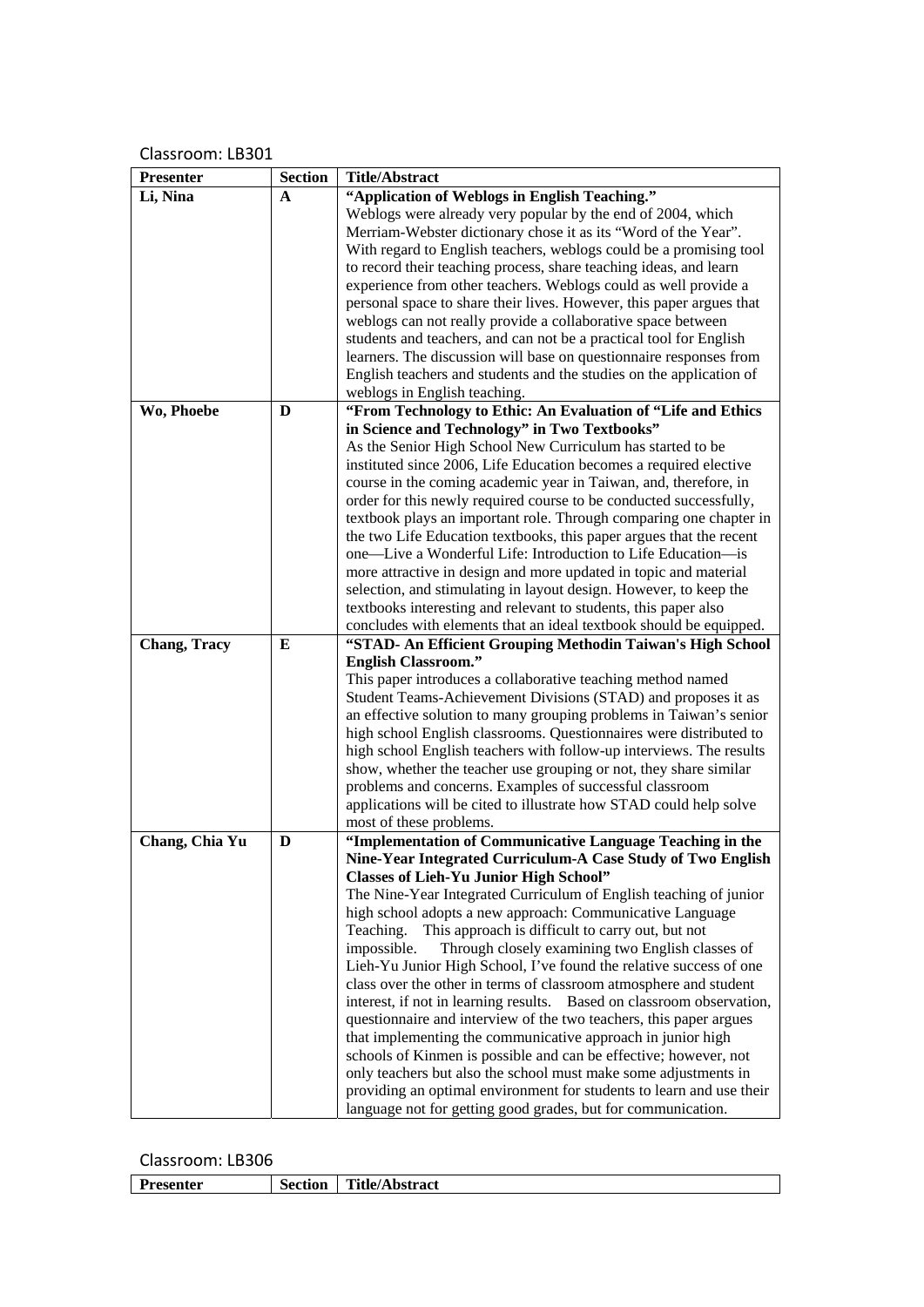Classroom: LB301

| Presenter | Section | Title/Abstract |
|---|---|---|
| Li, Nina | A | **"Application of Weblogs in English Teaching."** Weblogs were already very popular by the end of 2004, which Merriam-Webster dictionary chose it as its "Word of the Year". With regard to English teachers, weblogs could be a promising tool to record their teaching process, share teaching ideas, and learn experience from other teachers. Weblogs could as well provide a personal space to share their lives. However, this paper argues that weblogs can not really provide a collaborative space between students and teachers, and can not be a practical tool for English learners. The discussion will base on questionnaire responses from English teachers and students and the studies on the application of weblogs in English teaching. |
| Wo, Phoebe | D | **"From Technology to Ethic: An Evaluation of "Life and Ethics in Science and Technology" in Two Textbooks"** As the Senior High School New Curriculum has started to be instituted since 2006, Life Education becomes a required elective course in the coming academic year in Taiwan, and, therefore, in order for this newly required course to be conducted successfully, textbook plays an important role. Through comparing one chapter in the two Life Education textbooks, this paper argues that the recent one—Live a Wonderful Life: Introduction to Life Education—is more attractive in design and more updated in topic and material selection, and stimulating in layout design. However, to keep the textbooks interesting and relevant to students, this paper also concludes with elements that an ideal textbook should be equipped. |
| Chang, Tracy | E | **"STAD- An Efficient Grouping Methodin Taiwan's High School English Classroom."** This paper introduces a collaborative teaching method named Student Teams-Achievement Divisions (STAD) and proposes it as an effective solution to many grouping problems in Taiwan's senior high school English classrooms. Questionnaires were distributed to high school English teachers with follow-up interviews. The results show, whether the teacher use grouping or not, they share similar problems and concerns. Examples of successful classroom applications will be cited to illustrate how STAD could help solve most of these problems. |
| Chang, Chia Yu | D | **"Implementation of Communicative Language Teaching in the Nine-Year Integrated Curriculum-A Case Study of Two English Classes of Lieh-Yu Junior High School"** The Nine-Year Integrated Curriculum of English teaching of junior high school adopts a new approach: Communicative Language Teaching. This approach is difficult to carry out, but not impossible. Through closely examining two English classes of Lieh-Yu Junior High School, I've found the relative success of one class over the other in terms of classroom atmosphere and student interest, if not in learning results. Based on classroom observation, questionnaire and interview of the two teachers, this paper argues that implementing the communicative approach in junior high schools of Kinmen is possible and can be effective; however, not only teachers but also the school must make some adjustments in providing an optimal environment for students to learn and use their language not for getting good grades, but for communication. |

Classroom: LB306

| Presenter | Section | Title/Abstract |
|---|---|---|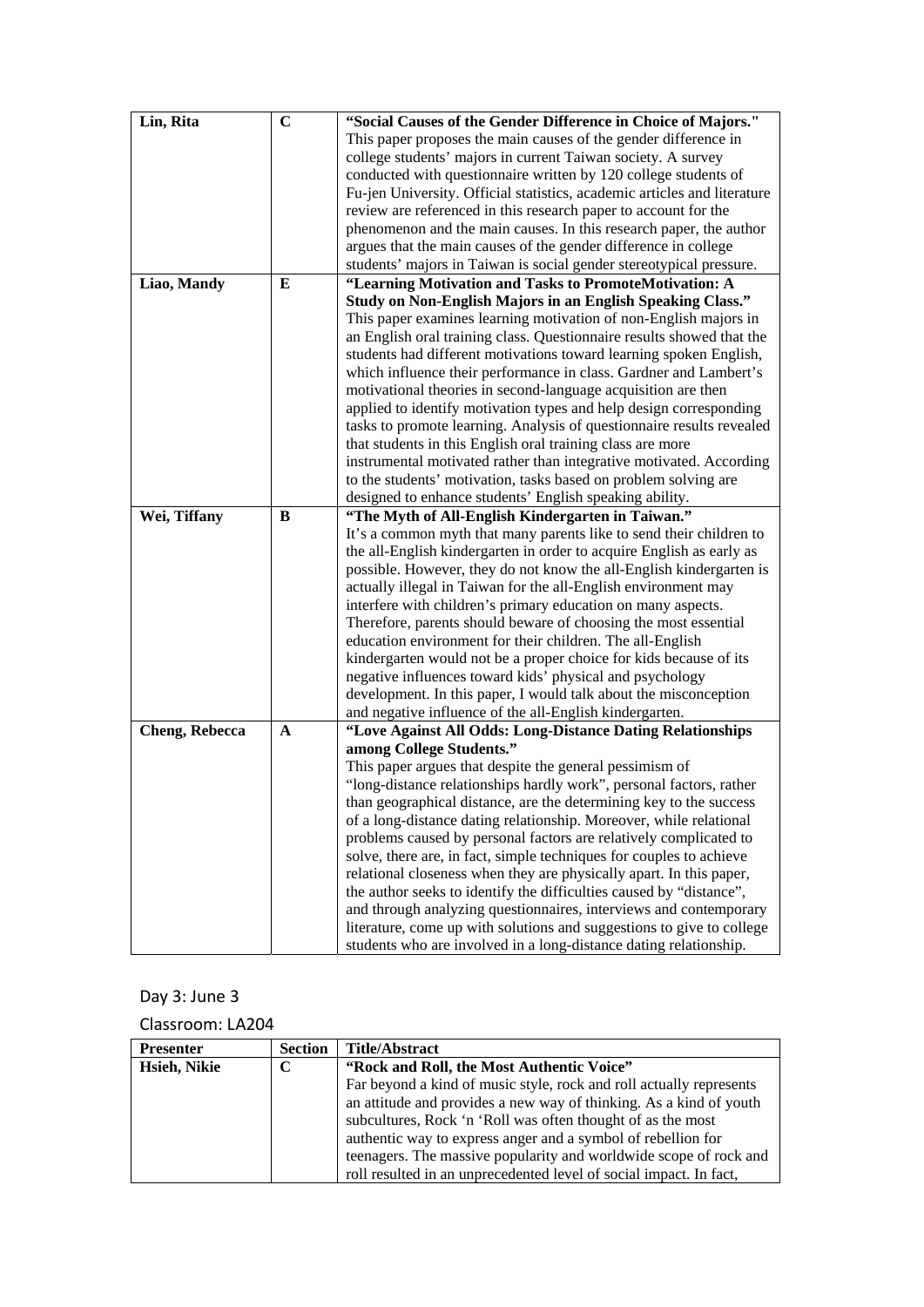| | | |
|---|---|---|
| **Lin, Rita** | **C** | **"Social Causes of the Gender Difference in Choice of Majors."** This paper proposes the main causes of the gender difference in college students' majors in current Taiwan society. A survey conducted with questionnaire written by 120 college students of Fu-jen University. Official statistics, academic articles and literature review are referenced in this research paper to account for the phenomenon and the main causes. In this research paper, the author argues that the main causes of the gender difference in college students' majors in Taiwan is social gender stereotypical pressure. |
| **Liao, Mandy** | **E** | **"Learning Motivation and Tasks to PromoteMotivation: A Study on Non-English Majors in an English Speaking Class."** This paper examines learning motivation of non-English majors in an English oral training class. Questionnaire results showed that the students had different motivations toward learning spoken English, which influence their performance in class. Gardner and Lambert's motivational theories in second-language acquisition are then applied to identify motivation types and help design corresponding tasks to promote learning. Analysis of questionnaire results revealed that students in this English oral training class are more instrumental motivated rather than integrative motivated. According to the students' motivation, tasks based on problem solving are designed to enhance students' English speaking ability. |
| **Wei, Tiffany** | **B** | **"The Myth of All-English Kindergarten in Taiwan."** It's a common myth that many parents like to send their children to the all-English kindergarten in order to acquire English as early as possible. However, they do not know the all-English kindergarten is actually illegal in Taiwan for the all-English environment may interfere with children's primary education on many aspects. Therefore, parents should beware of choosing the most essential education environment for their children. The all-English kindergarten would not be a proper choice for kids because of its negative influences toward kids' physical and psychology development. In this paper, I would talk about the misconception and negative influence of the all-English kindergarten. |
| **Cheng, Rebecca** | **A** | **"Love Against All Odds: Long-Distance Dating Relationships among College Students."** This paper argues that despite the general pessimism of "long-distance relationships hardly work", personal factors, rather than geographical distance, are the determining key to the success of a long-distance dating relationship. Moreover, while relational problems caused by personal factors are relatively complicated to solve, there are, in fact, simple techniques for couples to achieve relational closeness when they are physically apart. In this paper, the author seeks to identify the difficulties caused by "distance", and through analyzing questionnaires, interviews and contemporary literature, come up with solutions and suggestions to give to college students who are involved in a long-distance dating relationship. |

Day 3: June 3

Classroom: LA204

| Presenter | Section | Title/Abstract |
|---|---|---|
| **Hsieh, Nikie** | **C** | **"Rock and Roll, the Most Authentic Voice"** Far beyond a kind of music style, rock and roll actually represents an attitude and provides a new way of thinking. As a kind of youth subcultures, Rock 'n 'Roll was often thought of as the most authentic way to express anger and a symbol of rebellion for teenagers. The massive popularity and worldwide scope of rock and roll resulted in an unprecedented level of social impact. In fact, |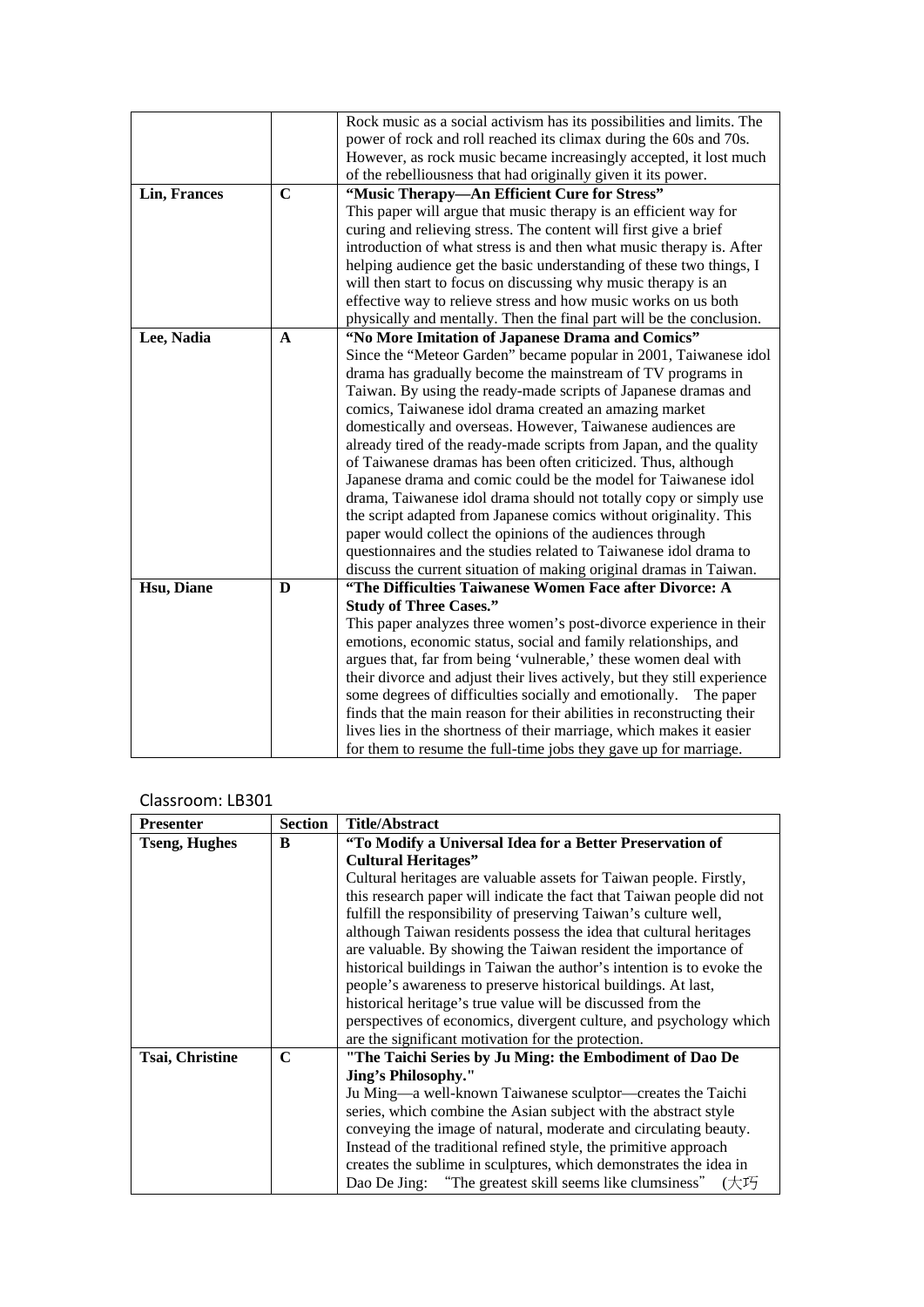| | | |
|---|---|---|
| | | Rock music as a social activism has its possibilities and limits. The power of rock and roll reached its climax during the 60s and 70s. However, as rock music became increasingly accepted, it lost much of the rebelliousness that had originally given it its power. |
| **Lin, Frances** | **C** | **"Music Therapy—An Efficient Cure for Stress"** This paper will argue that music therapy is an efficient way for curing and relieving stress. The content will first give a brief introduction of what stress is and then what music therapy is. After helping audience get the basic understanding of these two things, I will then start to focus on discussing why music therapy is an effective way to relieve stress and how music works on us both physically and mentally. Then the final part will be the conclusion. |
| **Lee, Nadia** | **A** | **"No More Imitation of Japanese Drama and Comics"** Since the "Meteor Garden" became popular in 2001, Taiwanese idol drama has gradually become the mainstream of TV programs in Taiwan. By using the ready-made scripts of Japanese dramas and comics, Taiwanese idol drama created an amazing market domestically and overseas. However, Taiwanese audiences are already tired of the ready-made scripts from Japan, and the quality of Taiwanese dramas has been often criticized. Thus, although Japanese drama and comic could be the model for Taiwanese idol drama, Taiwanese idol drama should not totally copy or simply use the script adapted from Japanese comics without originality. This paper would collect the opinions of the audiences through questionnaires and the studies related to Taiwanese idol drama to discuss the current situation of making original dramas in Taiwan. |
| **Hsu, Diane** | **D** | **"The Difficulties Taiwanese Women Face after Divorce: A Study of Three Cases."** This paper analyzes three women's post-divorce experience in their emotions, economic status, social and family relationships, and argues that, far from being 'vulnerable,' these women deal with their divorce and adjust their lives actively, but they still experience some degrees of difficulties socially and emotionally. The paper finds that the main reason for their abilities in reconstructing their lives lies in the shortness of their marriage, which makes it easier for them to resume the full-time jobs they gave up for marriage. |

Classroom: LB301

| Presenter | Section | Title/Abstract |
|---|---|---|
| **Tseng, Hughes** | **B** | **"To Modify a Universal Idea for a Better Preservation of Cultural Heritages"** Cultural heritages are valuable assets for Taiwan people. Firstly, this research paper will indicate the fact that Taiwan people did not fulfill the responsibility of preserving Taiwan's culture well, although Taiwan residents possess the idea that cultural heritages are valuable. By showing the Taiwan resident the importance of historical buildings in Taiwan the author's intention is to evoke the people's awareness to preserve historical buildings. At last, historical heritage's true value will be discussed from the perspectives of economics, divergent culture, and psychology which are the significant motivation for the protection. |
| **Tsai, Christine** | **C** | **"The Taichi Series by Ju Ming: the Embodiment of Dao De Jing's Philosophy."** Ju Ming—a well-known Taiwanese sculptor—creates the Taichi series, which combine the Asian subject with the abstract style conveying the image of natural, moderate and circulating beauty. Instead of the traditional refined style, the primitive approach creates the sublime in sculptures, which demonstrates the idea in Dao De Jing: "The greatest skill seems like clumsiness" (大巧 |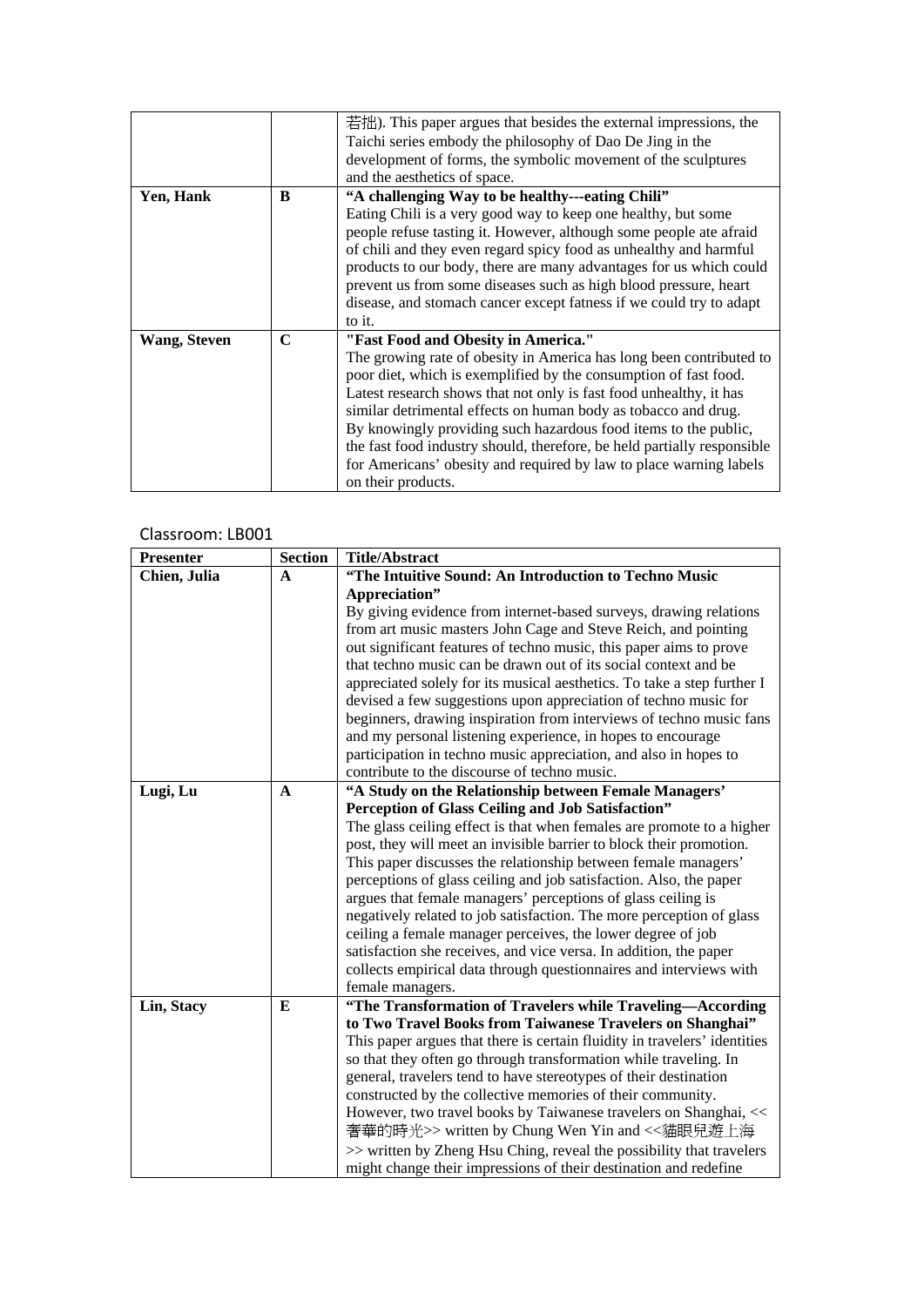| | | |
|---|---|---|
| | | 若拙). This paper argues that besides the external impressions, the Taichi series embody the philosophy of Dao De Jing in the development of forms, the symbolic movement of the sculptures and the aesthetics of space. |
| **Yen, Hank** | **B** | **"A challenging Way to be healthy---eating Chili"** Eating Chili is a very good way to keep one healthy, but some people refuse tasting it. However, although some people ate afraid of chili and they even regard spicy food as unhealthy and harmful products to our body, there are many advantages for us which could prevent us from some diseases such as high blood pressure, heart disease, and stomach cancer except fatness if we could try to adapt to it. |
| **Wang, Steven** | **C** | **"Fast Food and Obesity in America."** The growing rate of obesity in America has long been contributed to poor diet, which is exemplified by the consumption of fast food. Latest research shows that not only is fast food unhealthy, it has similar detrimental effects on human body as tobacco and drug. By knowingly providing such hazardous food items to the public, the fast food industry should, therefore, be held partially responsible for Americans' obesity and required by law to place warning labels on their products. |

Classroom: LB001

| Presenter | Section | Title/Abstract |
|---|---|---|
| **Chien, Julia** | **A** | **"The Intuitive Sound: An Introduction to Techno Music Appreciation"** By giving evidence from internet-based surveys, drawing relations from art music masters John Cage and Steve Reich, and pointing out significant features of techno music, this paper aims to prove that techno music can be drawn out of its social context and be appreciated solely for its musical aesthetics. To take a step further I devised a few suggestions upon appreciation of techno music for beginners, drawing inspiration from interviews of techno music fans and my personal listening experience, in hopes to encourage participation in techno music appreciation, and also in hopes to contribute to the discourse of techno music. |
| **Lugi, Lu** | **A** | **"A Study on the Relationship between Female Managers' Perception of Glass Ceiling and Job Satisfaction"** The glass ceiling effect is that when females are promote to a higher post, they will meet an invisible barrier to block their promotion. This paper discusses the relationship between female managers' perceptions of glass ceiling and job satisfaction. Also, the paper argues that female managers' perceptions of glass ceiling is negatively related to job satisfaction. The more perception of glass ceiling a female manager perceives, the lower degree of job satisfaction she receives, and vice versa. In addition, the paper collects empirical data through questionnaires and interviews with female managers. |
| **Lin, Stacy** | **E** | **"The Transformation of Travelers while Traveling—According to Two Travel Books from Taiwanese Travelers on Shanghai"** This paper argues that there is certain fluidity in travelers' identities so that they often go through transformation while traveling. In general, travelers tend to have stereotypes of their destination constructed by the collective memories of their community. However, two travel books by Taiwanese travelers on Shanghai, << 奢華的時光>> written by Chung Wen Yin and <<貓眼兒遊上海 >> written by Zheng Hsu Ching, reveal the possibility that travelers might change their impressions of their destination and redefine |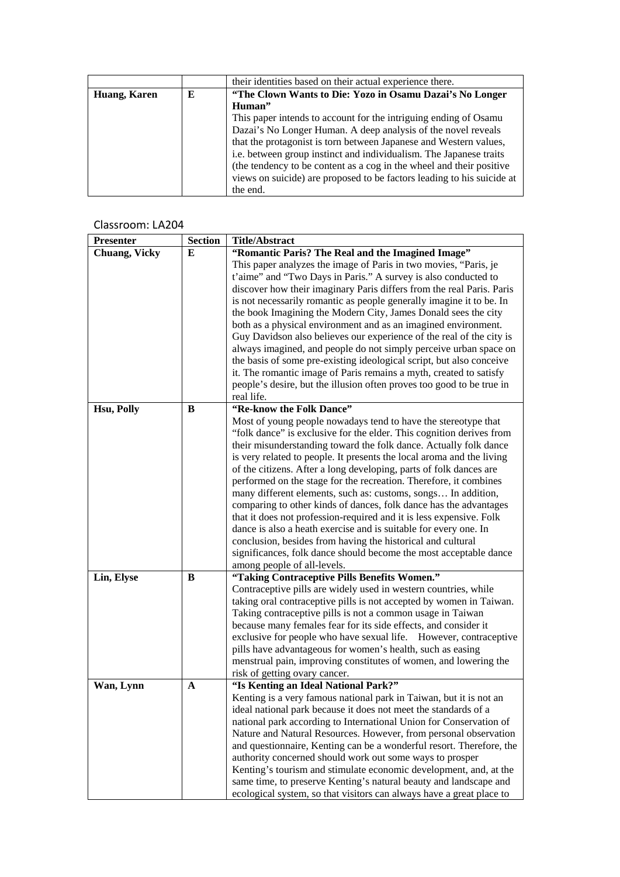| | | |
|---|---|---|
| | | their identities based on their actual experience there. |
| **Huang, Karen** | **E** | **"The Clown Wants to Die: Yozo in Osamu Dazai's No Longer Human"** This paper intends to account for the intriguing ending of Osamu Dazai's No Longer Human. A deep analysis of the novel reveals that the protagonist is torn between Japanese and Western values, i.e. between group instinct and individualism. The Japanese traits (the tendency to be content as a cog in the wheel and their positive views on suicide) are proposed to be factors leading to his suicide at the end. |

Classroom: LA204

| **Presenter** | **Section** | **Title/Abstract** |
|---|---|---|
| **Chuang, Vicky** | **E** | **"Romantic Paris? The Real and the Imagined Image"** This paper analyzes the image of Paris in two movies, "Paris, je t'aime" and "Two Days in Paris." A survey is also conducted to discover how their imaginary Paris differs from the real Paris. Paris is not necessarily romantic as people generally imagine it to be. In the book Imagining the Modern City, James Donald sees the city both as a physical environment and as an imagined environment. Guy Davidson also believes our experience of the real of the city is always imagined, and people do not simply perceive urban space on the basis of some pre-existing ideological script, but also conceive it. The romantic image of Paris remains a myth, created to satisfy people's desire, but the illusion often proves too good to be true in real life. |
| **Hsu, Polly** | **B** | **"Re-know the Folk Dance"** Most of young people nowadays tend to have the stereotype that "folk dance" is exclusive for the elder. This cognition derives from their misunderstanding toward the folk dance. Actually folk dance is very related to people. It presents the local aroma and the living of the citizens. After a long developing, parts of folk dances are performed on the stage for the recreation. Therefore, it combines many different elements, such as: customs, songs… In addition, comparing to other kinds of dances, folk dance has the advantages that it does not profession-required and it is less expensive. Folk dance is also a heath exercise and is suitable for every one. In conclusion, besides from having the historical and cultural significances, folk dance should become the most acceptable dance among people of all-levels. |
| **Lin, Elyse** | **B** | **"Taking Contraceptive Pills Benefits Women."** Contraceptive pills are widely used in western countries, while taking oral contraceptive pills is not accepted by women in Taiwan. Taking contraceptive pills is not a common usage in Taiwan because many females fear for its side effects, and consider it exclusive for people who have sexual life. However, contraceptive pills have advantageous for women's health, such as easing menstrual pain, improving constitutes of women, and lowering the risk of getting ovary cancer. |
| **Wan, Lynn** | **A** | **"Is Kenting an Ideal National Park?"** Kenting is a very famous national park in Taiwan, but it is not an ideal national park because it does not meet the standards of a national park according to International Union for Conservation of Nature and Natural Resources. However, from personal observation and questionnaire, Kenting can be a wonderful resort. Therefore, the authority concerned should work out some ways to prosper Kenting's tourism and stimulate economic development, and, at the same time, to preserve Kenting's natural beauty and landscape and ecological system, so that visitors can always have a great place to |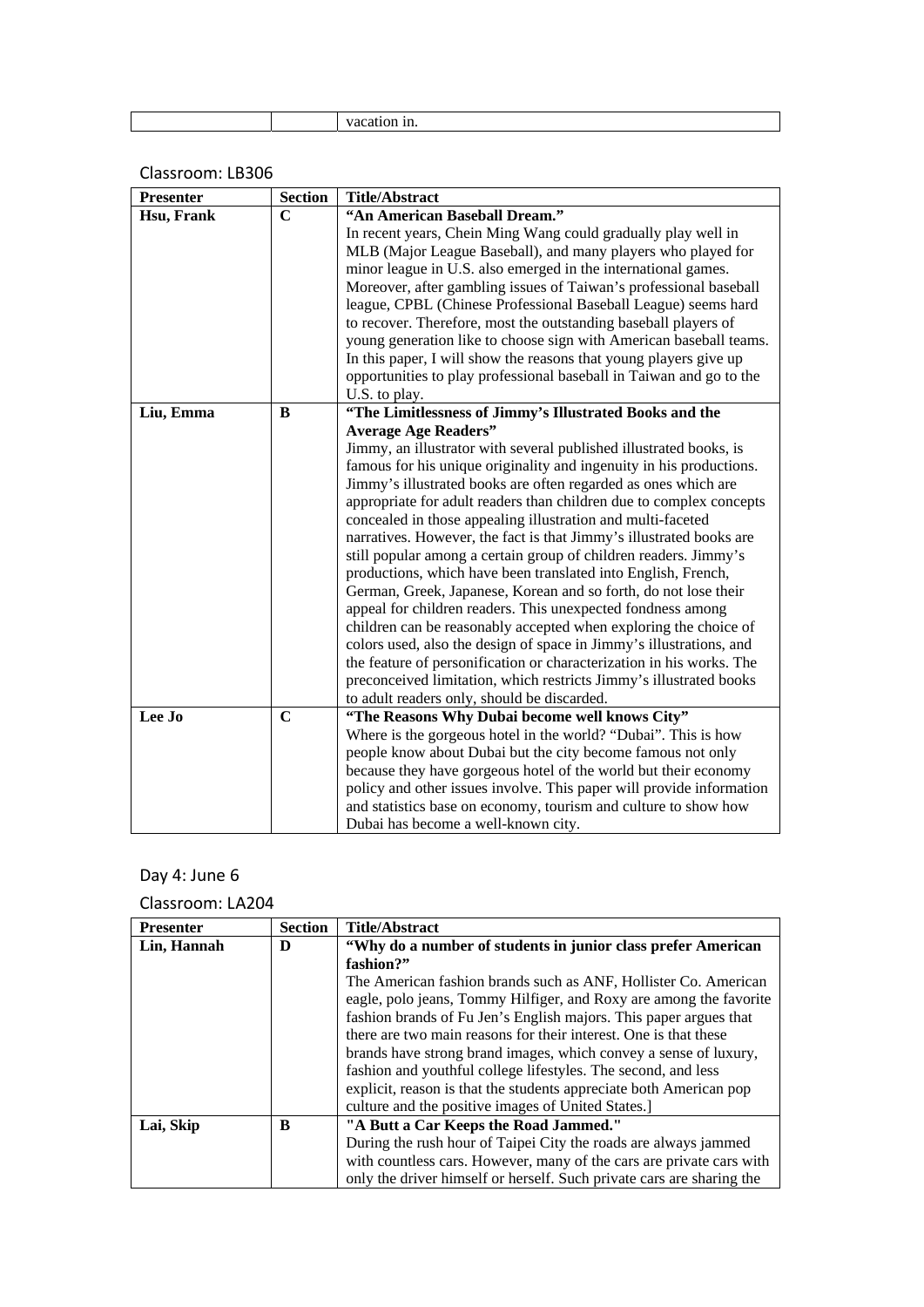| | | vacation in. |
|---|---|---|

Classroom: LB306

| Presenter | Section | Title/Abstract |
|---|---|---|
| **Hsu, Frank** | **C** | **"An American Baseball Dream."** In recent years, Chein Ming Wang could gradually play well in MLB (Major League Baseball), and many players who played for minor league in U.S. also emerged in the international games. Moreover, after gambling issues of Taiwan's professional baseball league, CPBL (Chinese Professional Baseball League) seems hard to recover. Therefore, most the outstanding baseball players of young generation like to choose sign with American baseball teams. In this paper, I will show the reasons that young players give up opportunities to play professional baseball in Taiwan and go to the U.S. to play. |
| **Liu, Emma** | **B** | **"The Limitlessness of Jimmy's Illustrated Books and the Average Age Readers"** Jimmy, an illustrator with several published illustrated books, is famous for his unique originality and ingenuity in his productions. Jimmy's illustrated books are often regarded as ones which are appropriate for adult readers than children due to complex concepts concealed in those appealing illustration and multi-faceted narratives. However, the fact is that Jimmy's illustrated books are still popular among a certain group of children readers. Jimmy's productions, which have been translated into English, French, German, Greek, Japanese, Korean and so forth, do not lose their appeal for children readers. This unexpected fondness among children can be reasonably accepted when exploring the choice of colors used, also the design of space in Jimmy's illustrations, and the feature of personification or characterization in his works. The preconceived limitation, which restricts Jimmy's illustrated books to adult readers only, should be discarded. |
| **Lee Jo** | **C** | **"The Reasons Why Dubai become well knows City"** Where is the gorgeous hotel in the world? "Dubai". This is how people know about Dubai but the city become famous not only because they have gorgeous hotel of the world but their economy policy and other issues involve. This paper will provide information and statistics base on economy, tourism and culture to show how Dubai has become a well-known city. |

Day 4: June 6

Classroom: LA204

| Presenter | Section | Title/Abstract |
|---|---|---|
| **Lin, Hannah** | **D** | **"Why do a number of students in junior class prefer American fashion?"** The American fashion brands such as ANF, Hollister Co. American eagle, polo jeans, Tommy Hilfiger, and Roxy are among the favorite fashion brands of Fu Jen's English majors. This paper argues that there are two main reasons for their interest. One is that these brands have strong brand images, which convey a sense of luxury, fashion and youthful college lifestyles. The second, and less explicit, reason is that the students appreciate both American pop culture and the positive images of United States.] |
| **Lai, Skip** | **B** | **"A Butt a Car Keeps the Road Jammed."** During the rush hour of Taipei City the roads are always jammed with countless cars. However, many of the cars are private cars with only the driver himself or herself. Such private cars are sharing the |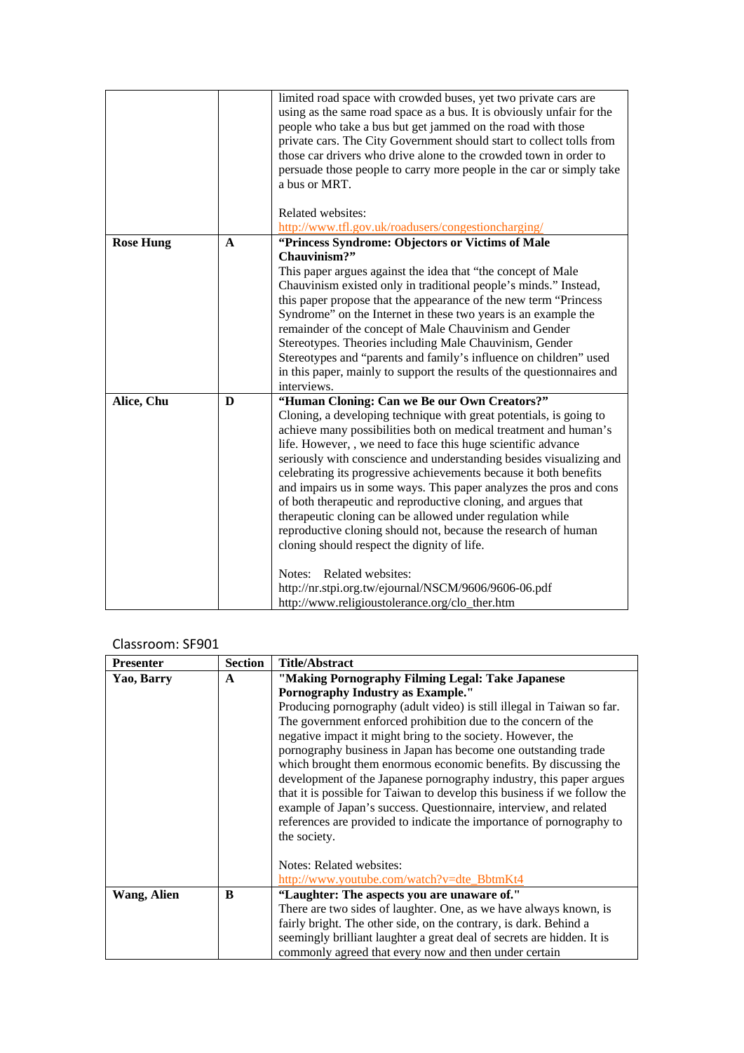| | | |
|---|---|---|
| | | limited road space with crowded buses, yet two private cars are using as the same road space as a bus. It is obviously unfair for the people who take a bus but get jammed on the road with those private cars. The City Government should start to collect tolls from those car drivers who drive alone to the crowded town in order to persuade those people to carry more people in the car or simply take a bus or MRT.<br><br>Related websites:<br>http://www.tfl.gov.uk/roadusers/congestioncharging/ |
| **Rose Hung** | **A** | **"Princess Syndrome: Objectors or Victims of Male Chauvinism?"**<br>This paper argues against the idea that "the concept of Male Chauvinism existed only in traditional people's minds." Instead, this paper propose that the appearance of the new term "Princess Syndrome" on the Internet in these two years is an example the remainder of the concept of Male Chauvinism and Gender Stereotypes. Theories including Male Chauvinism, Gender Stereotypes and "parents and family's influence on children" used in this paper, mainly to support the results of the questionnaires and interviews. |
| **Alice, Chu** | **D** | **"Human Cloning: Can we Be our Own Creators?"**<br>Cloning, a developing technique with great potentials, is going to achieve many possibilities both on medical treatment and human's life. However, , we need to face this huge scientific advance seriously with conscience and understanding besides visualizing and celebrating its progressive achievements because it both benefits and impairs us in some ways. This paper analyzes the pros and cons of both therapeutic and reproductive cloning, and argues that therapeutic cloning can be allowed under regulation while reproductive cloning should not, because the research of human cloning should respect the dignity of life.<br><br>Notes: Related websites:<br>http://nr.stpi.org.tw/ejournal/NSCM/9606/9606-06.pdf<br>http://www.religioustolerance.org/clo_ther.htm |

Classroom: SF901

| Presenter | Section | Title/Abstract |
|---|---|---|
| **Yao, Barry** | **A** | **"Making Pornography Filming Legal: Take Japanese Pornography Industry as Example."**<br>Producing pornography (adult video) is still illegal in Taiwan so far. The government enforced prohibition due to the concern of the negative impact it might bring to the society. However, the pornography business in Japan has become one outstanding trade which brought them enormous economic benefits. By discussing the development of the Japanese pornography industry, this paper argues that it is possible for Taiwan to develop this business if we follow the example of Japan's success. Questionnaire, interview, and related references are provided to indicate the importance of pornography to the society.<br><br>Notes: Related websites:<br>http://www.youtube.com/watch?v=dte_BbtmKt4 |
| **Wang, Alien** | **B** | **"Laughter: The aspects you are unaware of."**<br>There are two sides of laughter. One, as we have always known, is fairly bright. The other side, on the contrary, is dark. Behind a seemingly brilliant laughter a great deal of secrets are hidden. It is commonly agreed that every now and then under certain |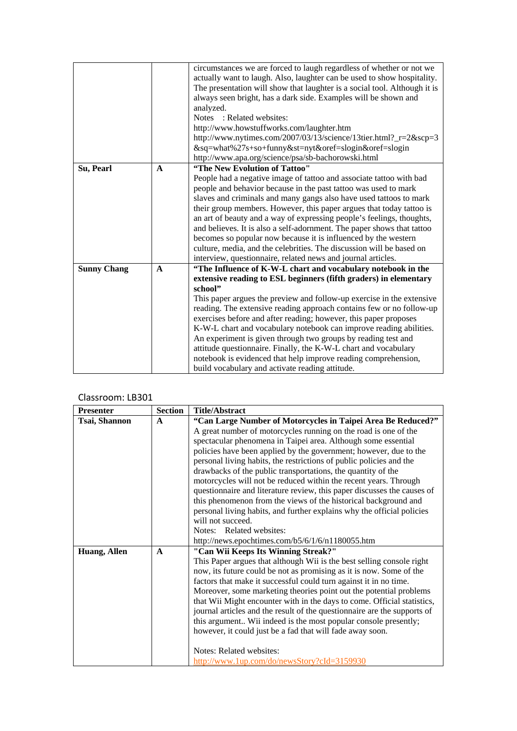| | | |
|---|---|---|
| | | circumstances we are forced to laugh regardless of whether or not we actually want to laugh. Also, laughter can be used to show hospitality. The presentation will show that laughter is a social tool. Although it is always seen bright, has a dark side. Examples will be shown and analyzed.<br>Notes : Related websites:<br>http://www.howstuffworks.com/laughter.htm<br>http://www.nytimes.com/2007/03/13/science/13tier.html?_r=2&scp=3&sq=what%27s+so+funny&st=nyt&oref=slogin&oref=slogin<br>http://www.apa.org/science/psa/sb-bachorowski.html |
| **Su, Pearl** | **A** | **"The New Evolution of Tattoo"**<br>People had a negative image of tattoo and associate tattoo with bad people and behavior because in the past tattoo was used to mark slaves and criminals and many gangs also have used tattoos to mark their group members. However, this paper argues that today tattoo is an art of beauty and a way of expressing people's feelings, thoughts, and believes. It is also a self-adornment. The paper shows that tattoo becomes so popular now because it is influenced by the western culture, media, and the celebrities. The discussion will be based on interview, questionnaire, related news and journal articles. |
| **Sunny Chang** | **A** | **"The Influence of K-W-L chart and vocabulary notebook in the extensive reading to ESL beginners (fifth graders) in elementary school"**<br>This paper argues the preview and follow-up exercise in the extensive reading. The extensive reading approach contains few or no follow-up exercises before and after reading; however, this paper proposes K-W-L chart and vocabulary notebook can improve reading abilities. An experiment is given through two groups by reading test and attitude questionnaire. Finally, the K-W-L chart and vocabulary notebook is evidenced that help improve reading comprehension, build vocabulary and activate reading attitude. |

Classroom: LB301

| Presenter | Section | Title/Abstract |
|---|---|---|
| **Tsai, Shannon** | **A** | **"Can Large Number of Motorcycles in Taipei Area Be Reduced?"**<br>A great number of motorcycles running on the road is one of the spectacular phenomena in Taipei area. Although some essential policies have been applied by the government; however, due to the personal living habits, the restrictions of public policies and the drawbacks of the public transportations, the quantity of the motorcycles will not be reduced within the recent years. Through questionnaire and literature review, this paper discusses the causes of this phenomenon from the views of the historical background and personal living habits, and further explains why the official policies will not succeed.<br>Notes: Related websites:<br>http://news.epochtimes.com/b5/6/1/6/n1180055.htm |
| **Huang, Allen** | **A** | **"Can Wii Keeps Its Winning Streak?"**<br>This Paper argues that although Wii is the best selling console right now, its future could be not as promising as it is now. Some of the factors that make it successful could turn against it in no time. Moreover, some marketing theories point out the potential problems that Wii Might encounter with in the days to come. Official statistics, journal articles and the result of the questionnaire are the supports of this argument.. Wii indeed is the most popular console presently; however, it could just be a fad that will fade away soon.<br><br>Notes: Related websites:<br>http://www.1up.com/do/newsStory?cId=3159930 |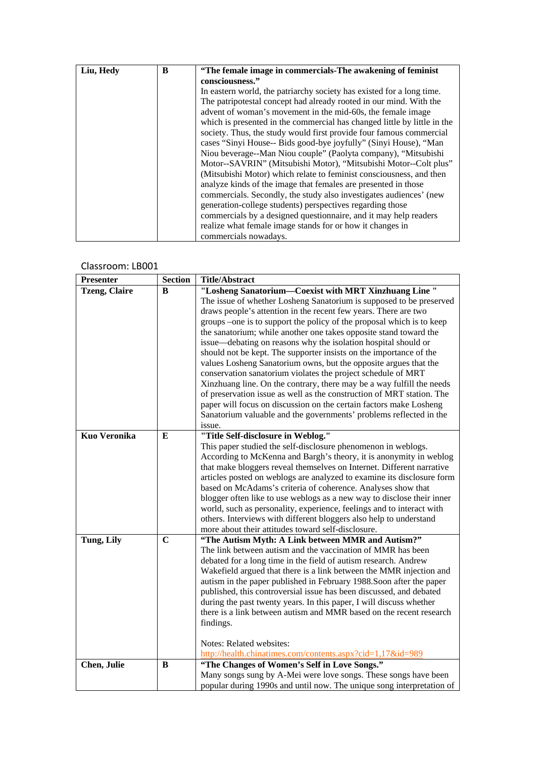| | | |
|---|---|---|
| **Liu, Hedy** | **B** | **“The female image in commercials-The awakening of feminist consciousness.”** In eastern world, the patriarchy society has existed for a long time. The patripotestal concept had already rooted in our mind. With the advent of woman’s movement in the mid-60s, the female image which is presented in the commercial has changed little by little in the society. Thus, the study would first provide four famous commercial cases “Sinyi House-- Bids good-bye joyfully” (Sinyi House), “Man Niou beverage--Man Niou couple” (Paolyta company), “Mitsubishi Motor--SAVRIN” (Mitsubishi Motor), “Mitsubishi Motor--Colt plus” (Mitsubishi Motor) which relate to feminist consciousness, and then analyze kinds of the image that females are presented in those commercials. Secondly, the study also investigates audiences’ (new generation-college students) perspectives regarding those commercials by a designed questionnaire, and it may help readers realize what female image stands for or how it changes in commercials nowadays. |

Classroom: LB001

| Presenter | Section | Title/Abstract |
|---|---|---|
| **Tzeng, Claire** | **B** | **"Losheng Sanatorium—Coexist with MRT Xinzhuang Line "** The issue of whether Losheng Sanatorium is supposed to be preserved draws people’s attention in the recent few years. There are two groups –one is to support the policy of the proposal which is to keep the sanatorium; while another one takes opposite stand toward the issue—debating on reasons why the isolation hospital should or should not be kept. The supporter insists on the importance of the values Losheng Sanatorium owns, but the opposite argues that the conservation sanatorium violates the project schedule of MRT Xinzhuang line. On the contrary, there may be a way fulfill the needs of preservation issue as well as the construction of MRT station. The paper will focus on discussion on the certain factors make Losheng Sanatorium valuable and the governments’ problems reflected in the issue. |
| **Kuo Veronika** | **E** | **"Title Self-disclosure in Weblog."** This paper studied the self-disclosure phenomenon in weblogs. According to McKenna and Bargh’s theory, it is anonymity in weblog that make bloggers reveal themselves on Internet. Different narrative articles posted on weblogs are analyzed to examine its disclosure form based on McAdams’s criteria of coherence. Analyses show that blogger often like to use weblogs as a new way to disclose their inner world, such as personality, experience, feelings and to interact with others. Interviews with different bloggers also help to understand more about their attitudes toward self-disclosure. |
| **Tung, Lily** | **C** | **“The Autism Myth: A Link between MMR and Autism?”** The link between autism and the vaccination of MMR has been debated for a long time in the field of autism research. Andrew Wakefield argued that there is a link between the MMR injection and autism in the paper published in February 1988.Soon after the paper published, this controversial issue has been discussed, and debated during the past twenty years. In this paper, I will discuss whether there is a link between autism and MMR based on the recent research findings.<br><br>Notes: Related websites:<br>http://health.chinatimes.com/contents.aspx?cid=1,17&id=989 |
| **Chen, Julie** | **B** | **“The Changes of Women’s Self in Love Songs.”** Many songs sung by A-Mei were love songs. These songs have been popular during 1990s and until now. The unique song interpretation of |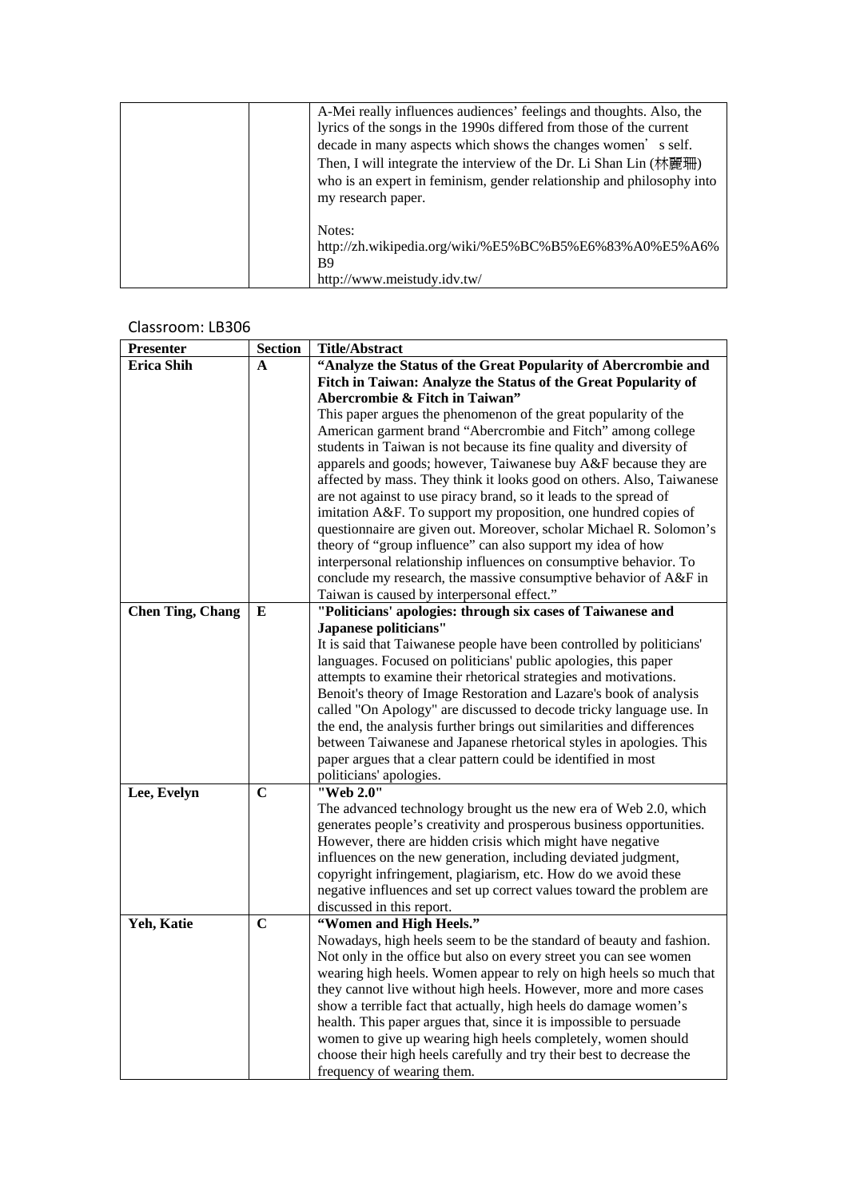| | | A-Mei really influences audiences' feelings and thoughts. Also, the lyrics of the songs in the 1990s differed from those of the current decade in many aspects which shows the changes women's self. Then, I will integrate the interview of the Dr. Li Shan Lin (林麗珊) who is an expert in feminism, gender relationship and philosophy into my research paper.<br><br>Notes:<br>http://zh.wikipedia.org/wiki/%E5%BC%B5%E6%83%A0%E5%A6%B9<br>http://www.meistudy.idv.tw/ |
|---|---|---|

Classroom: LB306

| Presenter | Section | Title/Abstract |
|---|---|---|
| **Erica Shih** | **A** | **"Analyze the Status of the Great Popularity of Abercrombie and Fitch in Taiwan: Analyze the Status of the Great Popularity of Abercrombie & Fitch in Taiwan"**<br>This paper argues the phenomenon of the great popularity of the American garment brand "Abercrombie and Fitch" among college students in Taiwan is not because its fine quality and diversity of apparels and goods; however, Taiwanese buy A&F because they are affected by mass. They think it looks good on others. Also, Taiwanese are not against to use piracy brand, so it leads to the spread of imitation A&F. To support my proposition, one hundred copies of questionnaire are given out. Moreover, scholar Michael R. Solomon's theory of "group influence" can also support my idea of how interpersonal relationship influences on consumptive behavior. To conclude my research, the massive consumptive behavior of A&F in Taiwan is caused by interpersonal effect." |
| **Chen Ting, Chang** | **E** | **"Politicians' apologies: through six cases of Taiwanese and Japanese politicians"**<br>It is said that Taiwanese people have been controlled by politicians' languages. Focused on politicians' public apologies, this paper attempts to examine their rhetorical strategies and motivations. Benoit's theory of Image Restoration and Lazare's book of analysis called "On Apology" are discussed to decode tricky language use. In the end, the analysis further brings out similarities and differences between Taiwanese and Japanese rhetorical styles in apologies. This paper argues that a clear pattern could be identified in most politicians' apologies. |
| **Lee, Evelyn** | **C** | **"Web 2.0"**<br>The advanced technology brought us the new era of Web 2.0, which generates people's creativity and prosperous business opportunities. However, there are hidden crisis which might have negative influences on the new generation, including deviated judgment, copyright infringement, plagiarism, etc. How do we avoid these negative influences and set up correct values toward the problem are discussed in this report. |
| **Yeh, Katie** | **C** | **"Women and High Heels."**<br>Nowadays, high heels seem to be the standard of beauty and fashion. Not only in the office but also on every street you can see women wearing high heels. Women appear to rely on high heels so much that they cannot live without high heels. However, more and more cases show a terrible fact that actually, high heels do damage women's health. This paper argues that, since it is impossible to persuade women to give up wearing high heels completely, women should choose their high heels carefully and try their best to decrease the frequency of wearing them. |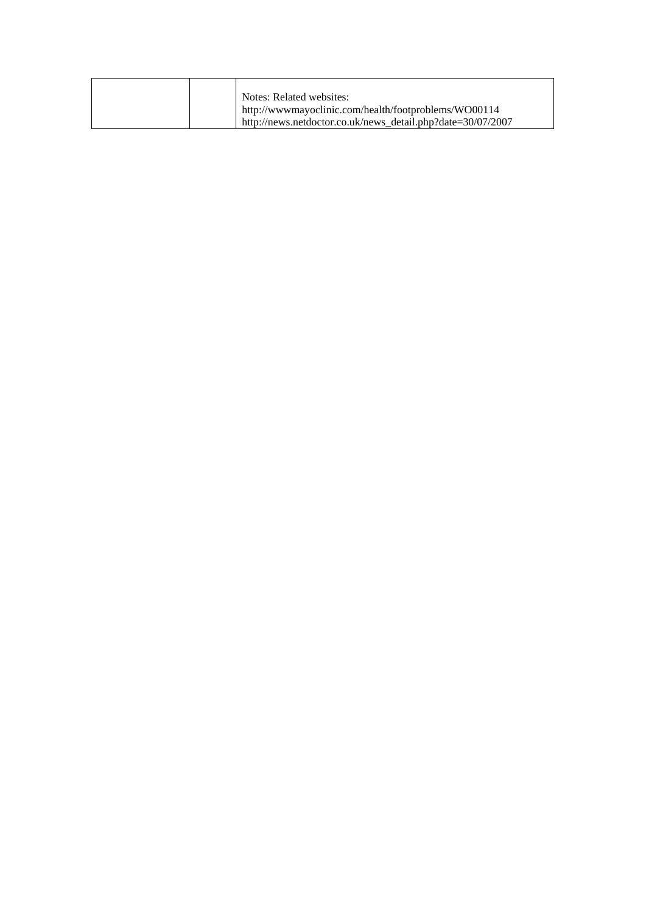|  |  | Notes: Related websites:<br>http://wwwmayoclinic.com/health/footproblems/WO00114<br>http://news.netdoctor.co.uk/news_detail.php?date=30/07/2007 |
|---|---|---|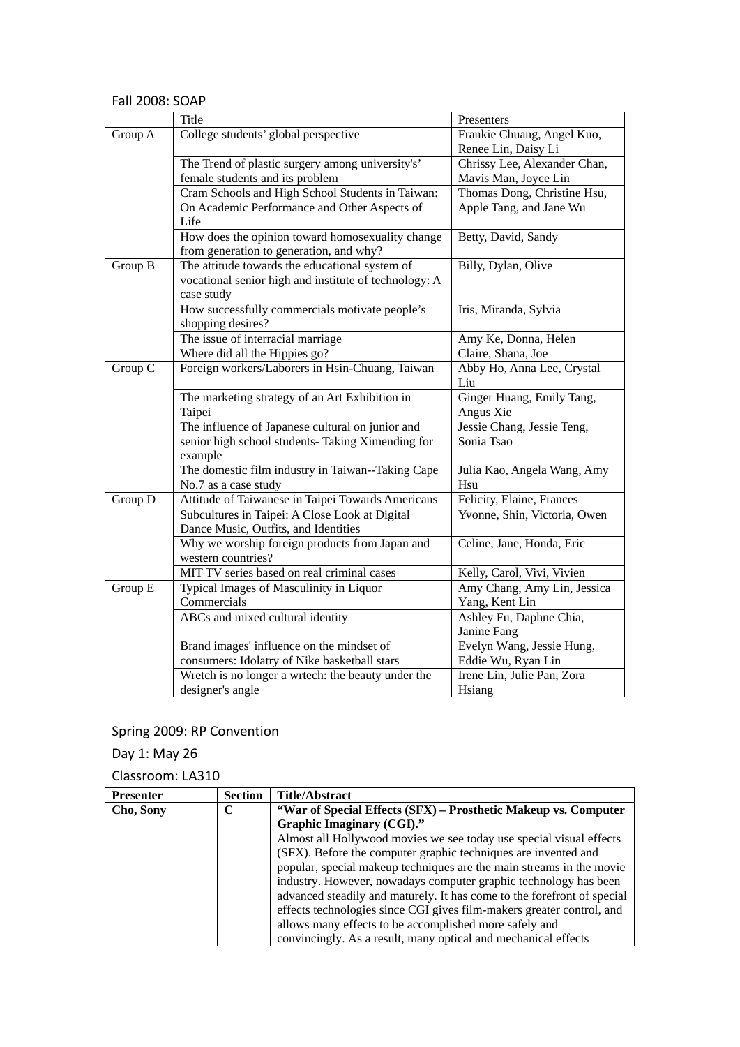Fall 2008: SOAP

| | Title | Presenters |
|---|---|---|
| Group A | College students' global perspective | Frankie Chuang, Angel Kuo, Renee Lin, Daisy Li |
| | The Trend of plastic surgery among university's' female students and its problem | Chrissy Lee, Alexander Chan, Mavis Man, Joyce Lin |
| | Cram Schools and High School Students in Taiwan: On Academic Performance and Other Aspects of Life | Thomas Dong, Christine Hsu, Apple Tang, and Jane Wu |
| | How does the opinion toward homosexuality change from generation to generation, and why? | Betty, David, Sandy |
| Group B | The attitude towards the educational system of vocational senior high and institute of technology: A case study | Billy, Dylan, Olive |
| | How successfully commercials motivate people's shopping desires? | Iris, Miranda, Sylvia |
| | The issue of interracial marriage | Amy Ke, Donna, Helen |
| | Where did all the Hippies go? | Claire, Shana, Joe |
| Group C | Foreign workers/Laborers in Hsin-Chuang, Taiwan | Abby Ho, Anna Lee, Crystal Liu |
| | The marketing strategy of an Art Exhibition in Taipei | Ginger Huang, Emily Tang, Angus Xie |
| | The influence of Japanese cultural on junior and senior high school students- Taking Ximending for example | Jessie Chang, Jessie Teng, Sonia Tsao |
| | The domestic film industry in Taiwan--Taking Cape No.7 as a case study | Julia Kao, Angela Wang, Amy Hsu |
| Group D | Attitude of Taiwanese in Taipei Towards Americans | Felicity, Elaine, Frances |
| | Subcultures in Taipei: A Close Look at Digital Dance Music, Outfits, and Identities | Yvonne, Shin, Victoria, Owen |
| | Why we worship foreign products from Japan and western countries? | Celine, Jane, Honda, Eric |
| | MIT TV series based on real criminal cases | Kelly, Carol, Vivi, Vivien |
| Group E | Typical Images of Masculinity in Liquor Commercials | Amy Chang, Amy Lin, Jessica Yang, Kent Lin |
| | ABCs and mixed cultural identity | Ashley Fu, Daphne Chia, Janine Fang |
| | Brand images' influence on the mindset of consumers: Idolatry of Nike basketball stars | Evelyn Wang, Jessie Hung, Eddie Wu, Ryan Lin |
| | Wretch is no longer a wrtech: the beauty under the designer's angle | Irene Lin, Julie Pan, Zora Hsiang |

Spring 2009: RP Convention

Day 1: May 26

Classroom: LA310

| Presenter | Section | Title/Abstract |
|---|---|---|
| **Cho, Sony** | **C** | **"War of Special Effects (SFX) – Prosthetic Makeup vs. Computer Graphic Imaginary (CGI)."** Almost all Hollywood movies we see today use special visual effects (SFX). Before the computer graphic techniques are invented and popular, special makeup techniques are the main streams in the movie industry. However, nowadays computer graphic technology has been advanced steadily and maturely. It has come to the forefront of special effects technologies since CGI gives film-makers greater control, and allows many effects to be accomplished more safely and convincingly. As a result, many optical and mechanical effects |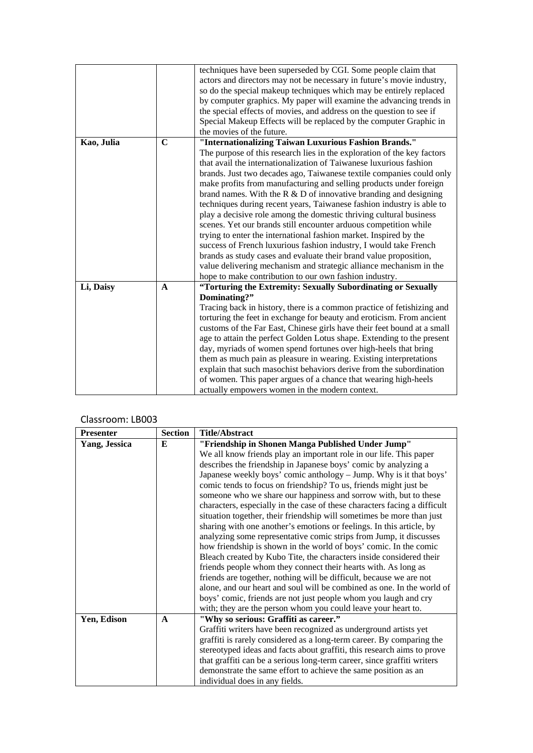| | | |
|---|---|---|
| | | techniques have been superseded by CGI. Some people claim that actors and directors may not be necessary in future's movie industry, so do the special makeup techniques which may be entirely replaced by computer graphics. My paper will examine the advancing trends in the special effects of movies, and address on the question to see if Special Makeup Effects will be replaced by the computer Graphic in the movies of the future. |
| **Kao, Julia** | **C** | **"Internationalizing Taiwan Luxurious Fashion Brands."** The purpose of this research lies in the exploration of the key factors that avail the internationalization of Taiwanese luxurious fashion brands. Just two decades ago, Taiwanese textile companies could only make profits from manufacturing and selling products under foreign brand names. With the R & D of innovative branding and designing techniques during recent years, Taiwanese fashion industry is able to play a decisive role among the domestic thriving cultural business scenes. Yet our brands still encounter arduous competition while trying to enter the international fashion market. Inspired by the success of French luxurious fashion industry, I would take French brands as study cases and evaluate their brand value proposition, value delivering mechanism and strategic alliance mechanism in the hope to make contribution to our own fashion industry. |
| **Li, Daisy** | **A** | **"Torturing the Extremity: Sexually Subordinating or Sexually Dominating?"** Tracing back in history, there is a common practice of fetishizing and torturing the feet in exchange for beauty and eroticism. From ancient customs of the Far East, Chinese girls have their feet bound at a small age to attain the perfect Golden Lotus shape. Extending to the present day, myriads of women spend fortunes over high-heels that bring them as much pain as pleasure in wearing. Existing interpretations explain that such masochist behaviors derive from the subordination of women. This paper argues of a chance that wearing high-heels actually empowers women in the modern context. |

Classroom: LB003

| Presenter | Section | Title/Abstract |
|---|---|---|
| **Yang, Jessica** | **E** | **"Friendship in Shonen Manga Published Under Jump"** We all know friends play an important role in our life. This paper describes the friendship in Japanese boys' comic by analyzing a Japanese weekly boys' comic anthology – Jump. Why is it that boys' comic tends to focus on friendship? To us, friends might just be someone who we share our happiness and sorrow with, but to these characters, especially in the case of these characters facing a difficult situation together, their friendship will sometimes be more than just sharing with one another's emotions or feelings. In this article, by analyzing some representative comic strips from Jump, it discusses how friendship is shown in the world of boys' comic. In the comic Bleach created by Kubo Tite, the characters inside considered their friends people whom they connect their hearts with. As long as friends are together, nothing will be difficult, because we are not alone, and our heart and soul will be combined as one. In the world of boys' comic, friends are not just people whom you laugh and cry with; they are the person whom you could leave your heart to. |
| **Yen, Edison** | **A** | **"Why so serious: Graffiti as career."** Graffiti writers have been recognized as underground artists yet graffiti is rarely considered as a long-term career. By comparing the stereotyped ideas and facts about graffiti, this research aims to prove that graffiti can be a serious long-term career, since graffiti writers demonstrate the same effort to achieve the same position as an individual does in any fields. |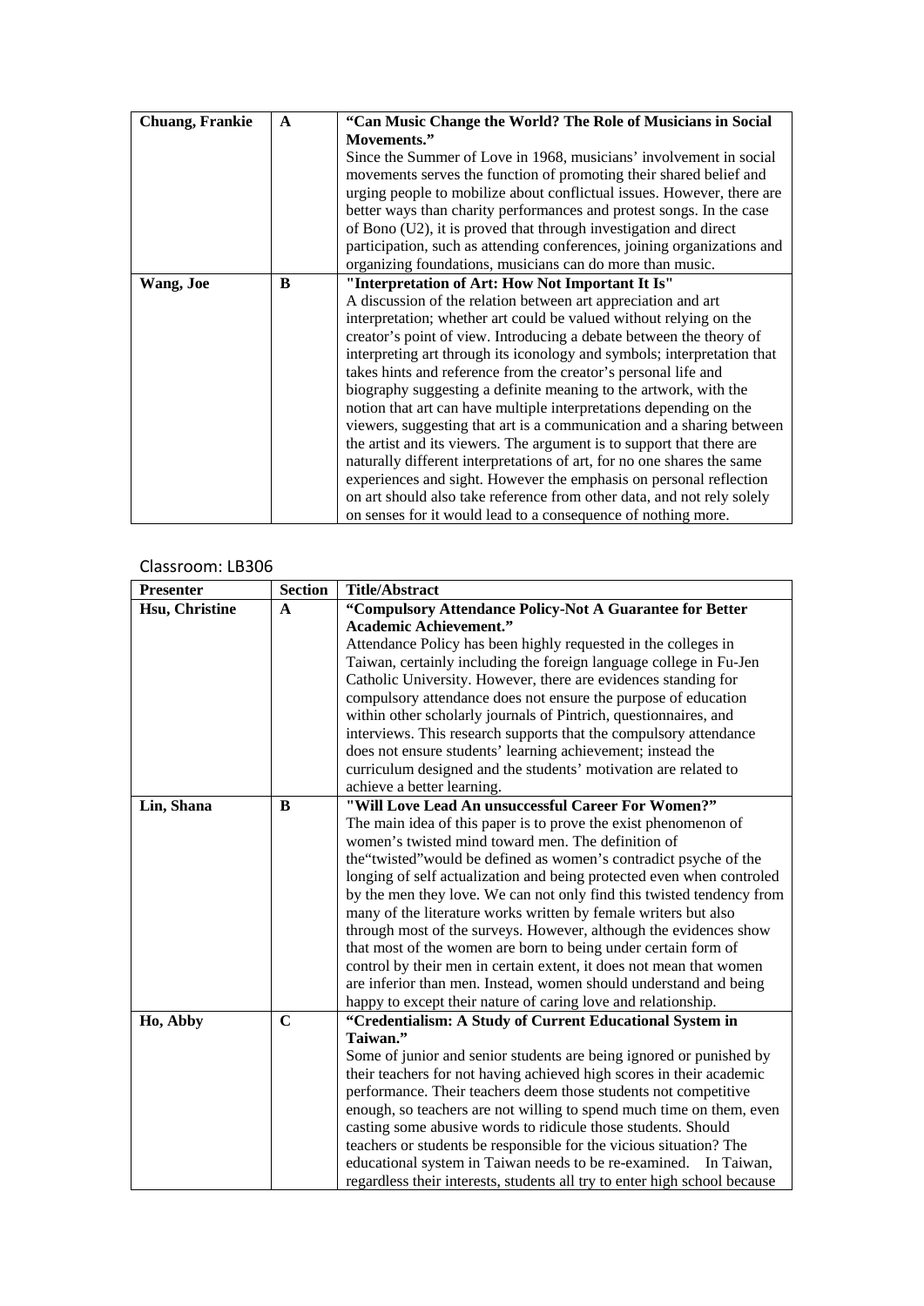| Chuang, Frankie | A | **"Can Music Change the World? The Role of Musicians in Social Movements."** Since the Summer of Love in 1968, musicians' involvement in social movements serves the function of promoting their shared belief and urging people to mobilize about conflictual issues. However, there are better ways than charity performances and protest songs. In the case of Bono (U2), it is proved that through investigation and direct participation, such as attending conferences, joining organizations and organizing foundations, musicians can do more than music. |
|---|---|---|
| **Wang, Joe** | **B** | **"Interpretation of Art: How Not Important It Is"** A discussion of the relation between art appreciation and art interpretation; whether art could be valued without relying on the creator's point of view. Introducing a debate between the theory of interpreting art through its iconology and symbols; interpretation that takes hints and reference from the creator's personal life and biography suggesting a definite meaning to the artwork, with the notion that art can have multiple interpretations depending on the viewers, suggesting that art is a communication and a sharing between the artist and its viewers. The argument is to support that there are naturally different interpretations of art, for no one shares the same experiences and sight. However the emphasis on personal reflection on art should also take reference from other data, and not rely solely on senses for it would lead to a consequence of nothing more. |

Classroom: LB306

| Presenter | Section | Title/Abstract |
|---|---|---|
| **Hsu, Christine** | **A** | **"Compulsory Attendance Policy-Not A Guarantee for Better Academic Achievement."** Attendance Policy has been highly requested in the colleges in Taiwan, certainly including the foreign language college in Fu-Jen Catholic University. However, there are evidences standing for compulsory attendance does not ensure the purpose of education within other scholarly journals of Pintrich, questionnaires, and interviews. This research supports that the compulsory attendance does not ensure students' learning achievement; instead the curriculum designed and the students' motivation are related to achieve a better learning. |
| **Lin, Shana** | **B** | **"Will Love Lead An unsuccessful Career For Women?"** The main idea of this paper is to prove the exist phenomenon of women's twisted mind toward men. The definition of the"twisted"would be defined as women's contradict psyche of the longing of self actualization and being protected even when controled by the men they love. We can not only find this twisted tendency from many of the literature works written by female writers but also through most of the surveys. However, although the evidences show that most of the women are born to being under certain form of control by their men in certain extent, it does not mean that women are inferior than men. Instead, women should understand and being happy to except their nature of caring love and relationship. |
| **Ho, Abby** | **C** | **"Credentialism: A Study of Current Educational System in Taiwan."** Some of junior and senior students are being ignored or punished by their teachers for not having achieved high scores in their academic performance. Their teachers deem those students not competitive enough, so teachers are not willing to spend much time on them, even casting some abusive words to ridicule those students. Should teachers or students be responsible for the vicious situation? The educational system in Taiwan needs to be re-examined. In Taiwan, regardless their interests, students all try to enter high school because |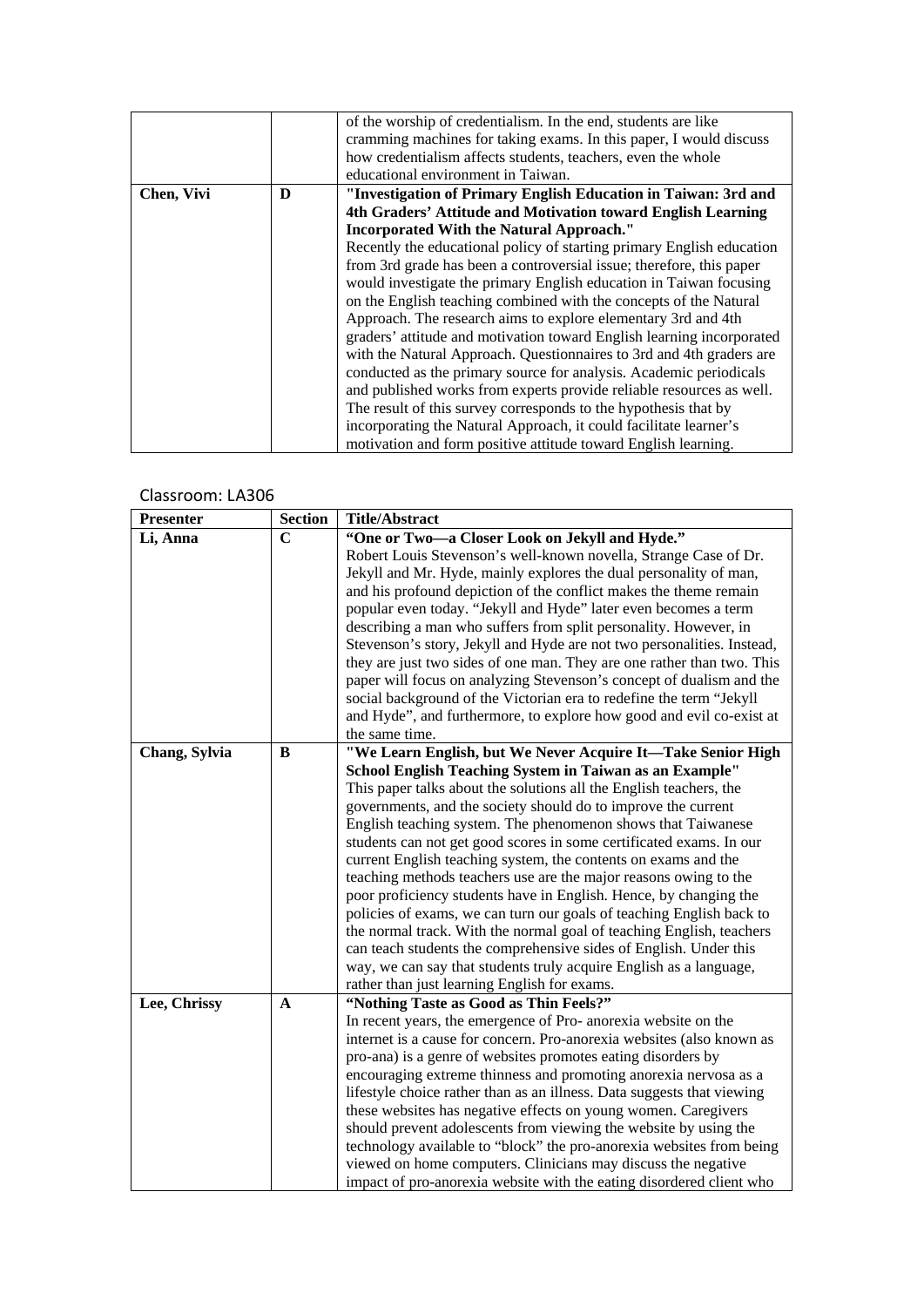|  |  | of the worship of credentialism. In the end, students are like cramming machines for taking exams. In this paper, I would discuss how credentialism affects students, teachers, even the whole educational environment in Taiwan. |
|---|---|---|
| **Chen, Vivi** | **D** | **"Investigation of Primary English Education in Taiwan: 3rd and 4th Graders' Attitude and Motivation toward English Learning Incorporated With the Natural Approach."** Recently the educational policy of starting primary English education from 3rd grade has been a controversial issue; therefore, this paper would investigate the primary English education in Taiwan focusing on the English teaching combined with the concepts of the Natural Approach. The research aims to explore elementary 3rd and 4th graders' attitude and motivation toward English learning incorporated with the Natural Approach. Questionnaires to 3rd and 4th graders are conducted as the primary source for analysis. Academic periodicals and published works from experts provide reliable resources as well. The result of this survey corresponds to the hypothesis that by incorporating the Natural Approach, it could facilitate learner's motivation and form positive attitude toward English learning. |

Classroom: LA306

| Presenter | Section | Title/Abstract |
|---|---|---|
| **Li, Anna** | **C** | **"One or Two—a Closer Look on Jekyll and Hyde."** Robert Louis Stevenson's well-known novella, Strange Case of Dr. Jekyll and Mr. Hyde, mainly explores the dual personality of man, and his profound depiction of the conflict makes the theme remain popular even today. "Jekyll and Hyde" later even becomes a term describing a man who suffers from split personality. However, in Stevenson's story, Jekyll and Hyde are not two personalities. Instead, they are just two sides of one man. They are one rather than two. This paper will focus on analyzing Stevenson's concept of dualism and the social background of the Victorian era to redefine the term "Jekyll and Hyde", and furthermore, to explore how good and evil co-exist at the same time. |
| **Chang, Sylvia** | **B** | **"We Learn English, but We Never Acquire It—Take Senior High School English Teaching System in Taiwan as an Example"** This paper talks about the solutions all the English teachers, the governments, and the society should do to improve the current English teaching system. The phenomenon shows that Taiwanese students can not get good scores in some certificated exams. In our current English teaching system, the contents on exams and the teaching methods teachers use are the major reasons owing to the poor proficiency students have in English. Hence, by changing the policies of exams, we can turn our goals of teaching English back to the normal track. With the normal goal of teaching English, teachers can teach students the comprehensive sides of English. Under this way, we can say that students truly acquire English as a language, rather than just learning English for exams. |
| **Lee, Chrissy** | **A** | **"Nothing Taste as Good as Thin Feels?"** In recent years, the emergence of Pro- anorexia website on the internet is a cause for concern. Pro-anorexia websites (also known as pro-ana) is a genre of websites promotes eating disorders by encouraging extreme thinness and promoting anorexia nervosa as a lifestyle choice rather than as an illness. Data suggests that viewing these websites has negative effects on young women. Caregivers should prevent adolescents from viewing the website by using the technology available to "block" the pro-anorexia websites from being viewed on home computers. Clinicians may discuss the negative impact of pro-anorexia website with the eating disordered client who |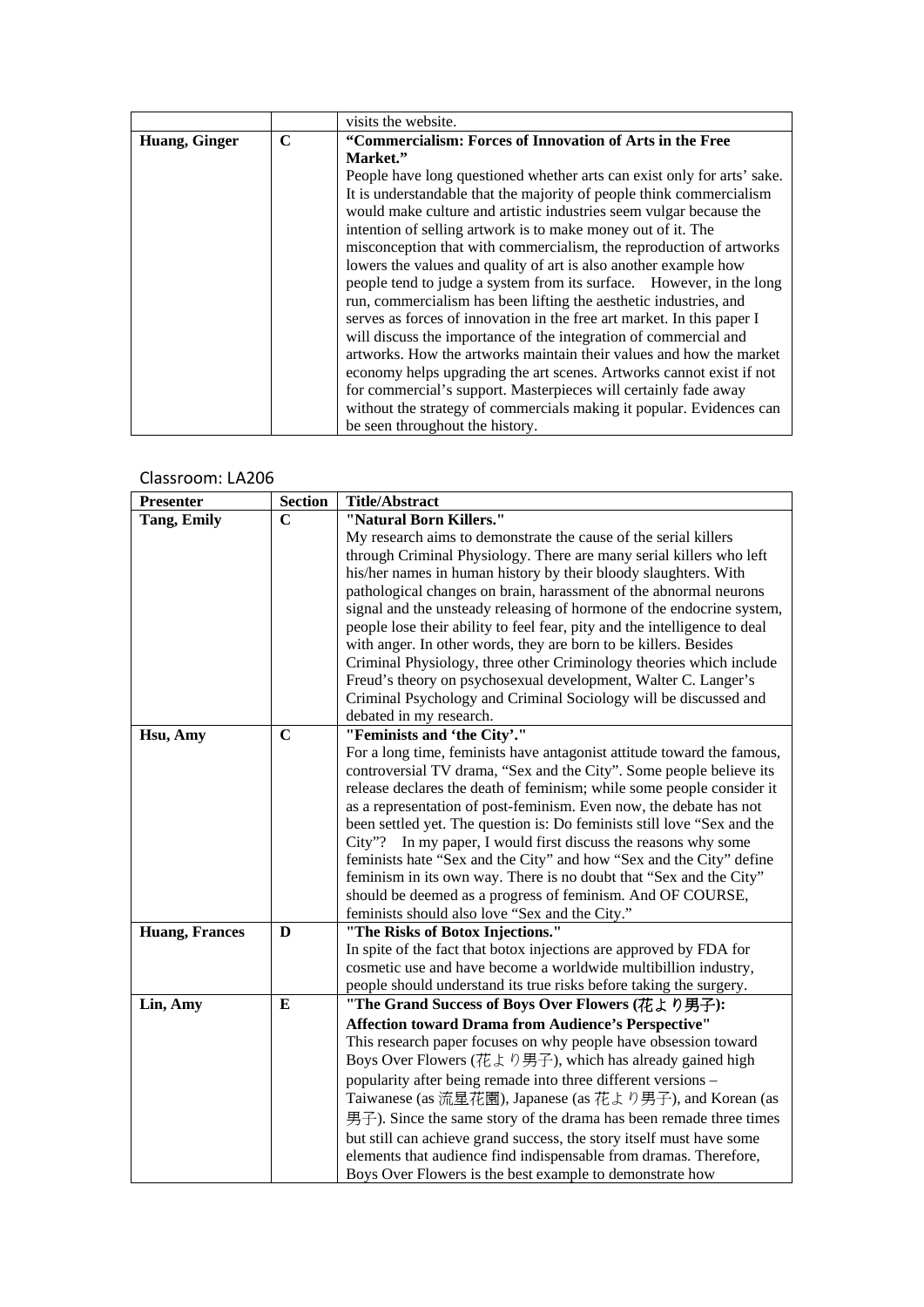| | | visits the website. |
|---|---|---|
| **Huang, Ginger** | **C** | **“Commercialism: Forces of Innovation of Arts in the Free Market.”** People have long questioned whether arts can exist only for arts’ sake. It is understandable that the majority of people think commercialism would make culture and artistic industries seem vulgar because the intention of selling artwork is to make money out of it. The misconception that with commercialism, the reproduction of artworks lowers the values and quality of art is also another example how people tend to judge a system from its surface. However, in the long run, commercialism has been lifting the aesthetic industries, and serves as forces of innovation in the free art market. In this paper I will discuss the importance of the integration of commercial and artworks. How the artworks maintain their values and how the market economy helps upgrading the art scenes. Artworks cannot exist if not for commercial’s support. Masterpieces will certainly fade away without the strategy of commercials making it popular. Evidences can be seen throughout the history. |

Classroom: LA206

| Presenter | Section | Title/Abstract |
|---|---|---|
| **Tang, Emily** | **C** | **"Natural Born Killers."** My research aims to demonstrate the cause of the serial killers through Criminal Physiology. There are many serial killers who left his/her names in human history by their bloody slaughters. With pathological changes on brain, harassment of the abnormal neurons signal and the unsteady releasing of hormone of the endocrine system, people lose their ability to feel fear, pity and the intelligence to deal with anger. In other words, they are born to be killers. Besides Criminal Physiology, three other Criminology theories which include Freud’s theory on psychosexual development, Walter C. Langer’s Criminal Psychology and Criminal Sociology will be discussed and debated in my research. |
| **Hsu, Amy** | **C** | **"Feminists and ‘the City’."** For a long time, feminists have antagonist attitude toward the famous, controversial TV drama, “Sex and the City”. Some people believe its release declares the death of feminism; while some people consider it as a representation of post-feminism. Even now, the debate has not been settled yet. The question is: Do feminists still love “Sex and the City”? In my paper, I would first discuss the reasons why some feminists hate “Sex and the City” and how “Sex and the City” define feminism in its own way. There is no doubt that “Sex and the City” should be deemed as a progress of feminism. And OF COURSE, feminists should also love “Sex and the City.” |
| **Huang, Frances** | **D** | **"The Risks of Botox Injections."** In spite of the fact that botox injections are approved by FDA for cosmetic use and have become a worldwide multibillion industry, people should understand its true risks before taking the surgery. |
| **Lin, Amy** | **E** | **"The Grand Success of Boys Over Flowers (花より男子): Affection toward Drama from Audience’s Perspective"** This research paper focuses on why people have obsession toward Boys Over Flowers (花より男子), which has already gained high popularity after being remade into three different versions – Taiwanese (as 流星花園), Japanese (as 花より男子), and Korean (as 男子). Since the same story of the drama has been remade three times but still can achieve grand success, the story itself must have some elements that audience find indispensable from dramas. Therefore, Boys Over Flowers is the best example to demonstrate how |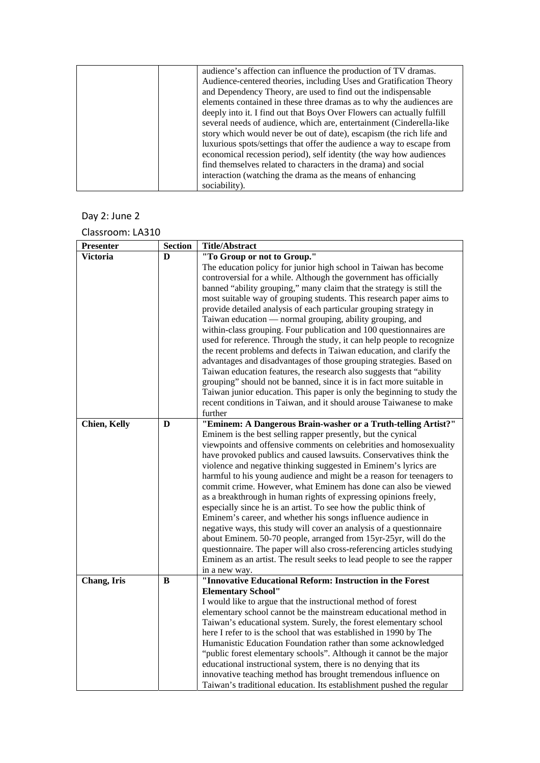| | | |
|---|---|---|
| | | audience's affection can influence the production of TV dramas. Audience-centered theories, including Uses and Gratification Theory and Dependency Theory, are used to find out the indispensable elements contained in these three dramas as to why the audiences are deeply into it. I find out that Boys Over Flowers can actually fulfill several needs of audience, which are, entertainment (Cinderella-like story which would never be out of date), escapism (the rich life and luxurious spots/settings that offer the audience a way to escape from economical recession period), self identity (the way how audiences find themselves related to characters in the drama) and social interaction (watching the drama as the means of enhancing sociability). |

Day 2: June 2

Classroom: LA310

| Presenter | Section | Title/Abstract |
|---|---|---|
| **Victoria** | **D** | **"To Group or not to Group."** The education policy for junior high school in Taiwan has become controversial for a while. Although the government has officially banned "ability grouping," many claim that the strategy is still the most suitable way of grouping students. This research paper aims to provide detailed analysis of each particular grouping strategy in Taiwan education — normal grouping, ability grouping, and within-class grouping. Four publication and 100 questionnaires are used for reference. Through the study, it can help people to recognize the recent problems and defects in Taiwan education, and clarify the advantages and disadvantages of those grouping strategies. Based on Taiwan education features, the research also suggests that "ability grouping" should not be banned, since it is in fact more suitable in Taiwan junior education. This paper is only the beginning to study the recent conditions in Taiwan, and it should arouse Taiwanese to make further |
| **Chien, Kelly** | **D** | **"Eminem: A Dangerous Brain-washer or a Truth-telling Artist?"** Eminem is the best selling rapper presently, but the cynical viewpoints and offensive comments on celebrities and homosexuality have provoked publics and caused lawsuits. Conservatives think the violence and negative thinking suggested in Eminem's lyrics are harmful to his young audience and might be a reason for teenagers to commit crime. However, what Eminem has done can also be viewed as a breakthrough in human rights of expressing opinions freely, especially since he is an artist. To see how the public think of Eminem's career, and whether his songs influence audience in negative ways, this study will cover an analysis of a questionnaire about Eminem. 50-70 people, arranged from 15yr-25yr, will do the questionnaire. The paper will also cross-referencing articles studying Eminem as an artist. The result seeks to lead people to see the rapper in a new way. |
| **Chang, Iris** | **B** | **"Innovative Educational Reform: Instruction in the Forest Elementary School"** I would like to argue that the instructional method of forest elementary school cannot be the mainstream educational method in Taiwan's educational system. Surely, the forest elementary school here I refer to is the school that was established in 1990 by The Humanistic Education Foundation rather than some acknowledged "public forest elementary schools". Although it cannot be the major educational instructional system, there is no denying that its innovative teaching method has brought tremendous influence on Taiwan's traditional education. Its establishment pushed the regular |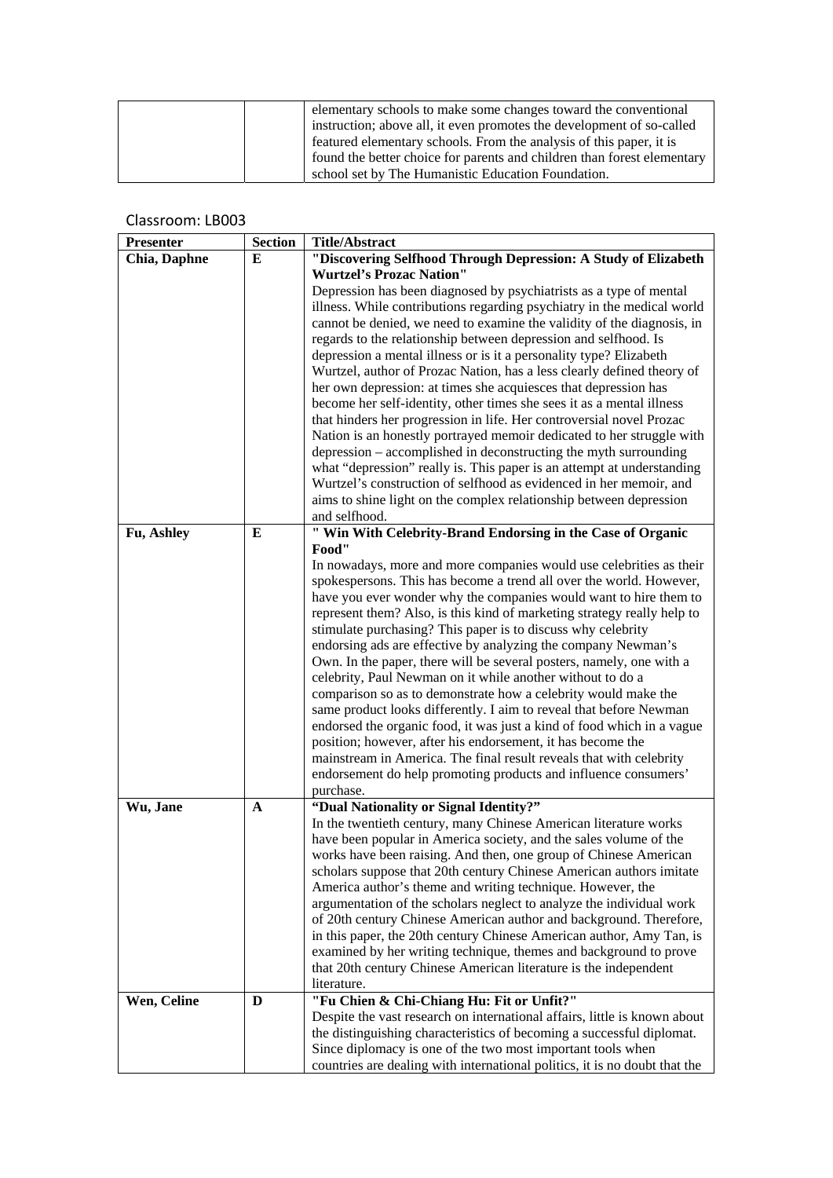| | | elementary schools to make some changes toward the conventional instruction; above all, it even promotes the development of so-called featured elementary schools. From the analysis of this paper, it is found the better choice for parents and children than forest elementary school set by The Humanistic Education Foundation. |
|---|---|---|

Classroom: LB003

| Presenter | Section | Title/Abstract |
|---|---|---|
| **Chia, Daphne** | **E** | **"Discovering Selfhood Through Depression: A Study of Elizabeth Wurtzel's Prozac Nation"** Depression has been diagnosed by psychiatrists as a type of mental illness. While contributions regarding psychiatry in the medical world cannot be denied, we need to examine the validity of the diagnosis, in regards to the relationship between depression and selfhood. Is depression a mental illness or is it a personality type? Elizabeth Wurtzel, author of Prozac Nation, has a less clearly defined theory of her own depression: at times she acquiesces that depression has become her self-identity, other times she sees it as a mental illness that hinders her progression in life. Her controversial novel Prozac Nation is an honestly portrayed memoir dedicated to her struggle with depression – accomplished in deconstructing the myth surrounding what "depression" really is. This paper is an attempt at understanding Wurtzel's construction of selfhood as evidenced in her memoir, and aims to shine light on the complex relationship between depression and selfhood. |
| **Fu, Ashley** | **E** | **" Win With Celebrity-Brand Endorsing in the Case of Organic Food"** In nowadays, more and more companies would use celebrities as their spokespersons. This has become a trend all over the world. However, have you ever wonder why the companies would want to hire them to represent them? Also, is this kind of marketing strategy really help to stimulate purchasing? This paper is to discuss why celebrity endorsing ads are effective by analyzing the company Newman's Own. In the paper, there will be several posters, namely, one with a celebrity, Paul Newman on it while another without to do a comparison so as to demonstrate how a celebrity would make the same product looks differently. I aim to reveal that before Newman endorsed the organic food, it was just a kind of food which in a vague position; however, after his endorsement, it has become the mainstream in America. The final result reveals that with celebrity endorsement do help promoting products and influence consumers' purchase. |
| **Wu, Jane** | **A** | **"Dual Nationality or Signal Identity?"** In the twentieth century, many Chinese American literature works have been popular in America society, and the sales volume of the works have been raising. And then, one group of Chinese American scholars suppose that 20th century Chinese American authors imitate America author's theme and writing technique. However, the argumentation of the scholars neglect to analyze the individual work of 20th century Chinese American author and background. Therefore, in this paper, the 20th century Chinese American author, Amy Tan, is examined by her writing technique, themes and background to prove that 20th century Chinese American literature is the independent literature. |
| **Wen, Celine** | **D** | **"Fu Chien & Chi-Chiang Hu: Fit or Unfit?"** Despite the vast research on international affairs, little is known about the distinguishing characteristics of becoming a successful diplomat. Since diplomacy is one of the two most important tools when countries are dealing with international politics, it is no doubt that the |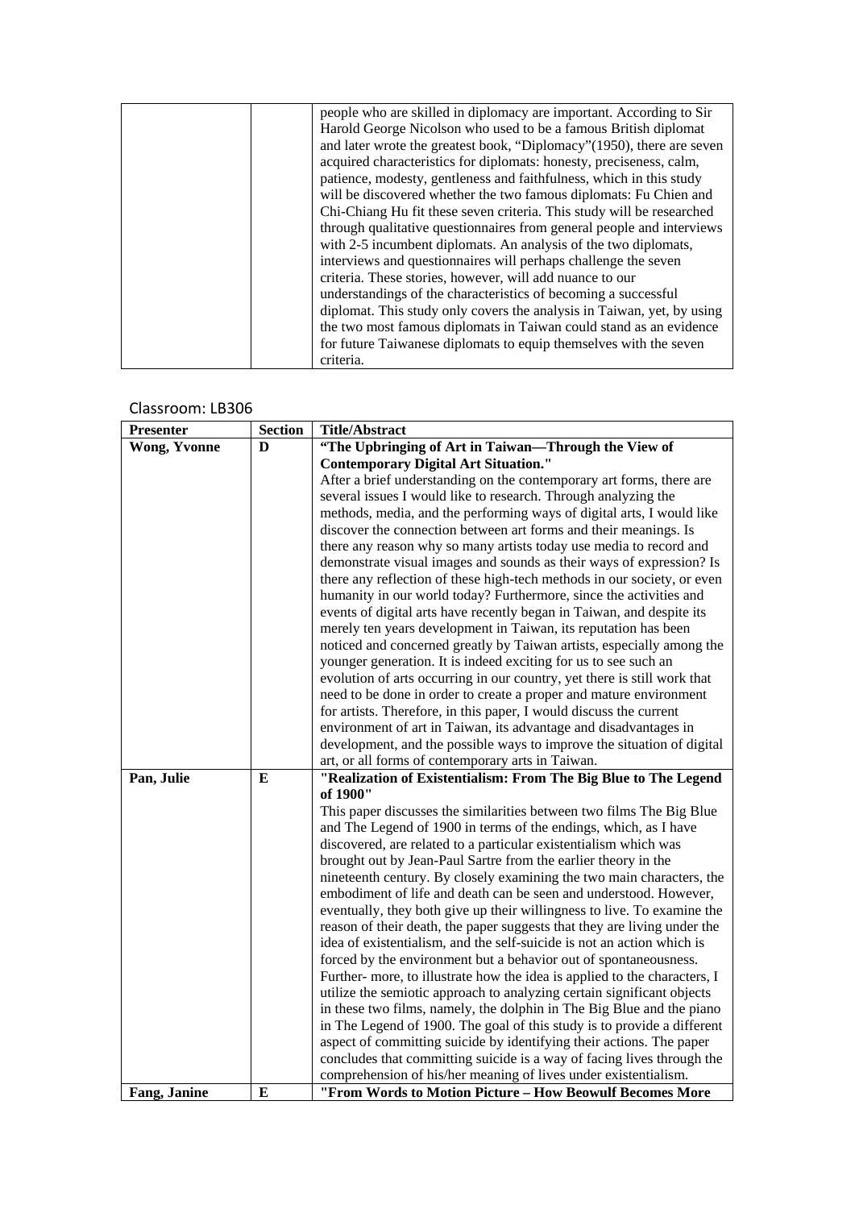| | | people who are skilled in diplomacy are important. According to Sir Harold George Nicolson who used to be a famous British diplomat and later wrote the greatest book, "Diplomacy"(1950), there are seven acquired characteristics for diplomats: honesty, preciseness, calm, patience, modesty, gentleness and faithfulness, which in this study will be discovered whether the two famous diplomats: Fu Chien and Chi-Chiang Hu fit these seven criteria. This study will be researched through qualitative questionnaires from general people and interviews with 2-5 incumbent diplomats. An analysis of the two diplomats, interviews and questionnaires will perhaps challenge the seven criteria. These stories, however, will add nuance to our understandings of the characteristics of becoming a successful diplomat. This study only covers the analysis in Taiwan, yet, by using the two most famous diplomats in Taiwan could stand as an evidence for future Taiwanese diplomats to equip themselves with the seven criteria. |
|---|---|---|

Classroom: LB306

| **Presenter** | **Section** | **Title/Abstract** |
|---|---|---|
| **Wong, Yvonne** | **D** | **"The Upbringing of Art in Taiwan—Through the View of Contemporary Digital Art Situation."** After a brief understanding on the contemporary art forms, there are several issues I would like to research. Through analyzing the methods, media, and the performing ways of digital arts, I would like discover the connection between art forms and their meanings. Is there any reason why so many artists today use media to record and demonstrate visual images and sounds as their ways of expression? Is there any reflection of these high-tech methods in our society, or even humanity in our world today? Furthermore, since the activities and events of digital arts have recently began in Taiwan, and despite its merely ten years development in Taiwan, its reputation has been noticed and concerned greatly by Taiwan artists, especially among the younger generation. It is indeed exciting for us to see such an evolution of arts occurring in our country, yet there is still work that need to be done in order to create a proper and mature environment for artists. Therefore, in this paper, I would discuss the current environment of art in Taiwan, its advantage and disadvantages in development, and the possible ways to improve the situation of digital art, or all forms of contemporary arts in Taiwan. |
| **Pan, Julie** | **E** | **"Realization of Existentialism: From The Big Blue to The Legend of 1900"** This paper discusses the similarities between two films The Big Blue and The Legend of 1900 in terms of the endings, which, as I have discovered, are related to a particular existentialism which was brought out by Jean-Paul Sartre from the earlier theory in the nineteenth century. By closely examining the two main characters, the embodiment of life and death can be seen and understood. However, eventually, they both give up their willingness to live. To examine the reason of their death, the paper suggests that they are living under the idea of existentialism, and the self-suicide is not an action which is forced by the environment but a behavior out of spontaneousness. Further- more, to illustrate how the idea is applied to the characters, I utilize the semiotic approach to analyzing certain significant objects in these two films, namely, the dolphin in The Big Blue and the piano in The Legend of 1900. The goal of this study is to provide a different aspect of committing suicide by identifying their actions. The paper concludes that committing suicide is a way of facing lives through the comprehension of his/her meaning of lives under existentialism. |
| **Fang, Janine** | **E** | **"From Words to Motion Picture – How Beowulf Becomes More** |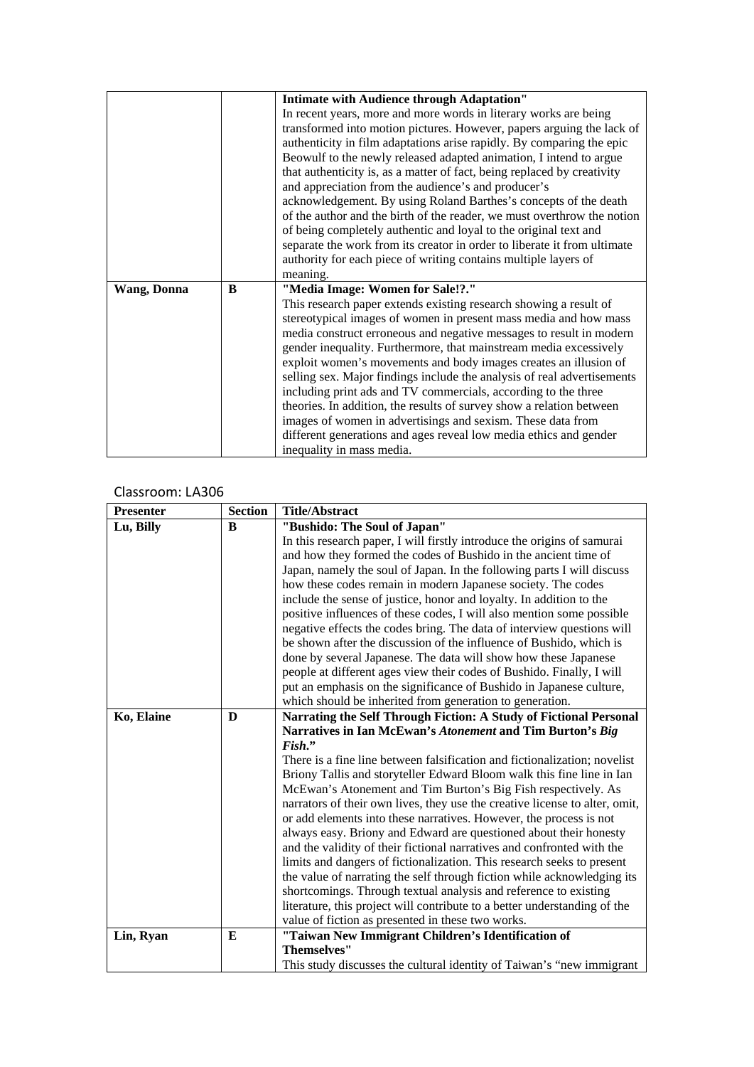| | | |
|---|---|---|
| | | **Intimate with Audience through Adaptation"** In recent years, more and more words in literary works are being transformed into motion pictures. However, papers arguing the lack of authenticity in film adaptations arise rapidly. By comparing the epic Beowulf to the newly released adapted animation, I intend to argue that authenticity is, as a matter of fact, being replaced by creativity and appreciation from the audience's and producer's acknowledgement. By using Roland Barthes's concepts of the death of the author and the birth of the reader, we must overthrow the notion of being completely authentic and loyal to the original text and separate the work from its creator in order to liberate it from ultimate authority for each piece of writing contains multiple layers of meaning. |
| **Wang, Donna** | **B** | **"Media Image: Women for Sale!?."** This research paper extends existing research showing a result of stereotypical images of women in present mass media and how mass media construct erroneous and negative messages to result in modern gender inequality. Furthermore, that mainstream media excessively exploit women's movements and body images creates an illusion of selling sex. Major findings include the analysis of real advertisements including print ads and TV commercials, according to the three theories. In addition, the results of survey show a relation between images of women in advertisings and sexism. These data from different generations and ages reveal low media ethics and gender inequality in mass media. |

Classroom: LA306

| Presenter | Section | Title/Abstract |
|---|---|---|
| **Lu, Billy** | **B** | **"Bushido: The Soul of Japan"** In this research paper, I will firstly introduce the origins of samurai and how they formed the codes of Bushido in the ancient time of Japan, namely the soul of Japan. In the following parts I will discuss how these codes remain in modern Japanese society. The codes include the sense of justice, honor and loyalty. In addition to the positive influences of these codes, I will also mention some possible negative effects the codes bring. The data of interview questions will be shown after the discussion of the influence of Bushido, which is done by several Japanese. The data will show how these Japanese people at different ages view their codes of Bushido. Finally, I will put an emphasis on the significance of Bushido in Japanese culture, which should be inherited from generation to generation. |
| **Ko, Elaine** | **D** | **Narrating the Self Through Fiction: A Study of Fictional Personal Narratives in Ian McEwan's *Atonement* and Tim Burton's *Big Fish*."** There is a fine line between falsification and fictionalization; novelist Briony Tallis and storyteller Edward Bloom walk this fine line in Ian McEwan's Atonement and Tim Burton's Big Fish respectively. As narrators of their own lives, they use the creative license to alter, omit, or add elements into these narratives. However, the process is not always easy. Briony and Edward are questioned about their honesty and the validity of their fictional narratives and confronted with the limits and dangers of fictionalization. This research seeks to present the value of narrating the self through fiction while acknowledging its shortcomings. Through textual analysis and reference to existing literature, this project will contribute to a better understanding of the value of fiction as presented in these two works. |
| **Lin, Ryan** | **E** | **"Taiwan New Immigrant Children's Identification of Themselves"** This study discusses the cultural identity of Taiwan's "new immigrant |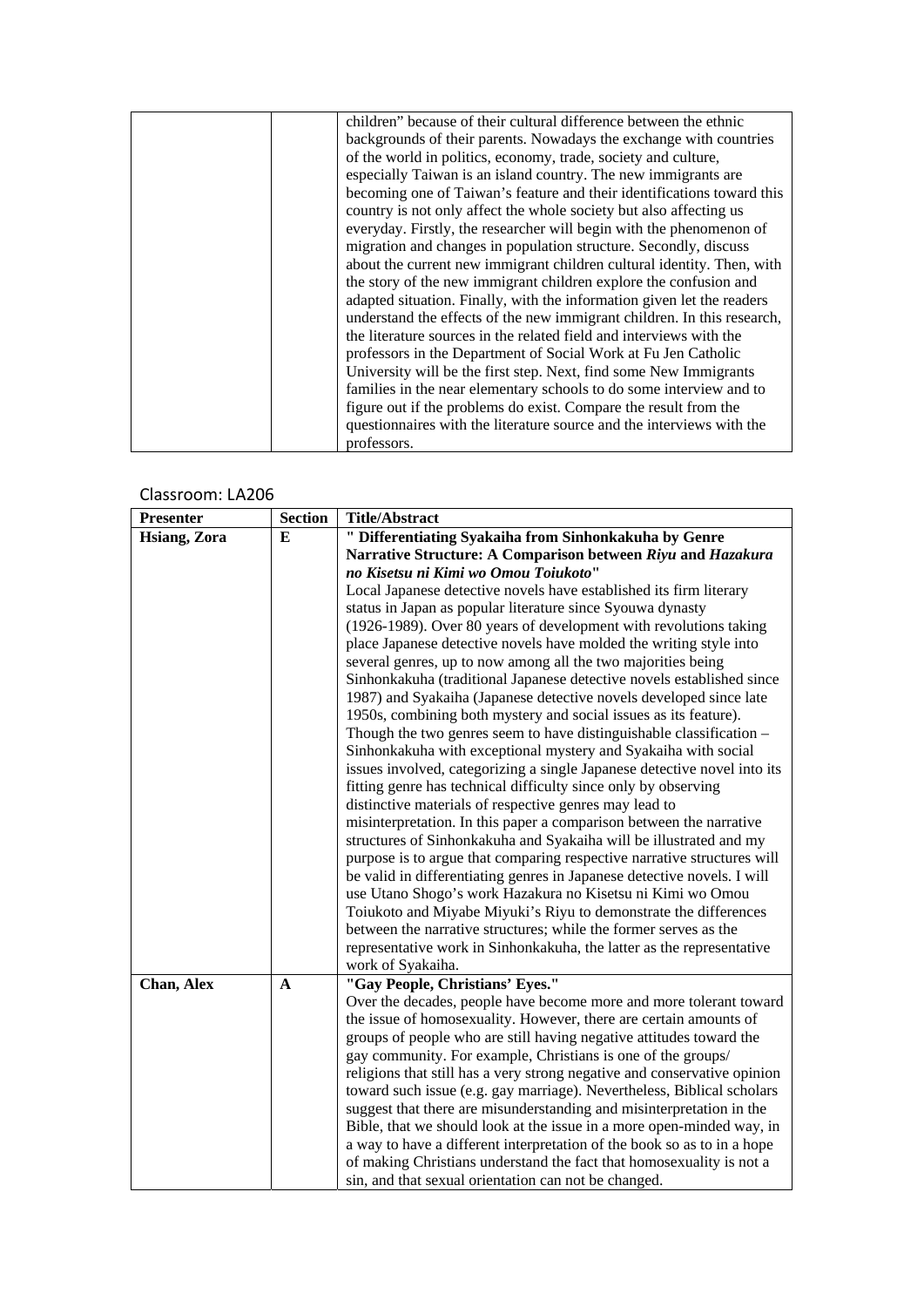| | | |
|---|---|---|
| | | children" because of their cultural difference between the ethnic backgrounds of their parents. Nowadays the exchange with countries of the world in politics, economy, trade, society and culture, especially Taiwan is an island country. The new immigrants are becoming one of Taiwan's feature and their identifications toward this country is not only affect the whole society but also affecting us everyday. Firstly, the researcher will begin with the phenomenon of migration and changes in population structure. Secondly, discuss about the current new immigrant children cultural identity. Then, with the story of the new immigrant children explore the confusion and adapted situation. Finally, with the information given let the readers understand the effects of the new immigrant children. In this research, the literature sources in the related field and interviews with the professors in the Department of Social Work at Fu Jen Catholic University will be the first step. Next, find some New Immigrants families in the near elementary schools to do some interview and to figure out if the problems do exist. Compare the result from the questionnaires with the literature source and the interviews with the professors. |

Classroom: LA206

| Presenter | Section | Title/Abstract |
|---|---|---|
| **Hsiang, Zora** | **E** | **" Differentiating Syakaiha from Sinhonkakuha by Genre Narrative Structure: A Comparison between *Riyu* and *Hazakura no Kisetsu ni Kimi wo Omou Toiukoto*"**<br>Local Japanese detective novels have established its firm literary status in Japan as popular literature since Syouwa dynasty (1926-1989). Over 80 years of development with revolutions taking place Japanese detective novels have molded the writing style into several genres, up to now among all the two majorities being Sinhonkakuha (traditional Japanese detective novels established since 1987) and Syakaiha (Japanese detective novels developed since late 1950s, combining both mystery and social issues as its feature). Though the two genres seem to have distinguishable classification – Sinhonkakuha with exceptional mystery and Syakaiha with social issues involved, categorizing a single Japanese detective novel into its fitting genre has technical difficulty since only by observing distinctive materials of respective genres may lead to misinterpretation. In this paper a comparison between the narrative structures of Sinhonkakuha and Syakaiha will be illustrated and my purpose is to argue that comparing respective narrative structures will be valid in differentiating genres in Japanese detective novels. I will use Utano Shogo's work Hazakura no Kisetsu ni Kimi wo Omou Toiukoto and Miyabe Miyuki's Riyu to demonstrate the differences between the narrative structures; while the former serves as the representative work in Sinhonkakuha, the latter as the representative work of Syakaiha. |
| **Chan, Alex** | **A** | **"Gay People, Christians' Eyes."**<br>Over the decades, people have become more and more tolerant toward the issue of homosexuality. However, there are certain amounts of groups of people who are still having negative attitudes toward the gay community. For example, Christians is one of the groups/ religions that still has a very strong negative and conservative opinion toward such issue (e.g. gay marriage). Nevertheless, Biblical scholars suggest that there are misunderstanding and misinterpretation in the Bible, that we should look at the issue in a more open-minded way, in a way to have a different interpretation of the book so as to in a hope of making Christians understand the fact that homosexuality is not a sin, and that sexual orientation can not be changed. |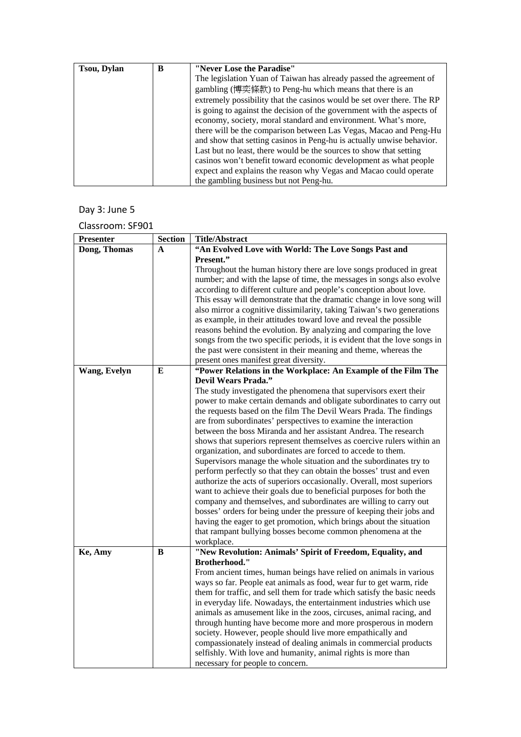| Tsou, Dylan | B | **"Never Lose the Paradise"**<br>The legislation Yuan of Taiwan has already passed the agreement of gambling (博奕條款) to Peng-hu which means that there is an extremely possibility that the casinos would be set over there. The RP is going to against the decision of the government with the aspects of economy, society, moral standard and environment. What's more, there will be the comparison between Las Vegas, Macao and Peng-Hu and show that setting casinos in Peng-hu is actually unwise behavior. Last but no least, there would be the sources to show that setting casinos won't benefit toward economic development as what people expect and explains the reason why Vegas and Macao could operate the gambling business but not Peng-hu. |
|---|---|---|

Day 3: June 5

Classroom: SF901

| Presenter | Section | Title/Abstract |
|---|---|---|
| **Dong, Thomas** | **A** | **"An Evolved Love with World: The Love Songs Past and Present."**<br>Throughout the human history there are love songs produced in great number; and with the lapse of time, the messages in songs also evolve according to different culture and people's conception about love. This essay will demonstrate that the dramatic change in love song will also mirror a cognitive dissimilarity, taking Taiwan's two generations as example, in their attitudes toward love and reveal the possible reasons behind the evolution. By analyzing and comparing the love songs from the two specific periods, it is evident that the love songs in the past were consistent in their meaning and theme, whereas the present ones manifest great diversity. |
| **Wang, Evelyn** | **E** | **"Power Relations in the Workplace: An Example of the Film The Devil Wears Prada."**<br>The study investigated the phenomena that supervisors exert their power to make certain demands and obligate subordinates to carry out the requests based on the film The Devil Wears Prada. The findings are from subordinates' perspectives to examine the interaction between the boss Miranda and her assistant Andrea. The research shows that superiors represent themselves as coercive rulers within an organization, and subordinates are forced to accede to them. Supervisors manage the whole situation and the subordinates try to perform perfectly so that they can obtain the bosses' trust and even authorize the acts of superiors occasionally. Overall, most superiors want to achieve their goals due to beneficial purposes for both the company and themselves, and subordinates are willing to carry out bosses' orders for being under the pressure of keeping their jobs and having the eager to get promotion, which brings about the situation that rampant bullying bosses become common phenomena at the workplace. |
| **Ke, Amy** | **B** | **"New Revolution: Animals' Spirit of Freedom, Equality, and Brotherhood."**<br>From ancient times, human beings have relied on animals in various ways so far. People eat animals as food, wear fur to get warm, ride them for traffic, and sell them for trade which satisfy the basic needs in everyday life. Nowadays, the entertainment industries which use animals as amusement like in the zoos, circuses, animal racing, and through hunting have become more and more prosperous in modern society. However, people should live more empathically and compassionately instead of dealing animals in commercial products selfishly. With love and humanity, animal rights is more than necessary for people to concern. |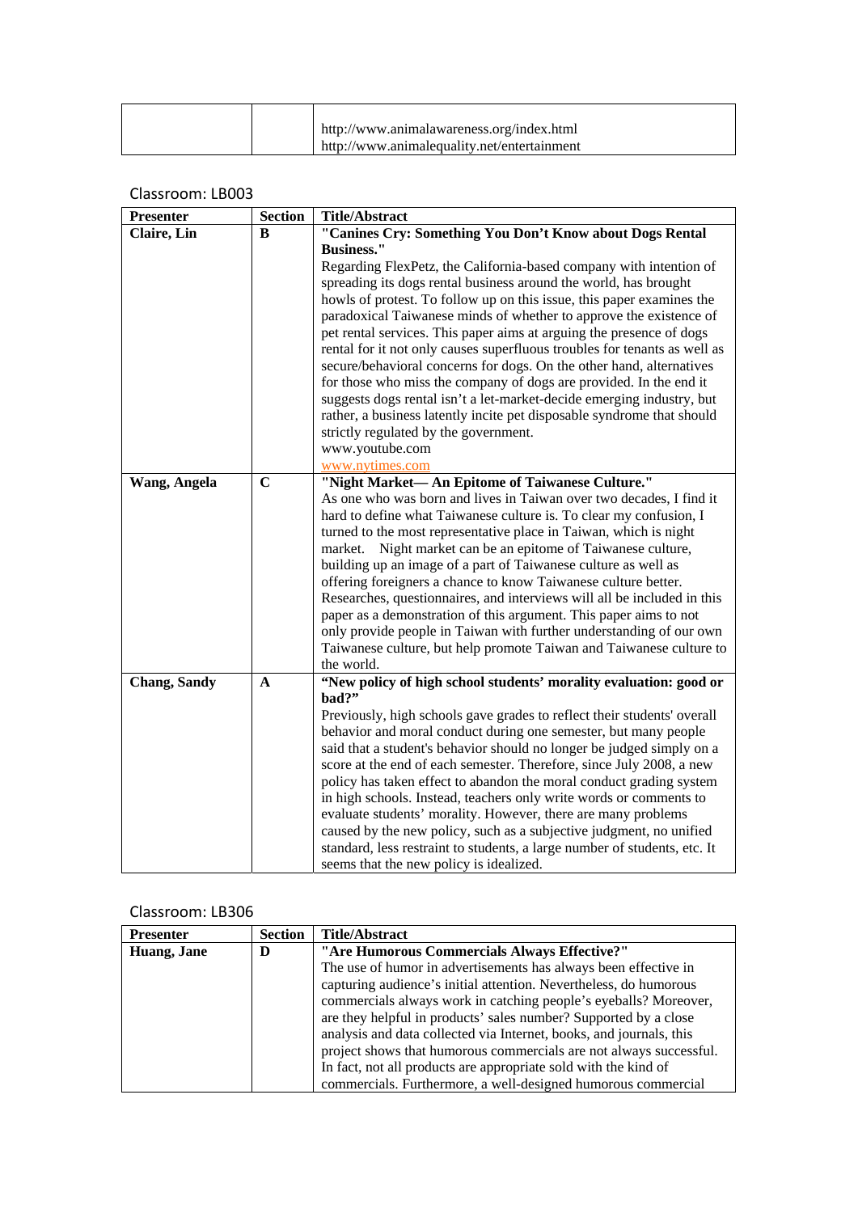| | | |
|---|---|---|
| | | http://www.animalawareness.org/index.html<br>http://www.animalequality.net/entertainment |

Classroom: LB003

| Presenter | Section | Title/Abstract |
|---|---|---|
| **Claire, Lin** | **B** | **"Canines Cry: Something You Don't Know about Dogs Rental Business."**<br>Regarding FlexPetz, the California-based company with intention of spreading its dogs rental business around the world, has brought howls of protest. To follow up on this issue, this paper examines the paradoxical Taiwanese minds of whether to approve the existence of pet rental services. This paper aims at arguing the presence of dogs rental for it not only causes superfluous troubles for tenants as well as secure/behavioral concerns for dogs. On the other hand, alternatives for those who miss the company of dogs are provided. In the end it suggests dogs rental isn't a let-market-decide emerging industry, but rather, a business latently incite pet disposable syndrome that should strictly regulated by the government.<br>www.youtube.com<br>www.nytimes.com |
| **Wang, Angela** | **C** | **"Night Market— An Epitome of Taiwanese Culture."**<br>As one who was born and lives in Taiwan over two decades, I find it hard to define what Taiwanese culture is. To clear my confusion, I turned to the most representative place in Taiwan, which is night market. Night market can be an epitome of Taiwanese culture, building up an image of a part of Taiwanese culture as well as offering foreigners a chance to know Taiwanese culture better. Researches, questionnaires, and interviews will all be included in this paper as a demonstration of this argument. This paper aims to not only provide people in Taiwan with further understanding of our own Taiwanese culture, but help promote Taiwan and Taiwanese culture to the world. |
| **Chang, Sandy** | **A** | **"New policy of high school students' morality evaluation: good or bad?"**<br>Previously, high schools gave grades to reflect their students' overall behavior and moral conduct during one semester, but many people said that a student's behavior should no longer be judged simply on a score at the end of each semester. Therefore, since July 2008, a new policy has taken effect to abandon the moral conduct grading system in high schools. Instead, teachers only write words or comments to evaluate students' morality. However, there are many problems caused by the new policy, such as a subjective judgment, no unified standard, less restraint to students, a large number of students, etc. It seems that the new policy is idealized. |

Classroom: LB306

| Presenter | Section | Title/Abstract |
|---|---|---|
| **Huang, Jane** | **D** | **"Are Humorous Commercials Always Effective?"**<br>The use of humor in advertisements has always been effective in capturing audience's initial attention. Nevertheless, do humorous commercials always work in catching people's eyeballs? Moreover, are they helpful in products' sales number? Supported by a close analysis and data collected via Internet, books, and journals, this project shows that humorous commercials are not always successful. In fact, not all products are appropriate sold with the kind of commercials. Furthermore, a well-designed humorous commercial |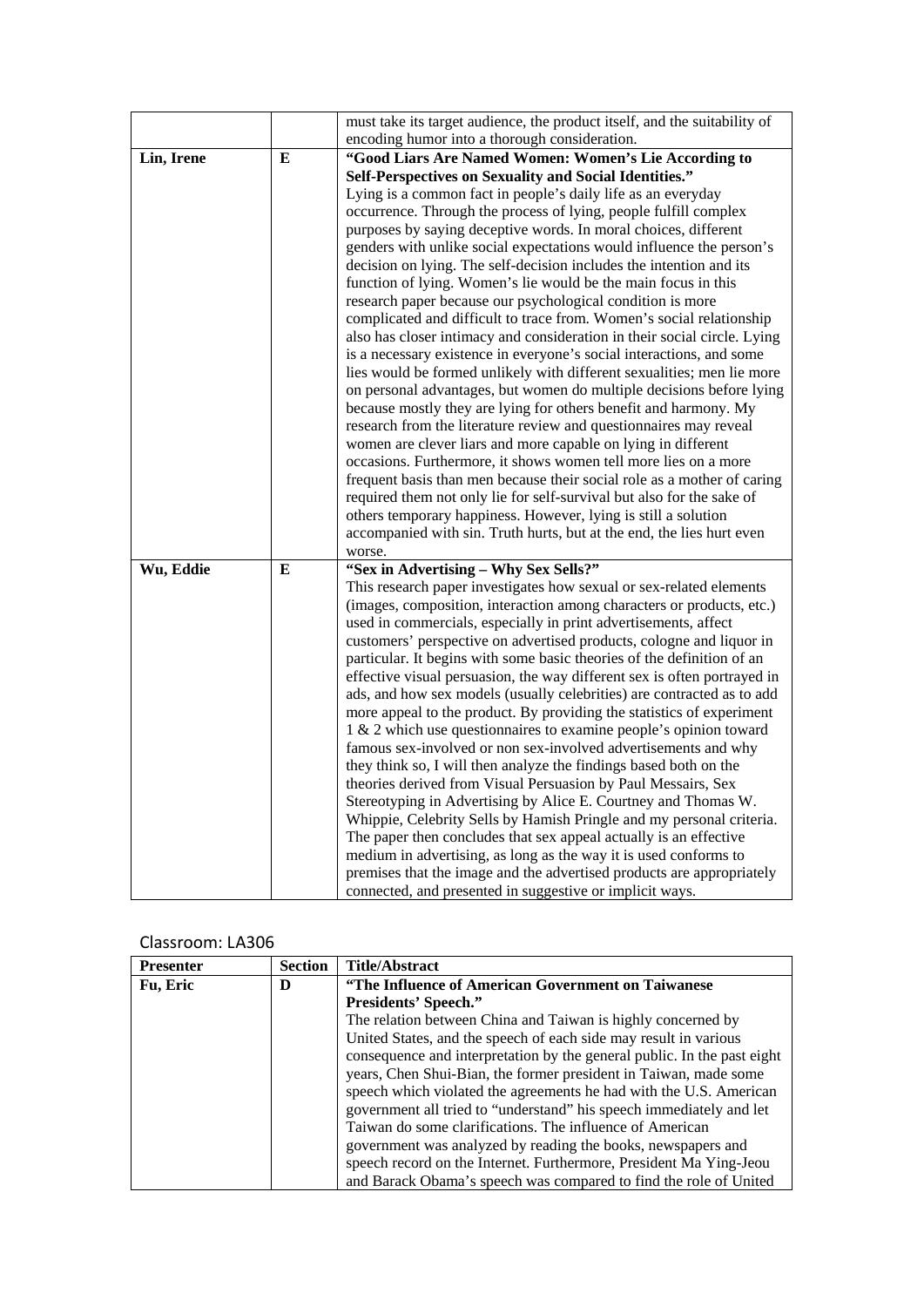|  |  | must take its target audience, the product itself, and the suitability of encoding humor into a thorough consideration. |
|---|---|---|
| **Lin, Irene** | **E** | **"Good Liars Are Named Women: Women's Lie According to Self-Perspectives on Sexuality and Social Identities."** Lying is a common fact in people's daily life as an everyday occurrence. Through the process of lying, people fulfill complex purposes by saying deceptive words. In moral choices, different genders with unlike social expectations would influence the person's decision on lying. The self-decision includes the intention and its function of lying. Women's lie would be the main focus in this research paper because our psychological condition is more complicated and difficult to trace from. Women's social relationship also has closer intimacy and consideration in their social circle. Lying is a necessary existence in everyone's social interactions, and some lies would be formed unlikely with different sexualities; men lie more on personal advantages, but women do multiple decisions before lying because mostly they are lying for others benefit and harmony. My research from the literature review and questionnaires may reveal women are clever liars and more capable on lying in different occasions. Furthermore, it shows women tell more lies on a more frequent basis than men because their social role as a mother of caring required them not only lie for self-survival but also for the sake of others temporary happiness. However, lying is still a solution accompanied with sin. Truth hurts, but at the end, the lies hurt even worse. |
| **Wu, Eddie** | **E** | **"Sex in Advertising – Why Sex Sells?"** This research paper investigates how sexual or sex-related elements (images, composition, interaction among characters or products, etc.) used in commercials, especially in print advertisements, affect customers' perspective on advertised products, cologne and liquor in particular. It begins with some basic theories of the definition of an effective visual persuasion, the way different sex is often portrayed in ads, and how sex models (usually celebrities) are contracted as to add more appeal to the product. By providing the statistics of experiment 1 & 2 which use questionnaires to examine people's opinion toward famous sex-involved or non sex-involved advertisements and why they think so, I will then analyze the findings based both on the theories derived from Visual Persuasion by Paul Messairs, Sex Stereotyping in Advertising by Alice E. Courtney and Thomas W. Whippie, Celebrity Sells by Hamish Pringle and my personal criteria. The paper then concludes that sex appeal actually is an effective medium in advertising, as long as the way it is used conforms to premises that the image and the advertised products are appropriately connected, and presented in suggestive or implicit ways. |

Classroom: LA306

| Presenter | Section | Title/Abstract |
|---|---|---|
| **Fu, Eric** | **D** | **"The Influence of American Government on Taiwanese Presidents' Speech."** The relation between China and Taiwan is highly concerned by United States, and the speech of each side may result in various consequence and interpretation by the general public. In the past eight years, Chen Shui-Bian, the former president in Taiwan, made some speech which violated the agreements he had with the U.S. American government all tried to "understand" his speech immediately and let Taiwan do some clarifications. The influence of American government was analyzed by reading the books, newspapers and speech record on the Internet. Furthermore, President Ma Ying-Jeou and Barack Obama's speech was compared to find the role of United |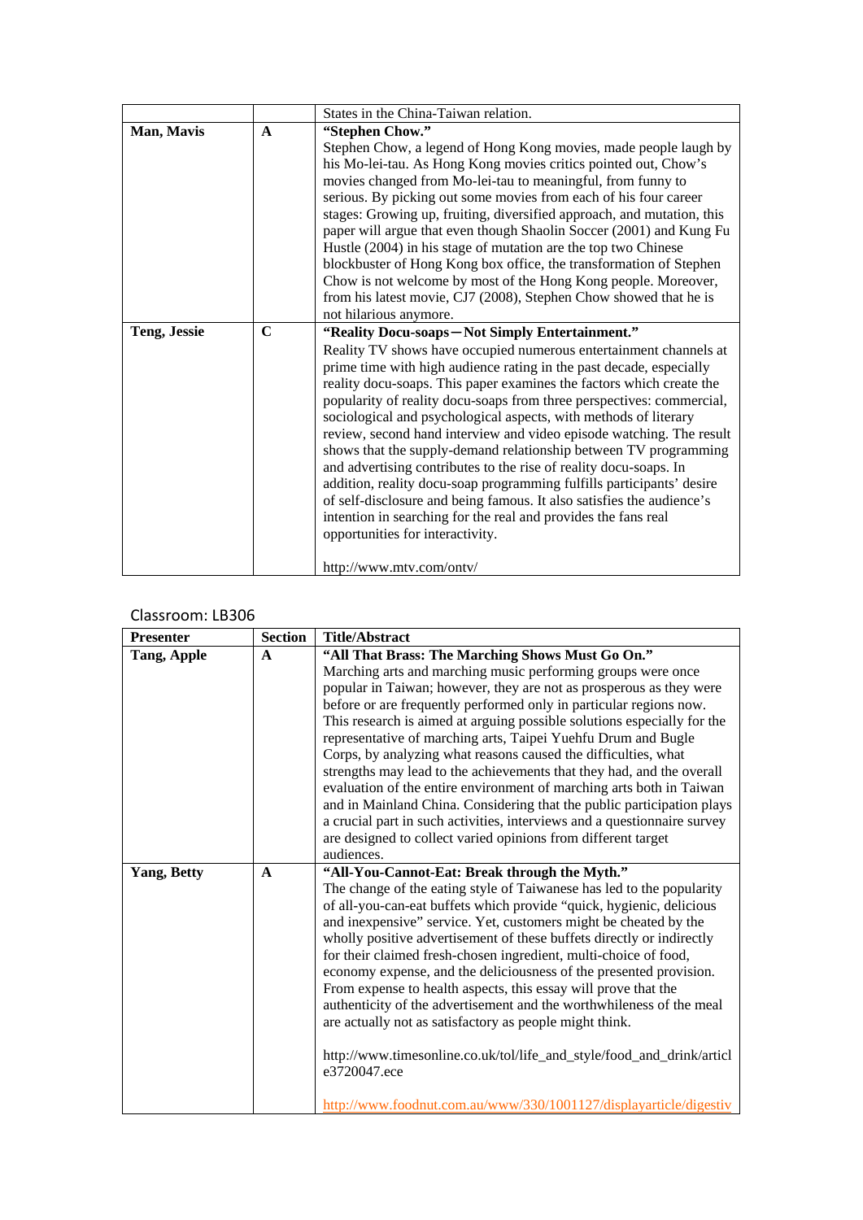| | | States in the China-Taiwan relation. |
|---|---|---|
| **Man, Mavis** | **A** | **"Stephen Chow."** Stephen Chow, a legend of Hong Kong movies, made people laugh by his Mo-lei-tau. As Hong Kong movies critics pointed out, Chow's movies changed from Mo-lei-tau to meaningful, from funny to serious. By picking out some movies from each of his four career stages: Growing up, fruiting, diversified approach, and mutation, this paper will argue that even though Shaolin Soccer (2001) and Kung Fu Hustle (2004) in his stage of mutation are the top two Chinese blockbuster of Hong Kong box office, the transformation of Stephen Chow is not welcome by most of the Hong Kong people. Moreover, from his latest movie, CJ7 (2008), Stephen Chow showed that he is not hilarious anymore. |
| **Teng, Jessie** | **C** | **"Reality Docu-soaps—Not Simply Entertainment."** Reality TV shows have occupied numerous entertainment channels at prime time with high audience rating in the past decade, especially reality docu-soaps. This paper examines the factors which create the popularity of reality docu-soaps from three perspectives: commercial, sociological and psychological aspects, with methods of literary review, second hand interview and video episode watching. The result shows that the supply-demand relationship between TV programming and advertising contributes to the rise of reality docu-soaps. In addition, reality docu-soap programming fulfills participants' desire of self-disclosure and being famous. It also satisfies the audience's intention in searching for the real and provides the fans real opportunities for interactivity. <br><br> http://www.mtv.com/ontv/ |

Classroom: LB306

| Presenter | Section | Title/Abstract |
|---|---|---|
| **Tang, Apple** | **A** | **"All That Brass: The Marching Shows Must Go On."** Marching arts and marching music performing groups were once popular in Taiwan; however, they are not as prosperous as they were before or are frequently performed only in particular regions now. This research is aimed at arguing possible solutions especially for the representative of marching arts, Taipei Yuehfu Drum and Bugle Corps, by analyzing what reasons caused the difficulties, what strengths may lead to the achievements that they had, and the overall evaluation of the entire environment of marching arts both in Taiwan and in Mainland China. Considering that the public participation plays a crucial part in such activities, interviews and a questionnaire survey are designed to collect varied opinions from different target audiences. |
| **Yang, Betty** | **A** | **"All-You-Cannot-Eat: Break through the Myth."** The change of the eating style of Taiwanese has led to the popularity of all-you-can-eat buffets which provide "quick, hygienic, delicious and inexpensive" service. Yet, customers might be cheated by the wholly positive advertisement of these buffets directly or indirectly for their claimed fresh-chosen ingredient, multi-choice of food, economy expense, and the deliciousness of the presented provision. From expense to health aspects, this essay will prove that the authenticity of the advertisement and the worthwhileness of the meal are actually not as satisfactory as people might think. <br><br> http://www.timesonline.co.uk/tol/life_and_style/food_and_drink/article3720047.ece <br><br> http://www.foodnut.com.au/www/330/1001127/displayarticle/digestiv |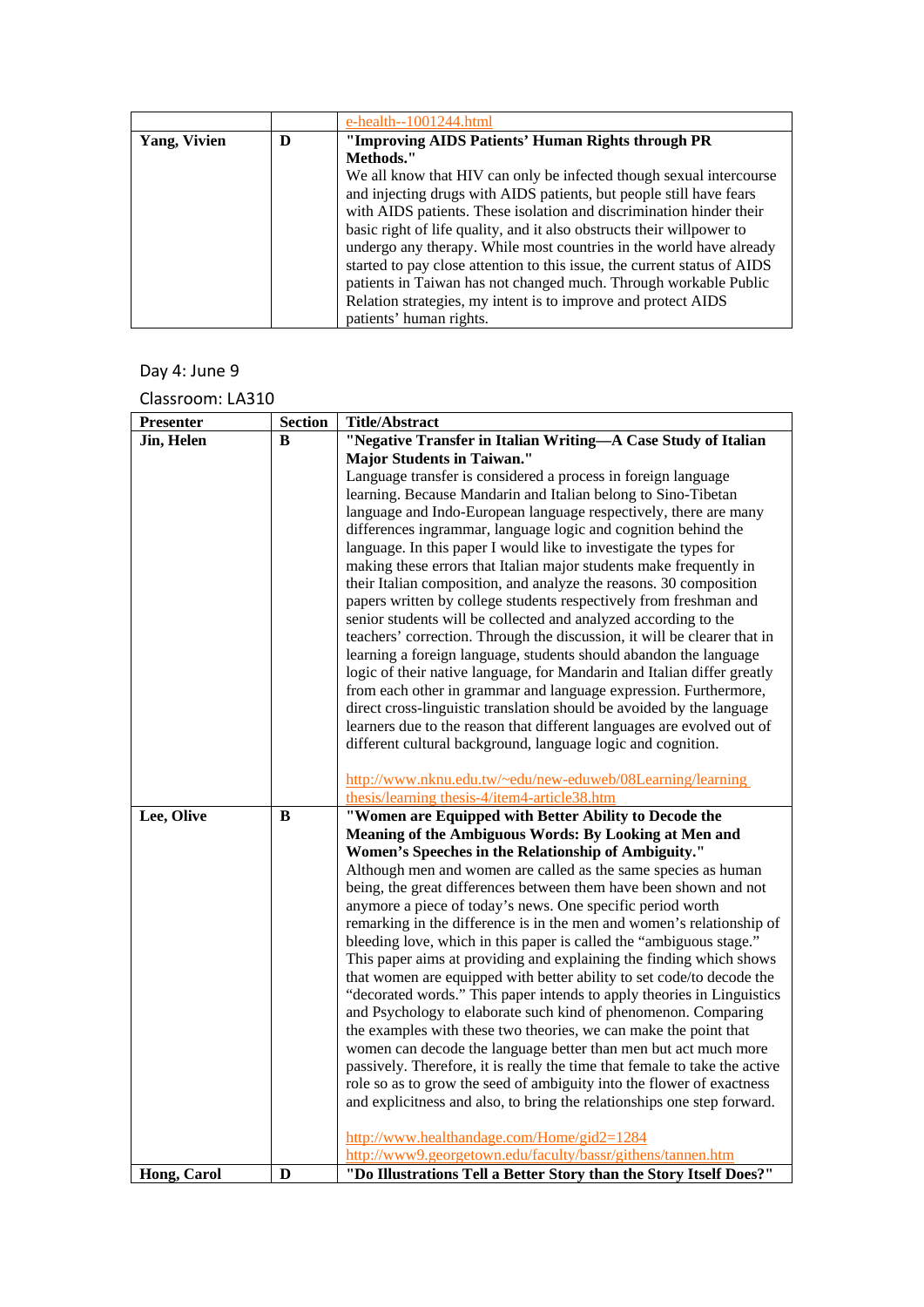| | | e-health--1001244.html |
|---|---|---|
| **Yang, Vivien** | **D** | **"Improving AIDS Patients' Human Rights through PR Methods."** We all know that HIV can only be infected though sexual intercourse and injecting drugs with AIDS patients, but people still have fears with AIDS patients. These isolation and discrimination hinder their basic right of life quality, and it also obstructs their willpower to undergo any therapy. While most countries in the world have already started to pay close attention to this issue, the current status of AIDS patients in Taiwan has not changed much. Through workable Public Relation strategies, my intent is to improve and protect AIDS patients' human rights. |

Day 4: June 9

Classroom: LA310

| Presenter | Section | Title/Abstract |
|---|---|---|
| **Jin, Helen** | **B** | **"Negative Transfer in Italian Writing—A Case Study of Italian Major Students in Taiwan."** Language transfer is considered a process in foreign language learning. Because Mandarin and Italian belong to Sino-Tibetan language and Indo-European language respectively, there are many differences ingrammar, language logic and cognition behind the language. In this paper I would like to investigate the types for making these errors that Italian major students make frequently in their Italian composition, and analyze the reasons. 30 composition papers written by college students respectively from freshman and senior students will be collected and analyzed according to the teachers' correction. Through the discussion, it will be clearer that in learning a foreign language, students should abandon the language logic of their native language, for Mandarin and Italian differ greatly from each other in grammar and language expression. Furthermore, direct cross-linguistic translation should be avoided by the language learners due to the reason that different languages are evolved out of different cultural background, language logic and cognition.<br><br>http://www.nknu.edu.tw/~edu/new-eduweb/08Learning/learning thesis/learning thesis-4/item4-article38.htm |
| **Lee, Olive** | **B** | **"Women are Equipped with Better Ability to Decode the Meaning of the Ambiguous Words: By Looking at Men and Women's Speeches in the Relationship of Ambiguity."** Although men and women are called as the same species as human being, the great differences between them have been shown and not anymore a piece of today's news. One specific period worth remarking in the difference is in the men and women's relationship of bleeding love, which in this paper is called the "ambiguous stage." This paper aims at providing and explaining the finding which shows that women are equipped with better ability to set code/to decode the "decorated words." This paper intends to apply theories in Linguistics and Psychology to elaborate such kind of phenomenon. Comparing the examples with these two theories, we can make the point that women can decode the language better than men but act much more passively. Therefore, it is really the time that female to take the active role so as to grow the seed of ambiguity into the flower of exactness and explicitness and also, to bring the relationships one step forward.<br><br>http://www.healthandage.com/Home/gid2=1284<br>http://www9.georgetown.edu/faculty/bassr/githens/tannen.htm |
| **Hong, Carol** | **D** | **"Do Illustrations Tell a Better Story than the Story Itself Does?"** |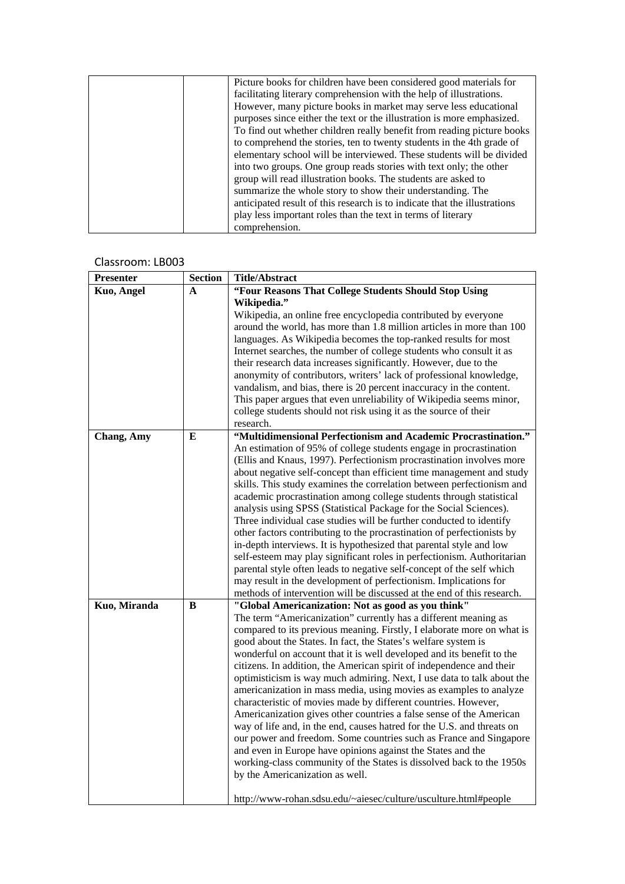| | | |
|---|---|---|
| | | Picture books for children have been considered good materials for facilitating literary comprehension with the help of illustrations. However, many picture books in market may serve less educational purposes since either the text or the illustration is more emphasized. To find out whether children really benefit from reading picture books to comprehend the stories, ten to twenty students in the 4th grade of elementary school will be interviewed. These students will be divided into two groups. One group reads stories with text only; the other group will read illustration books. The students are asked to summarize the whole story to show their understanding. The anticipated result of this research is to indicate that the illustrations play less important roles than the text in terms of literary comprehension. |

Classroom: LB003

| Presenter | Section | Title/Abstract |
|---|---|---|
| **Kuo, Angel** | **A** | **"Four Reasons That College Students Should Stop Using Wikipedia."** Wikipedia, an online free encyclopedia contributed by everyone around the world, has more than 1.8 million articles in more than 100 languages. As Wikipedia becomes the top-ranked results for most Internet searches, the number of college students who consult it as their research data increases significantly. However, due to the anonymity of contributors, writers' lack of professional knowledge, vandalism, and bias, there is 20 percent inaccuracy in the content. This paper argues that even unreliability of Wikipedia seems minor, college students should not risk using it as the source of their research. |
| **Chang, Amy** | **E** | **"Multidimensional Perfectionism and Academic Procrastination."** An estimation of 95% of college students engage in procrastination (Ellis and Knaus, 1997). Perfectionism procrastination involves more about negative self-concept than efficient time management and study skills. This study examines the correlation between perfectionism and academic procrastination among college students through statistical analysis using SPSS (Statistical Package for the Social Sciences). Three individual case studies will be further conducted to identify other factors contributing to the procrastination of perfectionists by in-depth interviews. It is hypothesized that parental style and low self-esteem may play significant roles in perfectionism. Authoritarian parental style often leads to negative self-concept of the self which may result in the development of perfectionism. Implications for methods of intervention will be discussed at the end of this research. |
| **Kuo, Miranda** | **B** | **"Global Americanization: Not as good as you think"** The term "Americanization" currently has a different meaning as compared to its previous meaning. Firstly, I elaborate more on what is good about the States. In fact, the States's welfare system is wonderful on account that it is well developed and its benefit to the citizens. In addition, the American spirit of independence and their optimisticism is way much admiring. Next, I use data to talk about the americanization in mass media, using movies as examples to analyze characteristic of movies made by different countries. However, Americanization gives other countries a false sense of the American way of life and, in the end, causes hatred for the U.S. and threats on our power and freedom. Some countries such as France and Singapore and even in Europe have opinions against the States and the working-class community of the States is dissolved back to the 1950s by the Americanization as well. http://www-rohan.sdsu.edu/~aiesec/culture/usculture.html#people |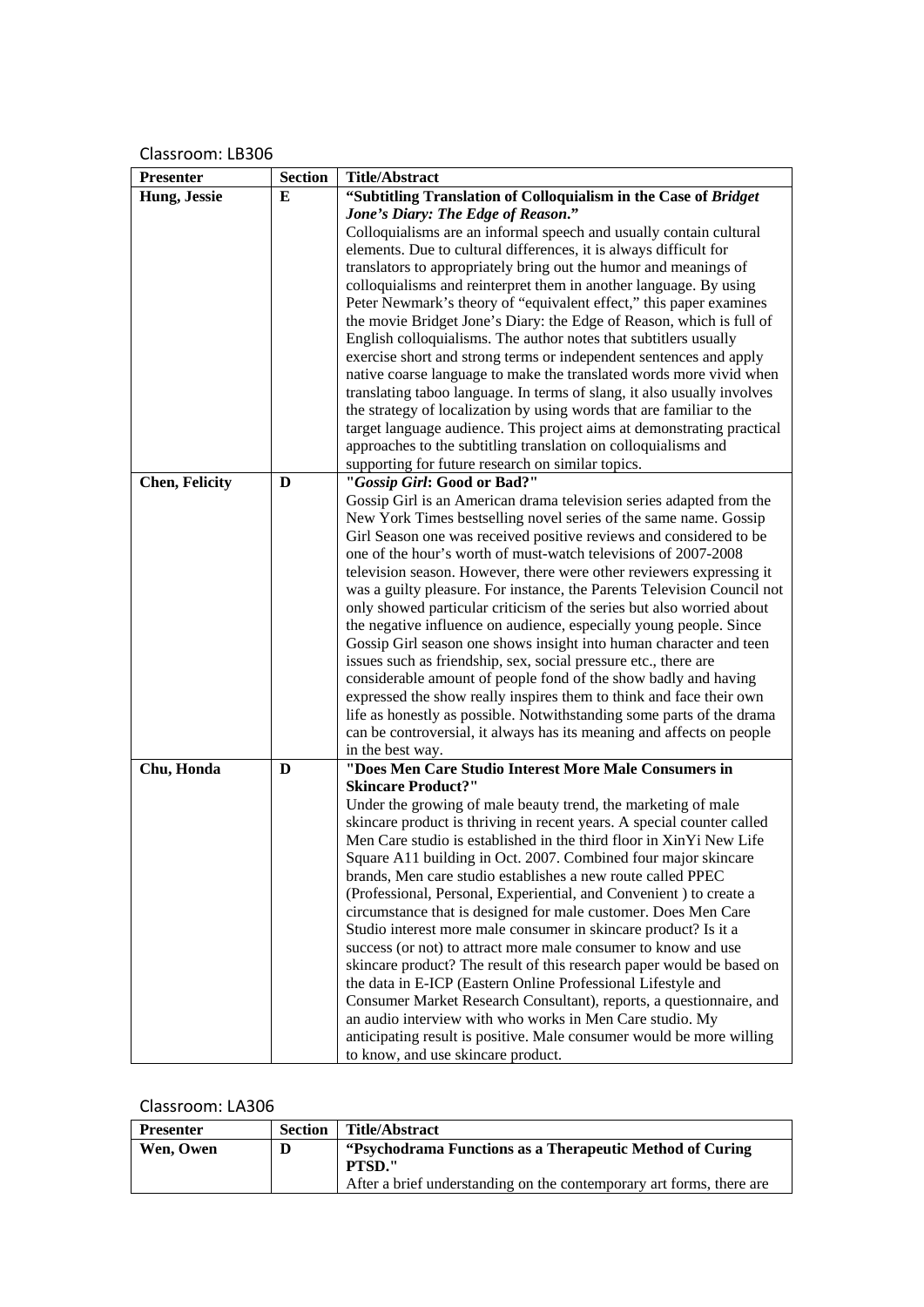Classroom: LB306

| Presenter | Section | Title/Abstract |
|---|---|---|
| **Hung, Jessie** | **E** | **"Subtitling Translation of Colloquialism in the Case of *Bridget Jone's Diary: The Edge of Reason*."** Colloquialisms are an informal speech and usually contain cultural elements. Due to cultural differences, it is always difficult for translators to appropriately bring out the humor and meanings of colloquialisms and reinterpret them in another language. By using Peter Newmark's theory of "equivalent effect," this paper examines the movie Bridget Jone's Diary: the Edge of Reason, which is full of English colloquialisms. The author notes that subtitlers usually exercise short and strong terms or independent sentences and apply native coarse language to make the translated words more vivid when translating taboo language. In terms of slang, it also usually involves the strategy of localization by using words that are familiar to the target language audience. This project aims at demonstrating practical approaches to the subtitling translation on colloquialisms and supporting for future research on similar topics. |
| **Chen, Felicity** | **D** | **"*Gossip Girl*: Good or Bad?"** Gossip Girl is an American drama television series adapted from the New York Times bestselling novel series of the same name. Gossip Girl Season one was received positive reviews and considered to be one of the hour's worth of must-watch televisions of 2007-2008 television season. However, there were other reviewers expressing it was a guilty pleasure. For instance, the Parents Television Council not only showed particular criticism of the series but also worried about the negative influence on audience, especially young people. Since Gossip Girl season one shows insight into human character and teen issues such as friendship, sex, social pressure etc., there are considerable amount of people fond of the show badly and having expressed the show really inspires them to think and face their own life as honestly as possible. Notwithstanding some parts of the drama can be controversial, it always has its meaning and affects on people in the best way. |
| **Chu, Honda** | **D** | **"Does Men Care Studio Interest More Male Consumers in Skincare Product?"** Under the growing of male beauty trend, the marketing of male skincare product is thriving in recent years. A special counter called Men Care studio is established in the third floor in XinYi New Life Square A11 building in Oct. 2007. Combined four major skincare brands, Men care studio establishes a new route called PPEC (Professional, Personal, Experiential, and Convenient ) to create a circumstance that is designed for male customer. Does Men Care Studio interest more male consumer in skincare product? Is it a success (or not) to attract more male consumer to know and use skincare product? The result of this research paper would be based on the data in E-ICP (Eastern Online Professional Lifestyle and Consumer Market Research Consultant), reports, a questionnaire, and an audio interview with who works in Men Care studio. My anticipating result is positive. Male consumer would be more willing to know, and use skincare product. |

Classroom: LA306

| Presenter | Section | Title/Abstract |
|---|---|---|
| **Wen, Owen** | **D** | **"Psychodrama Functions as a Therapeutic Method of Curing PTSD."** After a brief understanding on the contemporary art forms, there are |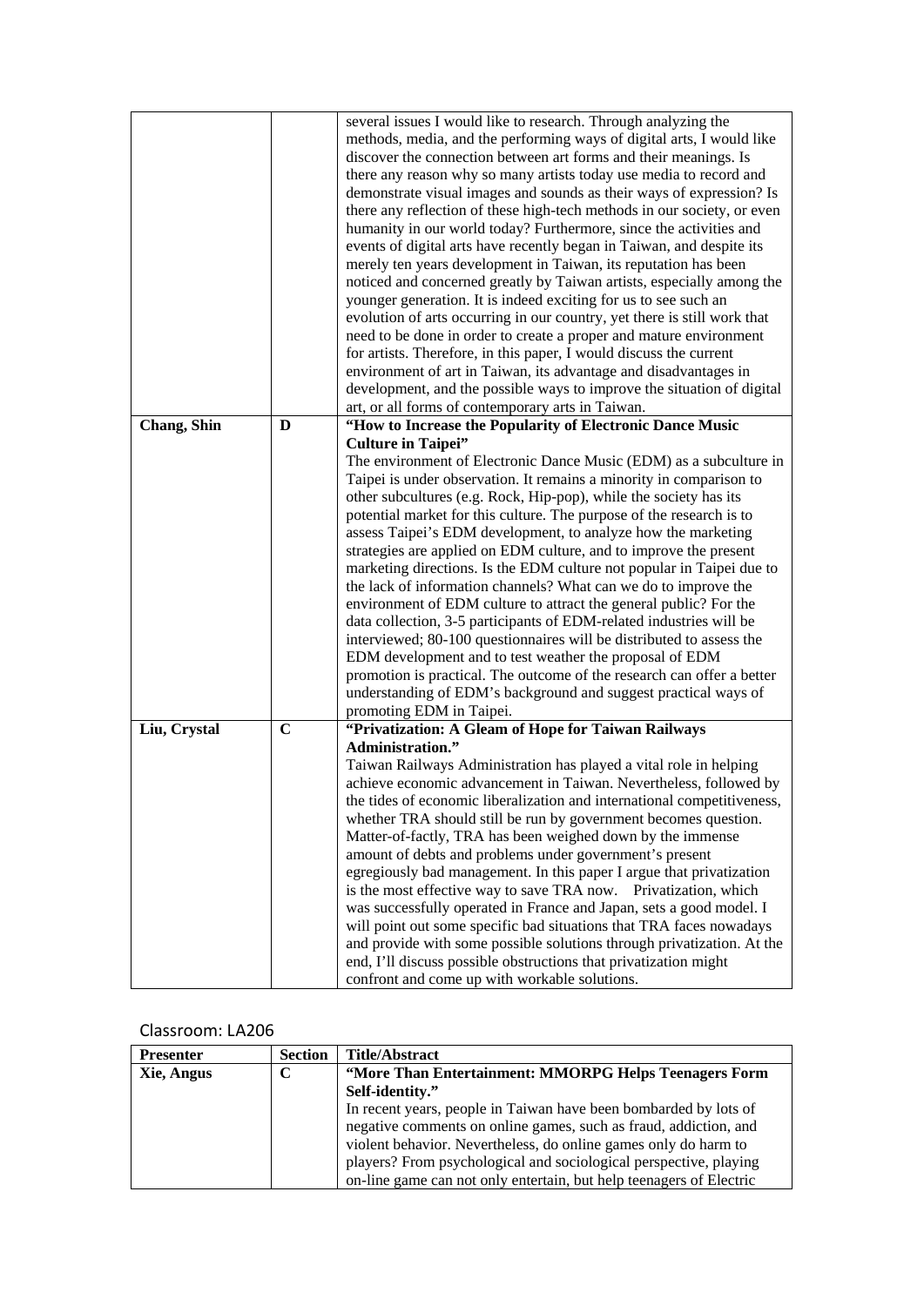| | | |
|---|---|---|
| | | several issues I would like to research. Through analyzing the methods, media, and the performing ways of digital arts, I would like discover the connection between art forms and their meanings. Is there any reason why so many artists today use media to record and demonstrate visual images and sounds as their ways of expression? Is there any reflection of these high-tech methods in our society, or even humanity in our world today? Furthermore, since the activities and events of digital arts have recently began in Taiwan, and despite its merely ten years development in Taiwan, its reputation has been noticed and concerned greatly by Taiwan artists, especially among the younger generation. It is indeed exciting for us to see such an evolution of arts occurring in our country, yet there is still work that need to be done in order to create a proper and mature environment for artists. Therefore, in this paper, I would discuss the current environment of art in Taiwan, its advantage and disadvantages in development, and the possible ways to improve the situation of digital art, or all forms of contemporary arts in Taiwan. |
| **Chang, Shin** | **D** | **"How to Increase the Popularity of Electronic Dance Music Culture in Taipei"**<br>The environment of Electronic Dance Music (EDM) as a subculture in Taipei is under observation. It remains a minority in comparison to other subcultures (e.g. Rock, Hip-pop), while the society has its potential market for this culture. The purpose of the research is to assess Taipei's EDM development, to analyze how the marketing strategies are applied on EDM culture, and to improve the present marketing directions. Is the EDM culture not popular in Taipei due to the lack of information channels? What can we do to improve the environment of EDM culture to attract the general public? For the data collection, 3-5 participants of EDM-related industries will be interviewed; 80-100 questionnaires will be distributed to assess the EDM development and to test weather the proposal of EDM promotion is practical. The outcome of the research can offer a better understanding of EDM's background and suggest practical ways of promoting EDM in Taipei. |
| **Liu, Crystal** | **C** | **"Privatization: A Gleam of Hope for Taiwan Railways Administration."**<br>Taiwan Railways Administration has played a vital role in helping achieve economic advancement in Taiwan. Nevertheless, followed by the tides of economic liberalization and international competitiveness, whether TRA should still be run by government becomes question. Matter-of-factly, TRA has been weighed down by the immense amount of debts and problems under government's present egregiously bad management. In this paper I argue that privatization is the most effective way to save TRA now. Privatization, which was successfully operated in France and Japan, sets a good model. I will point out some specific bad situations that TRA faces nowadays and provide with some possible solutions through privatization. At the end, I'll discuss possible obstructions that privatization might confront and come up with workable solutions. |

Classroom: LA206

| Presenter | Section | Title/Abstract |
|---|---|---|
| **Xie, Angus** | **C** | **"More Than Entertainment: MMORPG Helps Teenagers Form Self-identity."**<br>In recent years, people in Taiwan have been bombarded by lots of negative comments on online games, such as fraud, addiction, and violent behavior. Nevertheless, do online games only do harm to players? From psychological and sociological perspective, playing on-line game can not only entertain, but help teenagers of Electric |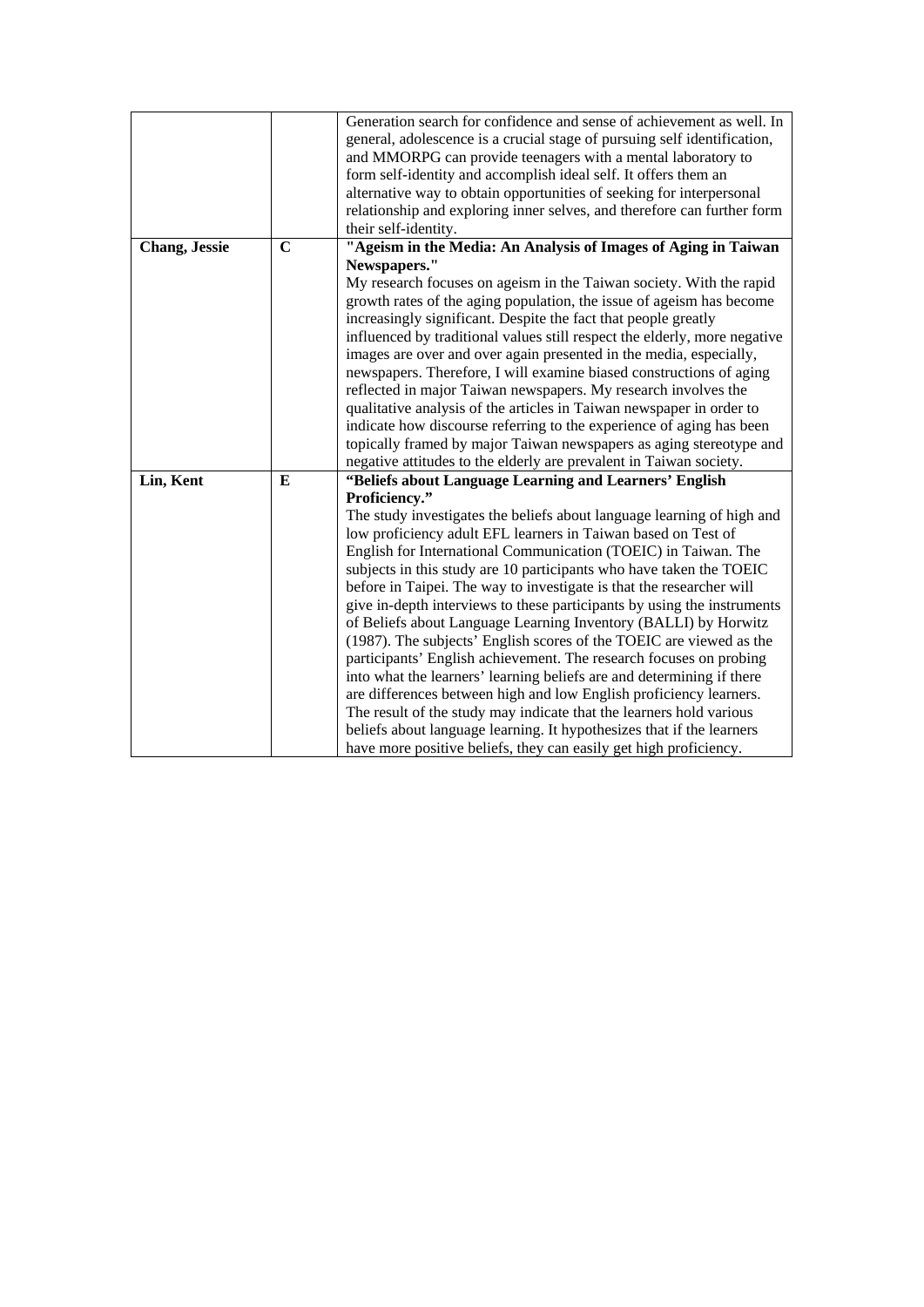| | | |
|---|---|---|
| | | Generation search for confidence and sense of achievement as well. In general, adolescence is a crucial stage of pursuing self identification, and MMORPG can provide teenagers with a mental laboratory to form self-identity and accomplish ideal self. It offers them an alternative way to obtain opportunities of seeking for interpersonal relationship and exploring inner selves, and therefore can further form their self-identity. |
| **Chang, Jessie** | **C** | **"Ageism in the Media: An Analysis of Images of Aging in Taiwan Newspapers."** My research focuses on ageism in the Taiwan society. With the rapid growth rates of the aging population, the issue of ageism has become increasingly significant. Despite the fact that people greatly influenced by traditional values still respect the elderly, more negative images are over and over again presented in the media, especially, newspapers. Therefore, I will examine biased constructions of aging reflected in major Taiwan newspapers. My research involves the qualitative analysis of the articles in Taiwan newspaper in order to indicate how discourse referring to the experience of aging has been topically framed by major Taiwan newspapers as aging stereotype and negative attitudes to the elderly are prevalent in Taiwan society. |
| **Lin, Kent** | **E** | **"Beliefs about Language Learning and Learners' English Proficiency."** The study investigates the beliefs about language learning of high and low proficiency adult EFL learners in Taiwan based on Test of English for International Communication (TOEIC) in Taiwan. The subjects in this study are 10 participants who have taken the TOEIC before in Taipei. The way to investigate is that the researcher will give in-depth interviews to these participants by using the instruments of Beliefs about Language Learning Inventory (BALLI) by Horwitz (1987). The subjects' English scores of the TOEIC are viewed as the participants' English achievement. The research focuses on probing into what the learners' learning beliefs are and determining if there are differences between high and low English proficiency learners. The result of the study may indicate that the learners hold various beliefs about language learning. It hypothesizes that if the learners have more positive beliefs, they can easily get high proficiency. |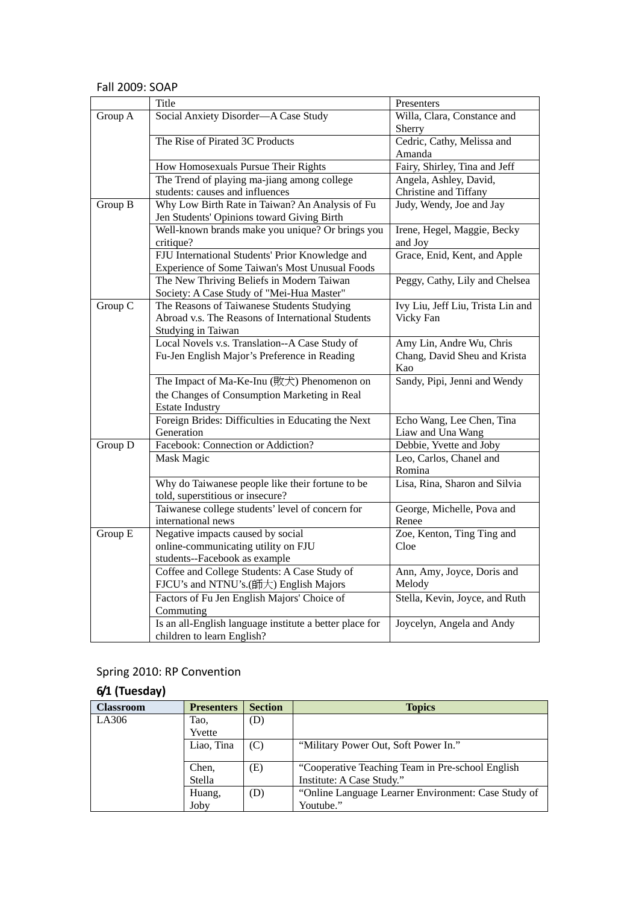Fall 2009: SOAP

| | Title | Presenters |
|---|---|---|
| Group A | Social Anxiety Disorder—A Case Study | Willa, Clara, Constance and Sherry |
| | The Rise of Pirated 3C Products | Cedric, Cathy, Melissa and Amanda |
| | How Homosexuals Pursue Their Rights | Fairy, Shirley, Tina and Jeff |
| | The Trend of playing ma-jiang among college students: causes and influences | Angela, Ashley, David, Christine and Tiffany |
| Group B | Why Low Birth Rate in Taiwan? An Analysis of Fu Jen Students' Opinions toward Giving Birth | Judy, Wendy, Joe and Jay |
| | Well-known brands make you unique? Or brings you critique? | Irene, Hegel, Maggie, Becky and Joy |
| | FJU International Students' Prior Knowledge and Experience of Some Taiwan's Most Unusual Foods | Grace, Enid, Kent, and Apple |
| | The New Thriving Beliefs in Modern Taiwan Society: A Case Study of "Mei-Hua Master" | Peggy, Cathy, Lily and Chelsea |
| Group C | The Reasons of Taiwanese Students Studying Abroad v.s. The Reasons of International Students Studying in Taiwan | Ivy Liu, Jeff Liu, Trista Lin and Vicky Fan |
| | Local Novels v.s. Translation--A Case Study of Fu-Jen English Major's Preference in Reading | Amy Lin, Andre Wu, Chris Chang, David Sheu and Krista Kao |
| | The Impact of Ma-Ke-Inu (敗犬) Phenomenon on the Changes of Consumption Marketing in Real Estate Industry | Sandy, Pipi, Jenni and Wendy |
| | Foreign Brides: Difficulties in Educating the Next Generation | Echo Wang, Lee Chen, Tina Liaw and Una Wang |
| Group D | Facebook: Connection or Addiction? | Debbie, Yvette and Joby |
| | Mask Magic | Leo, Carlos, Chanel and Romina |
| | Why do Taiwanese people like their fortune to be told, superstitious or insecure? | Lisa, Rina, Sharon and Silvia |
| | Taiwanese college students' level of concern for international news | George, Michelle, Pova and Renee |
| Group E | Negative impacts caused by social online-communicating utility on FJU students--Facebook as example | Zoe, Kenton, Ting Ting and Cloe |
| | Coffee and College Students: A Case Study of FJCU's and NTNU's.(師大) English Majors | Ann, Amy, Joyce, Doris and Melody |
| | Factors of Fu Jen English Majors' Choice of Commuting | Stella, Kevin, Joyce, and Ruth |
| | Is an all-English language institute a better place for children to learn English? | Joycelyn, Angela and Andy |

Spring 2010: RP Convention

**6/1 (Tuesday)**

| Classroom | Presenters | Section | Topics |
|---|---|---|---|
| LA306 | Tao, Yvette | (D) | |
| | Liao, Tina | (C) | "Military Power Out, Soft Power In." |
| | Chen, Stella | (E) | "Cooperative Teaching Team in Pre-school English Institute: A Case Study." |
| | Huang, Joby | (D) | "Online Language Learner Environment: Case Study of Youtube." |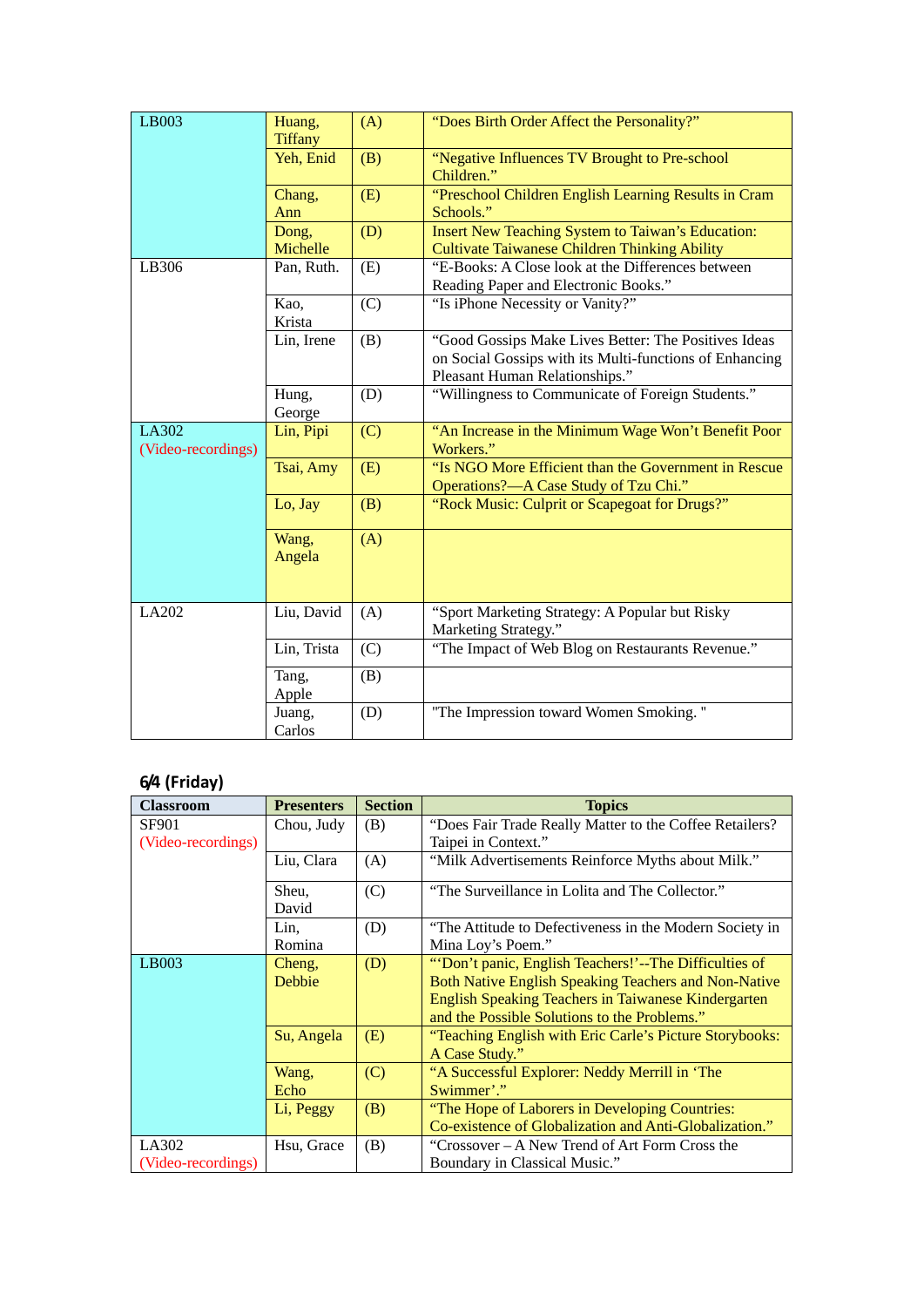| Classroom | Presenters | Section | Topics |
|---|---|---|---|
| LB003 | Huang, Tiffany | (A) | "Does Birth Order Affect the Personality?" |
| | Yeh, Enid | (B) | "Negative Influences TV Brought to Pre-school Children." |
| | Chang, Ann | (E) | "Preschool Children English Learning Results in Cram Schools." |
| | Dong, Michelle | (D) | Insert New Teaching System to Taiwan's Education: Cultivate Taiwanese Children Thinking Ability |
| LB306 | Pan, Ruth. | (E) | "E-Books: A Close look at the Differences between Reading Paper and Electronic Books." |
| | Kao, Krista | (C) | "Is iPhone Necessity or Vanity?" |
| | Lin, Irene | (B) | "Good Gossips Make Lives Better: The Positives Ideas on Social Gossips with its Multi-functions of Enhancing Pleasant Human Relationships." |
| | Hung, George | (D) | "Willingness to Communicate of Foreign Students." |
| LA302 (Video-recordings) | Lin, Pipi | (C) | "An Increase in the Minimum Wage Won't Benefit Poor Workers." |
| | Tsai, Amy | (E) | "Is NGO More Efficient than the Government in Rescue Operations?—A Case Study of Tzu Chi." |
| | Lo, Jay | (B) | "Rock Music: Culprit or Scapegoat for Drugs?" |
| | Wang, Angela | (A) | |
| LA202 | Liu, David | (A) | "Sport Marketing Strategy: A Popular but Risky Marketing Strategy." |
| | Lin, Trista | (C) | "The Impact of Web Blog on Restaurants Revenue." |
| | Tang, Apple | (B) | |
| | Juang, Carlos | (D) | "The Impression toward Women Smoking. " |

## 6/4 (Friday)

| Classroom | Presenters | Section | Topics |
|---|---|---|---|
| SF901 (Video-recordings) | Chou, Judy | (B) | "Does Fair Trade Really Matter to the Coffee Retailers? Taipei in Context." |
| | Liu, Clara | (A) | "Milk Advertisements Reinforce Myths about Milk." |
| | Sheu, David | (C) | "The Surveillance in Lolita and The Collector." |
| | Lin, Romina | (D) | "The Attitude to Defectiveness in the Modern Society in Mina Loy's Poem." |
| LB003 | Cheng, Debbie | (D) | "'Don't panic, English Teachers!'--The Difficulties of Both Native English Speaking Teachers and Non-Native English Speaking Teachers in Taiwanese Kindergarten and the Possible Solutions to the Problems." |
| | Su, Angela | (E) | "Teaching English with Eric Carle's Picture Storybooks: A Case Study." |
| | Wang, Echo | (C) | "A Successful Explorer: Neddy Merrill in 'The Swimmer'." |
| | Li, Peggy | (B) | "The Hope of Laborers in Developing Countries: Co-existence of Globalization and Anti-Globalization." |
| LA302 (Video-recordings) | Hsu, Grace | (B) | "Crossover – A New Trend of Art Form Cross the Boundary in Classical Music." |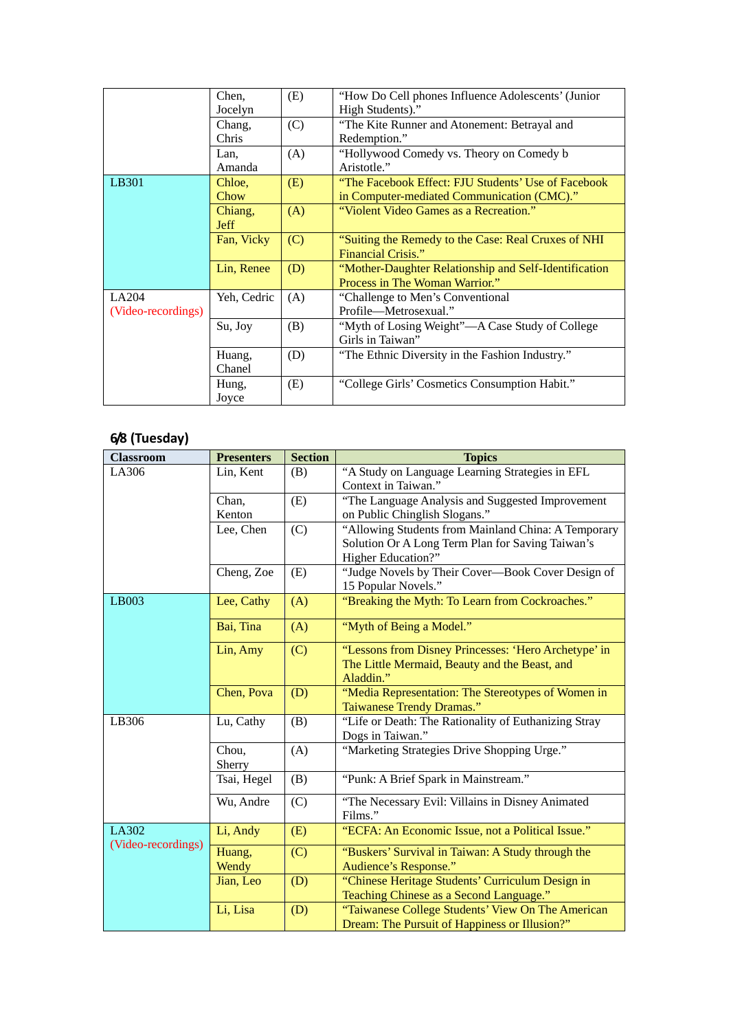| | | | |
|---|---|---|---|
| | Chen, Jocelyn | (E) | "How Do Cell phones Influence Adolescents' (Junior High Students)." |
| | Chang, Chris | (C) | "The Kite Runner and Atonement: Betrayal and Redemption." |
| | Lan, Amanda | (A) | "Hollywood Comedy vs. Theory on Comedy b Aristotle." |
| LB301 | Chloe, Chow | (E) | "The Facebook Effect: FJU Students' Use of Facebook in Computer-mediated Communication (CMC)." |
| | Chiang, Jeff | (A) | "Violent Video Games as a Recreation." |
| | Fan, Vicky | (C) | "Suiting the Remedy to the Case: Real Cruxes of NHI Financial Crisis." |
| | Lin, Renee | (D) | "Mother-Daughter Relationship and Self-Identification Process in The Woman Warrior." |
| LA204 (Video-recordings) | Yeh, Cedric | (A) | "Challenge to Men's Conventional Profile—Metrosexual." |
| | Su, Joy | (B) | "Myth of Losing Weight"—A Case Study of College Girls in Taiwan" |
| | Huang, Chanel | (D) | "The Ethnic Diversity in the Fashion Industry." |
| | Hung, Joyce | (E) | "College Girls' Cosmetics Consumption Habit." |

### 6/8 (Tuesday)

| Classroom | Presenters | Section | Topics |
|---|---|---|---|
| LA306 | Lin, Kent | (B) | "A Study on Language Learning Strategies in EFL Context in Taiwan." |
| | Chan, Kenton | (E) | "The Language Analysis and Suggested Improvement on Public Chinglish Slogans." |
| | Lee, Chen | (C) | "Allowing Students from Mainland China: A Temporary Solution Or A Long Term Plan for Saving Taiwan's Higher Education?" |
| | Cheng, Zoe | (E) | "Judge Novels by Their Cover—Book Cover Design of 15 Popular Novels." |
| LB003 | Lee, Cathy | (A) | "Breaking the Myth: To Learn from Cockroaches." |
| | Bai, Tina | (A) | "Myth of Being a Model." |
| | Lin, Amy | (C) | "Lessons from Disney Princesses: 'Hero Archetype' in The Little Mermaid, Beauty and the Beast, and Aladdin." |
| | Chen, Pova | (D) | "Media Representation: The Stereotypes of Women in Taiwanese Trendy Dramas." |
| LB306 | Lu, Cathy | (B) | "Life or Death: The Rationality of Euthanizing Stray Dogs in Taiwan." |
| | Chou, Sherry | (A) | "Marketing Strategies Drive Shopping Urge." |
| | Tsai, Hegel | (B) | "Punk: A Brief Spark in Mainstream." |
| | Wu, Andre | (C) | "The Necessary Evil: Villains in Disney Animated Films." |
| LA302 (Video-recordings) | Li, Andy | (E) | "ECFA: An Economic Issue, not a Political Issue." |
| | Huang, Wendy | (C) | "Buskers' Survival in Taiwan: A Study through the Audience's Response." |
| | Jian, Leo | (D) | "Chinese Heritage Students' Curriculum Design in Teaching Chinese as a Second Language." |
| | Li, Lisa | (D) | "Taiwanese College Students' View On The American Dream: The Pursuit of Happiness or Illusion?" |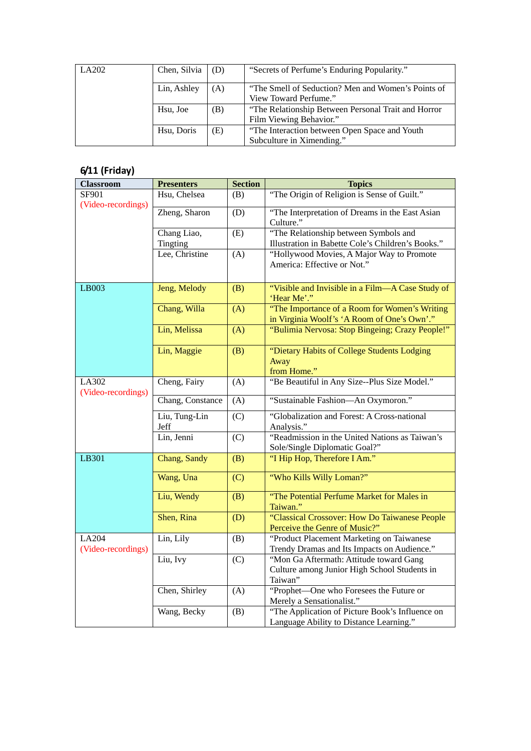| LA202 | Chen, Silvia | (D) | "Secrets of Perfume's Enduring Popularity." |
|---|---|---|---|
| | Lin, Ashley | (A) | "The Smell of Seduction? Men and Women's Points of View Toward Perfume." |
| | Hsu, Joe | (B) | "The Relationship Between Personal Trait and Horror Film Viewing Behavior." |
| | Hsu, Doris | (E) | "The Interaction between Open Space and Youth Subculture in Ximending." |

**6/11 (Friday)**

| Classroom | Presenters | Section | Topics |
|---|---|---|---|
| SF901 (Video-recordings) | Hsu, Chelsea | (B) | "The Origin of Religion is Sense of Guilt." |
| | Zheng, Sharon | (D) | "The Interpretation of Dreams in the East Asian Culture." |
| | Chang Liao, Tingting | (E) | "The Relationship between Symbols and Illustration in Babette Cole's Children's Books." |
| | Lee, Christine | (A) | "Hollywood Movies, A Major Way to Promote America: Effective or Not." |
| LB003 | Jeng, Melody | (B) | "Visible and Invisible in a Film—A Case Study of 'Hear Me'." |
| | Chang, Willa | (A) | "The Importance of a Room for Women's Writing in Virginia Woolf's 'A Room of One's Own'." |
| | Lin, Melissa | (A) | "Bulimia Nervosa: Stop Bingeing; Crazy People!" |
| | Lin, Maggie | (B) | "Dietary Habits of College Students Lodging Away from Home." |
| LA302 (Video-recordings) | Cheng, Fairy | (A) | "Be Beautiful in Any Size--Plus Size Model." |
| | Chang, Constance | (A) | "Sustainable Fashion—An Oxymoron." |
| | Liu, Tung-Lin Jeff | (C) | "Globalization and Forest: A Cross-national Analysis." |
| | Lin, Jenni | (C) | "Readmission in the United Nations as Taiwan's Sole/Single Diplomatic Goal?" |
| LB301 | Chang, Sandy | (B) | "I Hip Hop, Therefore I Am." |
| | Wang, Una | (C) | "Who Kills Willy Loman?" |
| | Liu, Wendy | (B) | "The Potential Perfume Market for Males in Taiwan." |
| | Shen, Rina | (D) | "Classical Crossover: How Do Taiwanese People Perceive the Genre of Music?" |
| LA204 (Video-recordings) | Lin, Lily | (B) | "Product Placement Marketing on Taiwanese Trendy Dramas and Its Impacts on Audience." |
| | Liu, Ivy | (C) | "Mon Ga Aftermath: Attitude toward Gang Culture among Junior High School Students in Taiwan" |
| | Chen, Shirley | (A) | "Prophet—One who Foresees the Future or Merely a Sensationalist." |
| | Wang, Becky | (B) | "The Application of Picture Book's Influence on Language Ability to Distance Learning." |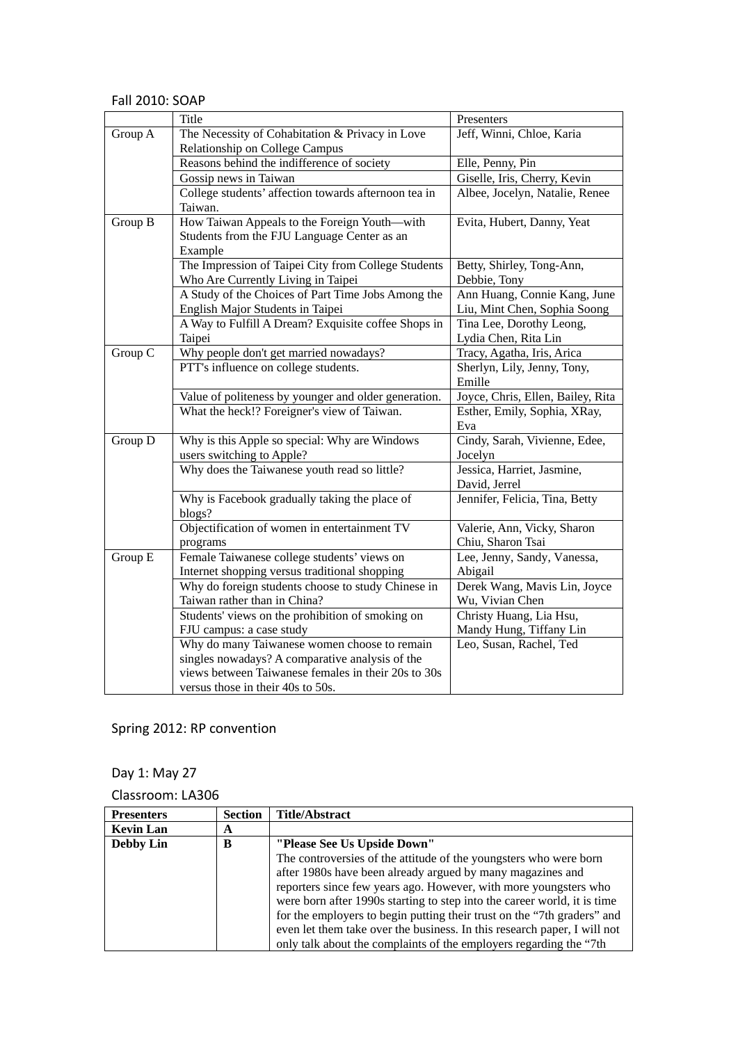Fall 2010: SOAP

| | Title | Presenters |
|---|---|---|
| Group A | The Necessity of Cohabitation & Privacy in Love Relationship on College Campus | Jeff, Winni, Chloe, Karia |
| | Reasons behind the indifference of society | Elle, Penny, Pin |
| | Gossip news in Taiwan | Giselle, Iris, Cherry, Kevin |
| | College students' affection towards afternoon tea in Taiwan. | Albee, Jocelyn, Natalie, Renee |
| Group B | How Taiwan Appeals to the Foreign Youth—with Students from the FJU Language Center as an Example | Evita, Hubert, Danny, Yeat |
| | The Impression of Taipei City from College Students Who Are Currently Living in Taipei | Betty, Shirley, Tong-Ann, Debbie, Tony |
| | A Study of the Choices of Part Time Jobs Among the English Major Students in Taipei | Ann Huang, Connie Kang, June Liu, Mint Chen, Sophia Soong |
| | A Way to Fulfill A Dream? Exquisite coffee Shops in Taipei | Tina Lee, Dorothy Leong, Lydia Chen, Rita Lin |
| Group C | Why people don't get married nowadays? | Tracy, Agatha, Iris, Arica |
| | PTT's influence on college students. | Sherlyn, Lily, Jenny, Tony, Emille |
| | Value of politeness by younger and older generation. | Joyce, Chris, Ellen, Bailey, Rita |
| | What the heck!? Foreigner's view of Taiwan. | Esther, Emily, Sophia, XRay, Eva |
| Group D | Why is this Apple so special: Why are Windows users switching to Apple? | Cindy, Sarah, Vivienne, Edee, Jocelyn |
| | Why does the Taiwanese youth read so little? | Jessica, Harriet, Jasmine, David, Jerrel |
| | Why is Facebook gradually taking the place of blogs? | Jennifer, Felicia, Tina, Betty |
| | Objectification of women in entertainment TV programs | Valerie, Ann, Vicky, Sharon Chiu, Sharon Tsai |
| Group E | Female Taiwanese college students' views on Internet shopping versus traditional shopping | Lee, Jenny, Sandy, Vanessa, Abigail |
| | Why do foreign students choose to study Chinese in Taiwan rather than in China? | Derek Wang, Mavis Lin, Joyce Wu, Vivian Chen |
| | Students' views on the prohibition of smoking on FJU campus: a case study | Christy Huang, Lia Hsu, Mandy Hung, Tiffany Lin |
| | Why do many Taiwanese women choose to remain singles nowadays? A comparative analysis of the views between Taiwanese females in their 20s to 30s versus those in their 40s to 50s. | Leo, Susan, Rachel, Ted |

Spring 2012: RP convention

Day 1: May 27

Classroom: LA306

| Presenters | Section | Title/Abstract |
|---|---|---|
| **Kevin Lan** | **A** | |
| **Debby Lin** | **B** | **"Please See Us Upside Down"** The controversies of the attitude of the youngsters who were born after 1980s have been already argued by many magazines and reporters since few years ago. However, with more youngsters who were born after 1990s starting to step into the career world, it is time for the employers to begin putting their trust on the "7th graders" and even let them take over the business. In this research paper, I will not only talk about the complaints of the employers regarding the "7th |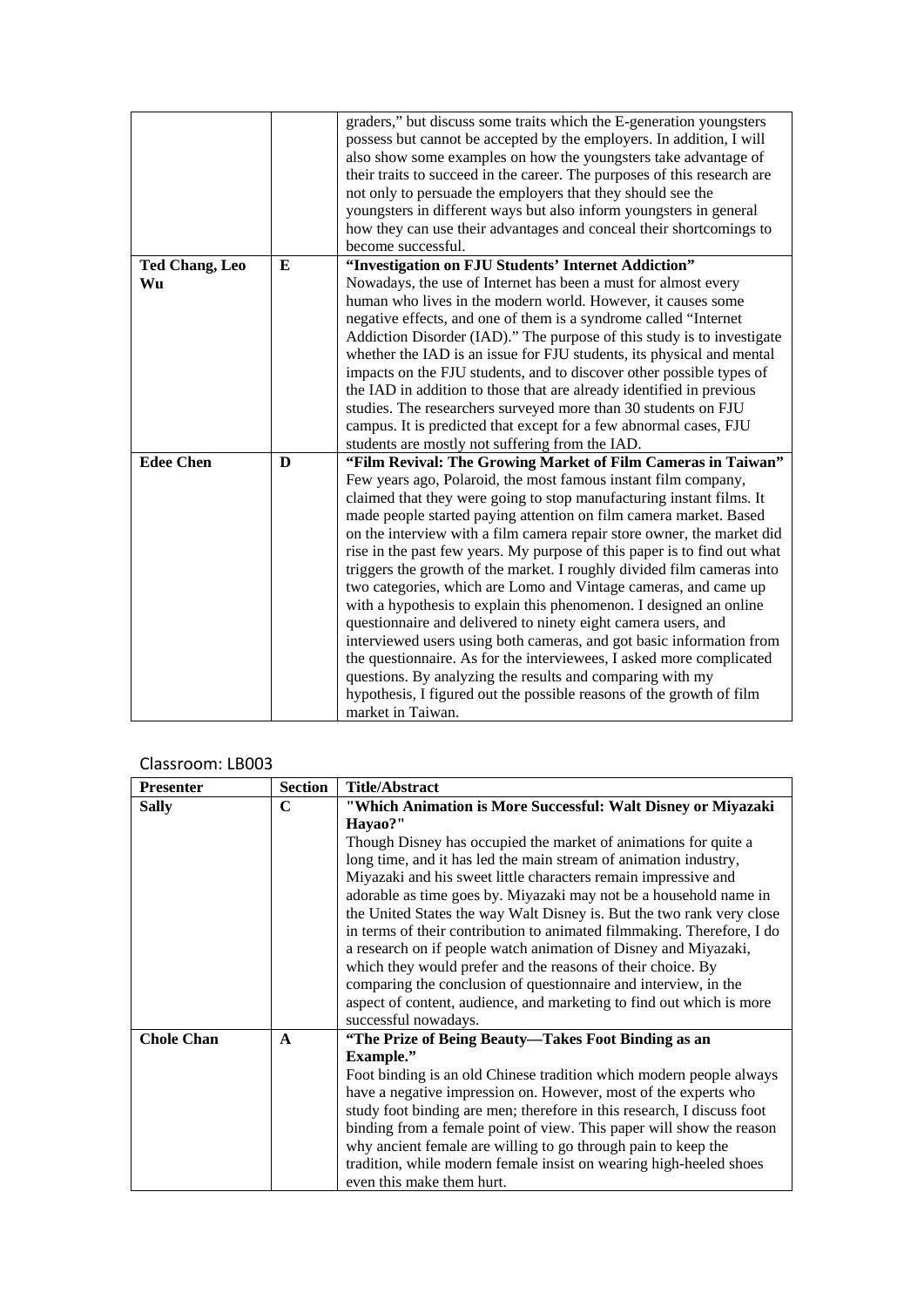| | | |
|---|---|---|
| | | graders," but discuss some traits which the E-generation youngsters possess but cannot be accepted by the employers. In addition, I will also show some examples on how the youngsters take advantage of their traits to succeed in the career. The purposes of this research are not only to persuade the employers that they should see the youngsters in different ways but also inform youngsters in general how they can use their advantages and conceal their shortcomings to become successful. |
| **Ted Chang, Leo Wu** | **E** | **"Investigation on FJU Students' Internet Addiction"** Nowadays, the use of Internet has been a must for almost every human who lives in the modern world. However, it causes some negative effects, and one of them is a syndrome called "Internet Addiction Disorder (IAD)." The purpose of this study is to investigate whether the IAD is an issue for FJU students, its physical and mental impacts on the FJU students, and to discover other possible types of the IAD in addition to those that are already identified in previous studies. The researchers surveyed more than 30 students on FJU campus. It is predicted that except for a few abnormal cases, FJU students are mostly not suffering from the IAD. |
| **Edee Chen** | **D** | **"Film Revival: The Growing Market of Film Cameras in Taiwan"** Few years ago, Polaroid, the most famous instant film company, claimed that they were going to stop manufacturing instant films. It made people started paying attention on film camera market. Based on the interview with a film camera repair store owner, the market did rise in the past few years. My purpose of this paper is to find out what triggers the growth of the market. I roughly divided film cameras into two categories, which are Lomo and Vintage cameras, and came up with a hypothesis to explain this phenomenon. I designed an online questionnaire and delivered to ninety eight camera users, and interviewed users using both cameras, and got basic information from the questionnaire. As for the interviewees, I asked more complicated questions. By analyzing the results and comparing with my hypothesis, I figured out the possible reasons of the growth of film market in Taiwan. |

Classroom: LB003

| Presenter | Section | Title/Abstract |
|---|---|---|
| **Sally** | **C** | **"Which Animation is More Successful: Walt Disney or Miyazaki Hayao?"** Though Disney has occupied the market of animations for quite a long time, and it has led the main stream of animation industry, Miyazaki and his sweet little characters remain impressive and adorable as time goes by. Miyazaki may not be a household name in the United States the way Walt Disney is. But the two rank very close in terms of their contribution to animated filmmaking. Therefore, I do a research on if people watch animation of Disney and Miyazaki, which they would prefer and the reasons of their choice. By comparing the conclusion of questionnaire and interview, in the aspect of content, audience, and marketing to find out which is more successful nowadays. |
| **Chole Chan** | **A** | **"The Prize of Being Beauty—Takes Foot Binding as an Example."** Foot binding is an old Chinese tradition which modern people always have a negative impression on. However, most of the experts who study foot binding are men; therefore in this research, I discuss foot binding from a female point of view. This paper will show the reason why ancient female are willing to go through pain to keep the tradition, while modern female insist on wearing high-heeled shoes even this make them hurt. |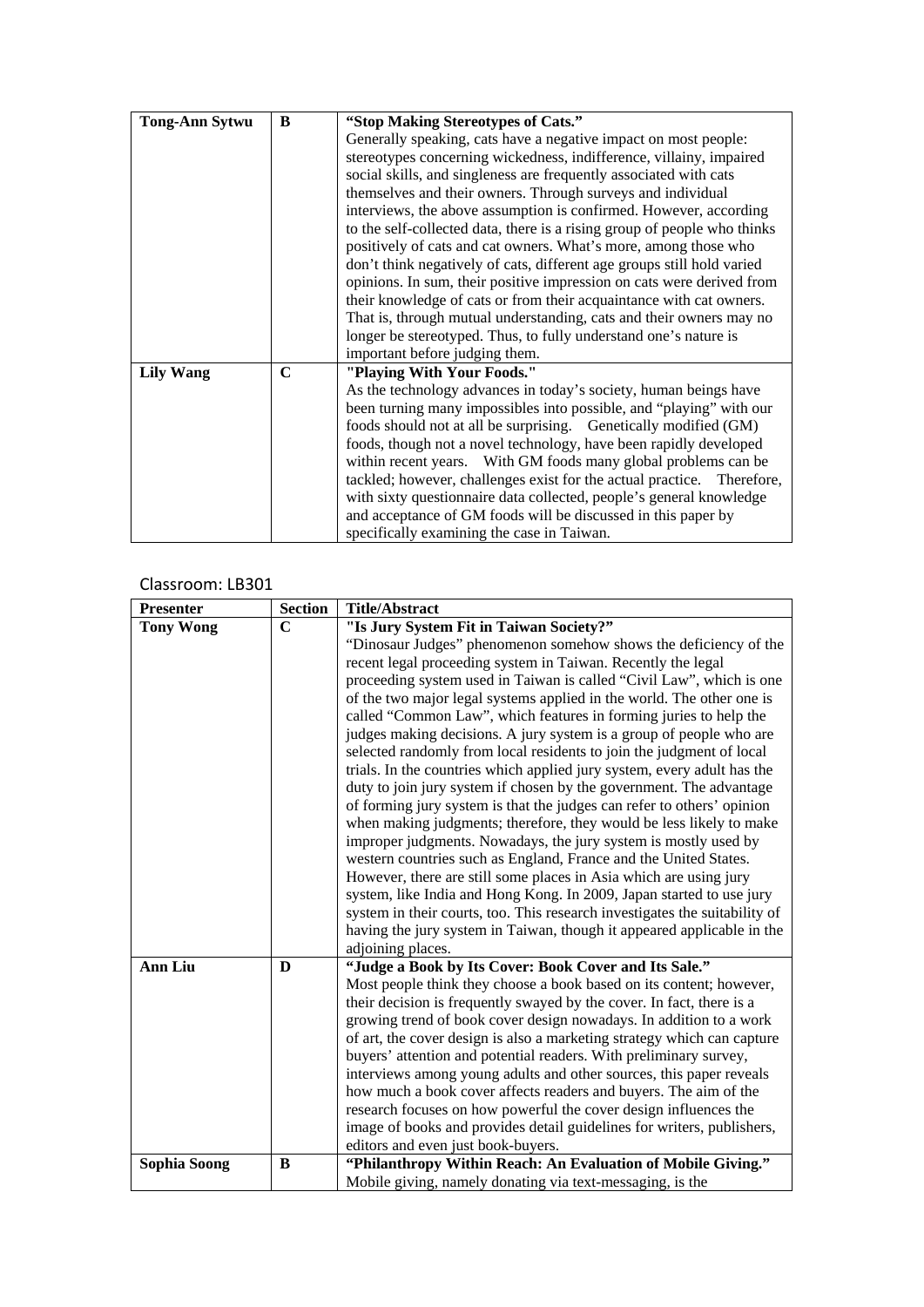| Tong-Ann Sytwu | B | **"Stop Making Stereotypes of Cats."** Generally speaking, cats have a negative impact on most people: stereotypes concerning wickedness, indifference, villainy, impaired social skills, and singleness are frequently associated with cats themselves and their owners. Through surveys and individual interviews, the above assumption is confirmed. However, according to the self-collected data, there is a rising group of people who thinks positively of cats and cat owners. What's more, among those who don't think negatively of cats, different age groups still hold varied opinions. In sum, their positive impression on cats were derived from their knowledge of cats or from their acquaintance with cat owners. That is, through mutual understanding, cats and their owners may no longer be stereotyped. Thus, to fully understand one's nature is important before judging them. |
|---|---|---|
| **Lily Wang** | **C** | **"Playing With Your Foods."** As the technology advances in today's society, human beings have been turning many impossibles into possible, and "playing" with our foods should not at all be surprising. Genetically modified (GM) foods, though not a novel technology, have been rapidly developed within recent years. With GM foods many global problems can be tackled; however, challenges exist for the actual practice. Therefore, with sixty questionnaire data collected, people's general knowledge and acceptance of GM foods will be discussed in this paper by specifically examining the case in Taiwan. |

Classroom: LB301

| Presenter | Section | Title/Abstract |
|---|---|---|
| **Tony Wong** | **C** | **"Is Jury System Fit in Taiwan Society?"** "Dinosaur Judges" phenomenon somehow shows the deficiency of the recent legal proceeding system in Taiwan. Recently the legal proceeding system used in Taiwan is called "Civil Law", which is one of the two major legal systems applied in the world. The other one is called "Common Law", which features in forming juries to help the judges making decisions. A jury system is a group of people who are selected randomly from local residents to join the judgment of local trials. In the countries which applied jury system, every adult has the duty to join jury system if chosen by the government. The advantage of forming jury system is that the judges can refer to others' opinion when making judgments; therefore, they would be less likely to make improper judgments. Nowadays, the jury system is mostly used by western countries such as England, France and the United States. However, there are still some places in Asia which are using jury system, like India and Hong Kong. In 2009, Japan started to use jury system in their courts, too. This research investigates the suitability of having the jury system in Taiwan, though it appeared applicable in the adjoining places. |
| **Ann Liu** | **D** | **"Judge a Book by Its Cover: Book Cover and Its Sale."** Most people think they choose a book based on its content; however, their decision is frequently swayed by the cover. In fact, there is a growing trend of book cover design nowadays. In addition to a work of art, the cover design is also a marketing strategy which can capture buyers' attention and potential readers. With preliminary survey, interviews among young adults and other sources, this paper reveals how much a book cover affects readers and buyers. The aim of the research focuses on how powerful the cover design influences the image of books and provides detail guidelines for writers, publishers, editors and even just book-buyers. |
| **Sophia Soong** | **B** | **"Philanthropy Within Reach: An Evaluation of Mobile Giving."** Mobile giving, namely donating via text-messaging, is the |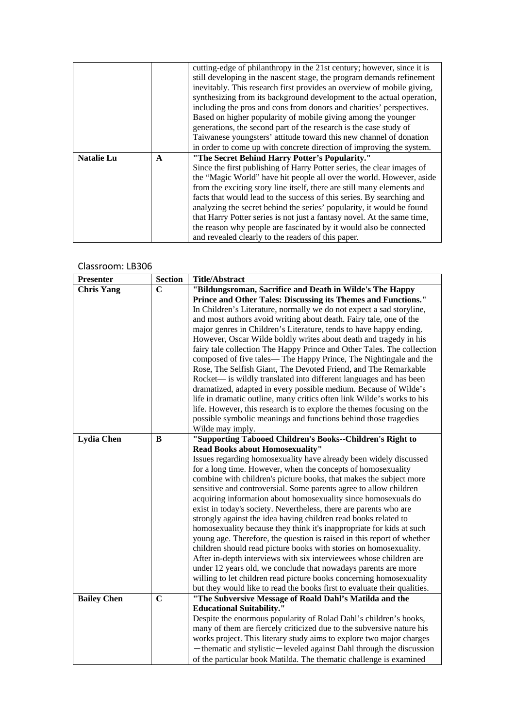| | | |
|---|---|---|
| | | cutting-edge of philanthropy in the 21st century; however, since it is still developing in the nascent stage, the program demands refinement inevitably. This research first provides an overview of mobile giving, synthesizing from its background development to the actual operation, including the pros and cons from donors and charities' perspectives. Based on higher popularity of mobile giving among the younger generations, the second part of the research is the case study of Taiwanese youngsters' attitude toward this new channel of donation in order to come up with concrete direction of improving the system. |
| **Natalie Lu** | **A** | **"The Secret Behind Harry Potter's Popularity."** Since the first publishing of Harry Potter series, the clear images of the "Magic World" have hit people all over the world. However, aside from the exciting story line itself, there are still many elements and facts that would lead to the success of this series. By searching and analyzing the secret behind the series' popularity, it would be found that Harry Potter series is not just a fantasy novel. At the same time, the reason why people are fascinated by it would also be connected and revealed clearly to the readers of this paper. |

Classroom: LB306

| Presenter | Section | Title/Abstract |
|---|---|---|
| **Chris Yang** | **C** | **"Bildungsroman, Sacrifice and Death in Wilde's The Happy Prince and Other Tales: Discussing its Themes and Functions."** In Children's Literature, normally we do not expect a sad storyline, and most authors avoid writing about death. Fairy tale, one of the major genres in Children's Literature, tends to have happy ending. However, Oscar Wilde boldly writes about death and tragedy in his fairy tale collection The Happy Prince and Other Tales. The collection composed of five tales— The Happy Prince, The Nightingale and the Rose, The Selfish Giant, The Devoted Friend, and The Remarkable Rocket— is wildly translated into different languages and has been dramatized, adapted in every possible medium. Because of Wilde's life in dramatic outline, many critics often link Wilde's works to his life. However, this research is to explore the themes focusing on the possible symbolic meanings and functions behind those tragedies Wilde may imply. |
| **Lydia Chen** | **B** | **"Supporting Tabooed Children's Books--Children's Right to Read Books about Homosexuality"** Issues regarding homosexuality have already been widely discussed for a long time. However, when the concepts of homosexuality combine with children's picture books, that makes the subject more sensitive and controversial. Some parents agree to allow children acquiring information about homosexuality since homosexuals do exist in today's society. Nevertheless, there are parents who are strongly against the idea having children read books related to homosexuality because they think it's inappropriate for kids at such young age. Therefore, the question is raised in this report of whether children should read picture books with stories on homosexuality. After in-depth interviews with six interviewees whose children are under 12 years old, we conclude that nowadays parents are more willing to let children read picture books concerning homosexuality but they would like to read the books first to evaluate their qualities. |
| **Bailey Chen** | **C** | **"The Subversive Message of Roald Dahl's Matilda and the Educational Suitability."** Despite the enormous popularity of Rolad Dahl's children's books, many of them are fiercely criticized due to the subversive nature his works project. This literary study aims to explore two major charges —thematic and stylistic—leveled against Dahl through the discussion of the particular book Matilda. The thematic challenge is examined |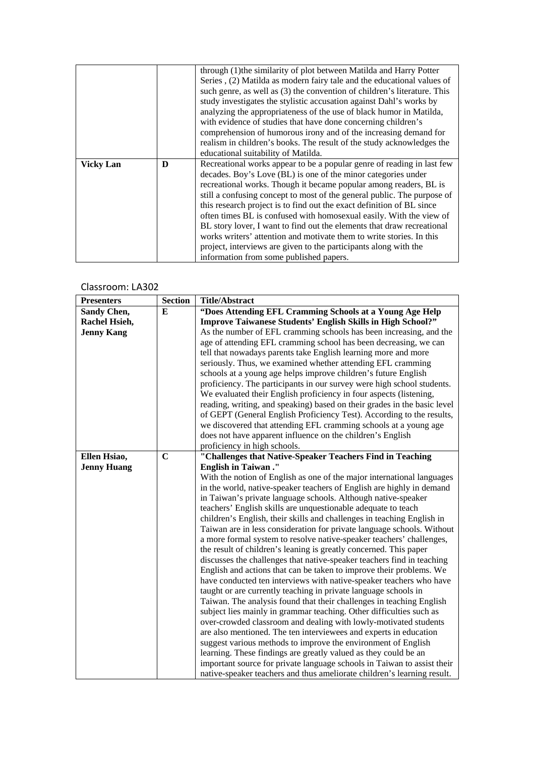|  |  | through (1)the similarity of plot between Matilda and Harry Potter Series , (2) Matilda as modern fairy tale and the educational values of such genre, as well as (3) the convention of children's literature. This study investigates the stylistic accusation against Dahl's works by analyzing the appropriateness of the use of black humor in Matilda, with evidence of studies that have done concerning children's comprehension of humorous irony and of the increasing demand for realism in children's books. The result of the study acknowledges the educational suitability of Matilda. |
|---|---|---|
| **Vicky Lan** | **D** | Recreational works appear to be a popular genre of reading in last few decades. Boy's Love (BL) is one of the minor categories under recreational works. Though it became popular among readers, BL is still a confusing concept to most of the general public. The purpose of this research project is to find out the exact definition of BL since often times BL is confused with homosexual easily. With the view of BL story lover, I want to find out the elements that draw recreational works writers' attention and motivate them to write stories. In this project, interviews are given to the participants along with the information from some published papers. |

Classroom: LA302

| Presenters | Section | Title/Abstract |
|---|---|---|
| **Sandy Chen, Rachel Hsieh, Jenny Kang** | **E** | **"Does Attending EFL Cramming Schools at a Young Age Help Improve Taiwanese Students' English Skills in High School?"** As the number of EFL cramming schools has been increasing, and the age of attending EFL cramming school has been decreasing, we can tell that nowadays parents take English learning more and more seriously. Thus, we examined whether attending EFL cramming schools at a young age helps improve children's future English proficiency. The participants in our survey were high school students. We evaluated their English proficiency in four aspects (listening, reading, writing, and speaking) based on their grades in the basic level of GEPT (General English Proficiency Test). According to the results, we discovered that attending EFL cramming schools at a young age does not have apparent influence on the children's English proficiency in high schools. |
| **Ellen Hsiao, Jenny Huang** | **C** | **"Challenges that Native-Speaker Teachers Find in Teaching English in Taiwan ."** With the notion of English as one of the major international languages in the world, native-speaker teachers of English are highly in demand in Taiwan's private language schools. Although native-speaker teachers' English skills are unquestionable adequate to teach children's English, their skills and challenges in teaching English in Taiwan are in less consideration for private language schools. Without a more formal system to resolve native-speaker teachers' challenges, the result of children's leaning is greatly concerned. This paper discusses the challenges that native-speaker teachers find in teaching English and actions that can be taken to improve their problems. We have conducted ten interviews with native-speaker teachers who have taught or are currently teaching in private language schools in Taiwan. The analysis found that their challenges in teaching English subject lies mainly in grammar teaching. Other difficulties such as over-crowded classroom and dealing with lowly-motivated students are also mentioned. The ten interviewees and experts in education suggest various methods to improve the environment of English learning. These findings are greatly valued as they could be an important source for private language schools in Taiwan to assist their native-speaker teachers and thus ameliorate children's learning result. |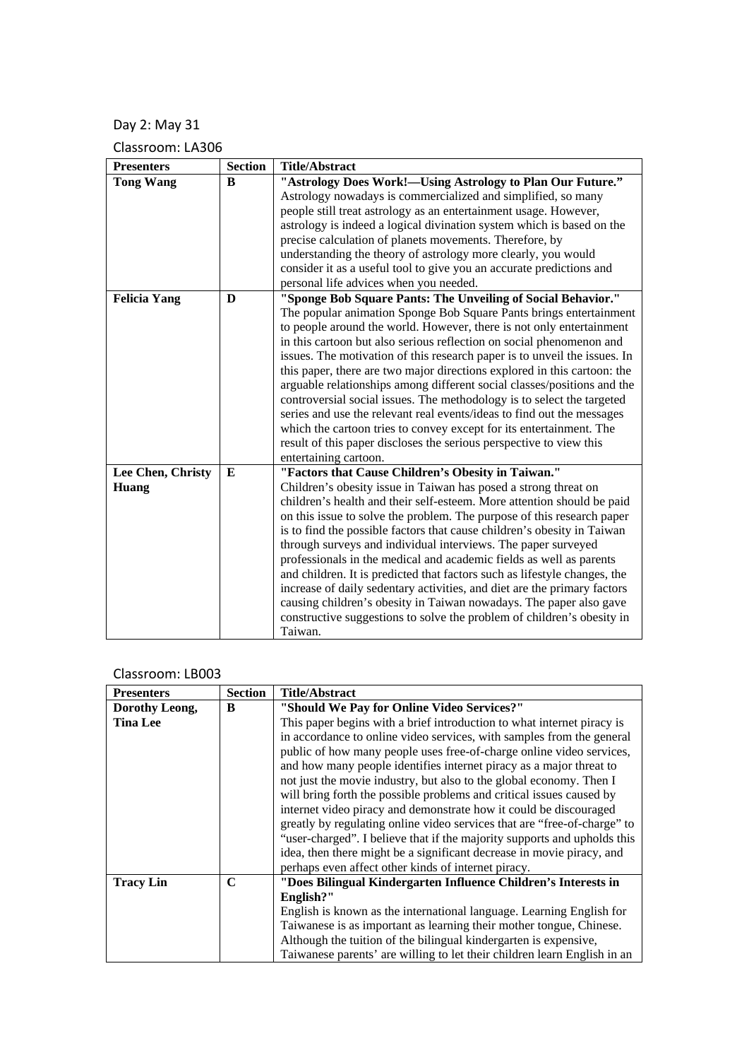Day 2: May 31

Classroom: LA306

| Presenters | Section | Title/Abstract |
|---|---|---|
| **Tong Wang** | **B** | **"Astrology Does Work!—Using Astrology to Plan Our Future."** Astrology nowadays is commercialized and simplified, so many people still treat astrology as an entertainment usage. However, astrology is indeed a logical divination system which is based on the precise calculation of planets movements. Therefore, by understanding the theory of astrology more clearly, you would consider it as a useful tool to give you an accurate predictions and personal life advices when you needed. |
| **Felicia Yang** | **D** | **"Sponge Bob Square Pants: The Unveiling of Social Behavior."** The popular animation Sponge Bob Square Pants brings entertainment to people around the world. However, there is not only entertainment in this cartoon but also serious reflection on social phenomenon and issues. The motivation of this research paper is to unveil the issues. In this paper, there are two major directions explored in this cartoon: the arguable relationships among different social classes/positions and the controversial social issues. The methodology is to select the targeted series and use the relevant real events/ideas to find out the messages which the cartoon tries to convey except for its entertainment. The result of this paper discloses the serious perspective to view this entertaining cartoon. |
| **Lee Chen, Christy Huang** | **E** | **"Factors that Cause Children's Obesity in Taiwan."** Children's obesity issue in Taiwan has posed a strong threat on children's health and their self-esteem. More attention should be paid on this issue to solve the problem. The purpose of this research paper is to find the possible factors that cause children's obesity in Taiwan through surveys and individual interviews. The paper surveyed professionals in the medical and academic fields as well as parents and children. It is predicted that factors such as lifestyle changes, the increase of daily sedentary activities, and diet are the primary factors causing children's obesity in Taiwan nowadays. The paper also gave constructive suggestions to solve the problem of children's obesity in Taiwan. |

Classroom: LB003

| Presenters | Section | Title/Abstract |
|---|---|---|
| **Dorothy Leong, Tina Lee** | **B** | **"Should We Pay for Online Video Services?"** This paper begins with a brief introduction to what internet piracy is in accordance to online video services, with samples from the general public of how many people uses free-of-charge online video services, and how many people identifies internet piracy as a major threat to not just the movie industry, but also to the global economy. Then I will bring forth the possible problems and critical issues caused by internet video piracy and demonstrate how it could be discouraged greatly by regulating online video services that are "free-of-charge" to "user-charged". I believe that if the majority supports and upholds this idea, then there might be a significant decrease in movie piracy, and perhaps even affect other kinds of internet piracy. |
| **Tracy Lin** | **C** | **"Does Bilingual Kindergarten Influence Children's Interests in English?"** English is known as the international language. Learning English for Taiwanese is as important as learning their mother tongue, Chinese. Although the tuition of the bilingual kindergarten is expensive, Taiwanese parents' are willing to let their children learn English in an |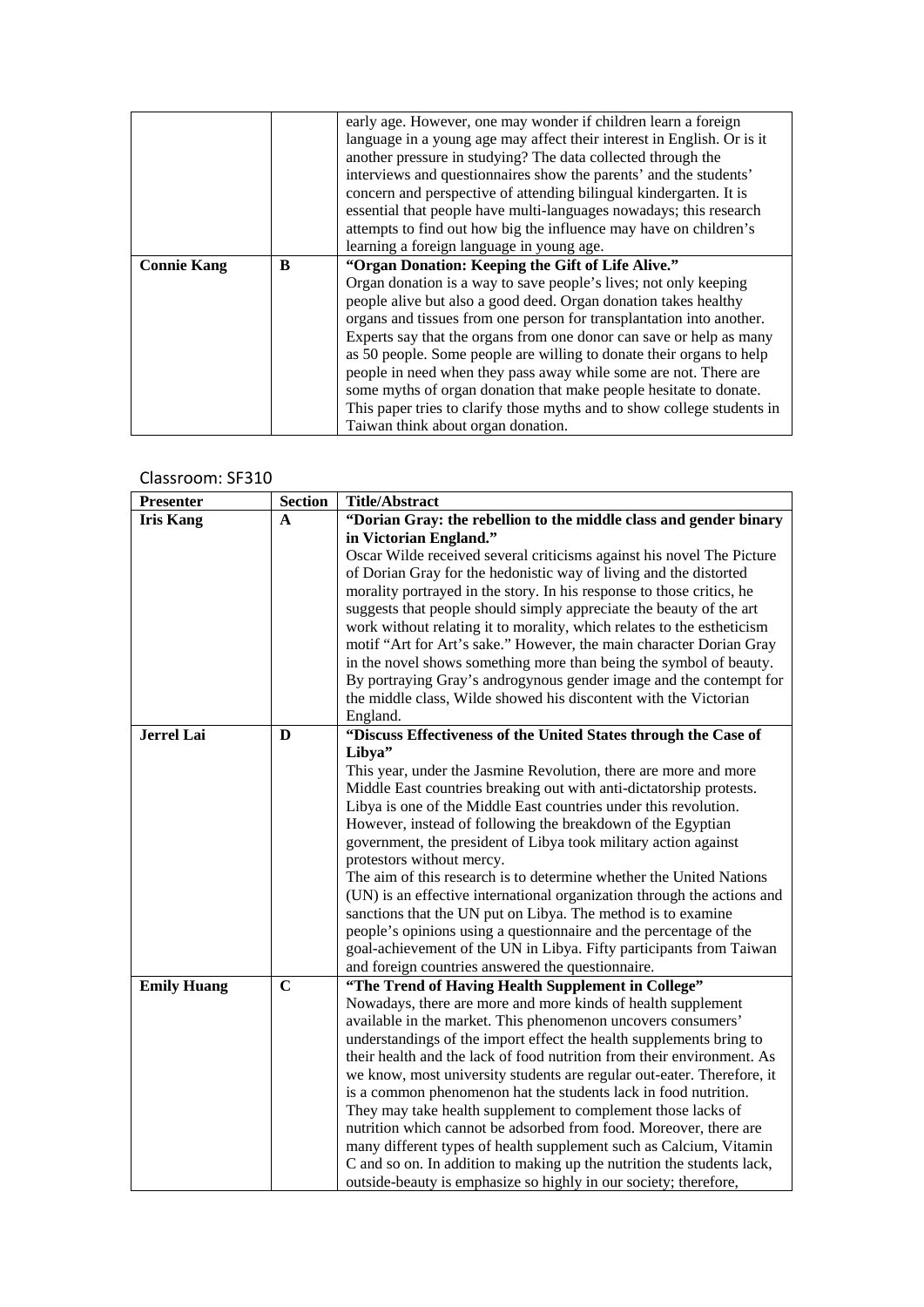| | | |
|---|---|---|
| | | early age. However, one may wonder if children learn a foreign language in a young age may affect their interest in English. Or is it another pressure in studying? The data collected through the interviews and questionnaires show the parents' and the students' concern and perspective of attending bilingual kindergarten. It is essential that people have multi-languages nowadays; this research attempts to find out how big the influence may have on children's learning a foreign language in young age. |
| **Connie Kang** | **B** | **"Organ Donation: Keeping the Gift of Life Alive."** Organ donation is a way to save people's lives; not only keeping people alive but also a good deed. Organ donation takes healthy organs and tissues from one person for transplantation into another. Experts say that the organs from one donor can save or help as many as 50 people. Some people are willing to donate their organs to help people in need when they pass away while some are not. There are some myths of organ donation that make people hesitate to donate. This paper tries to clarify those myths and to show college students in Taiwan think about organ donation. |

Classroom: SF310

| Presenter | Section | Title/Abstract |
|---|---|---|
| **Iris Kang** | **A** | **"Dorian Gray: the rebellion to the middle class and gender binary in Victorian England."** Oscar Wilde received several criticisms against his novel The Picture of Dorian Gray for the hedonistic way of living and the distorted morality portrayed in the story. In his response to those critics, he suggests that people should simply appreciate the beauty of the art work without relating it to morality, which relates to the estheticism motif "Art for Art's sake." However, the main character Dorian Gray in the novel shows something more than being the symbol of beauty. By portraying Gray's androgynous gender image and the contempt for the middle class, Wilde showed his discontent with the Victorian England. |
| **Jerrel Lai** | **D** | **"Discuss Effectiveness of the United States through the Case of Libya"** This year, under the Jasmine Revolution, there are more and more Middle East countries breaking out with anti-dictatorship protests. Libya is one of the Middle East countries under this revolution. However, instead of following the breakdown of the Egyptian government, the president of Libya took military action against protestors without mercy. The aim of this research is to determine whether the United Nations (UN) is an effective international organization through the actions and sanctions that the UN put on Libya. The method is to examine people's opinions using a questionnaire and the percentage of the goal-achievement of the UN in Libya. Fifty participants from Taiwan and foreign countries answered the questionnaire. |
| **Emily Huang** | **C** | **"The Trend of Having Health Supplement in College"** Nowadays, there are more and more kinds of health supplement available in the market. This phenomenon uncovers consumers' understandings of the import effect the health supplements bring to their health and the lack of food nutrition from their environment. As we know, most university students are regular out-eater. Therefore, it is a common phenomenon hat the students lack in food nutrition. They may take health supplement to complement those lacks of nutrition which cannot be adsorbed from food. Moreover, there are many different types of health supplement such as Calcium, Vitamin C and so on. In addition to making up the nutrition the students lack, outside-beauty is emphasize so highly in our society; therefore, |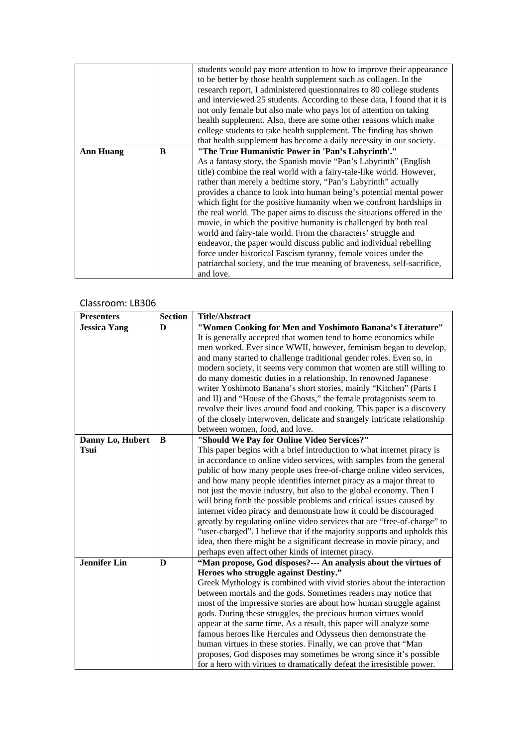| | | |
|---|---|---|
| | | students would pay more attention to how to improve their appearance to be better by those health supplement such as collagen. In the research report, I administered questionnaires to 80 college students and interviewed 25 students. According to these data, I found that it is not only female but also male who pays lot of attention on taking health supplement. Also, there are some other reasons which make college students to take health supplement. The finding has shown that health supplement has become a daily necessity in our society. |
| **Ann Huang** | **B** | **"The True Humanistic Power in 'Pan's Labyrinth'."** As a fantasy story, the Spanish movie "Pan's Labyrinth" (English title) combine the real world with a fairy-tale-like world. However, rather than merely a bedtime story, "Pan's Labyrinth" actually provides a chance to look into human being's potential mental power which fight for the positive humanity when we confront hardships in the real world. The paper aims to discuss the situations offered in the movie, in which the positive humanity is challenged by both real world and fairy-tale world. From the characters' struggle and endeavor, the paper would discuss public and individual rebelling force under historical Fascism tyranny, female voices under the patriarchal society, and the true meaning of braveness, self-sacrifice, and love. |

Classroom: LB306

| Presenters | Section | Title/Abstract |
|---|---|---|
| **Jessica Yang** | **D** | **"Women Cooking for Men and Yoshimoto Banana's Literature"** It is generally accepted that women tend to home economics while men worked. Ever since WWII, however, feminism began to develop, and many started to challenge traditional gender roles. Even so, in modern society, it seems very common that women are still willing to do many domestic duties in a relationship. In renowned Japanese writer Yoshimoto Banana's short stories, mainly "Kitchen" (Parts I and II) and "House of the Ghosts," the female protagonists seem to revolve their lives around food and cooking. This paper is a discovery of the closely interwoven, delicate and strangely intricate relationship between women, food, and love. |
| **Danny Lo, Hubert Tsui** | **B** | **"Should We Pay for Online Video Services?"** This paper begins with a brief introduction to what internet piracy is in accordance to online video services, with samples from the general public of how many people uses free-of-charge online video services, and how many people identifies internet piracy as a major threat to not just the movie industry, but also to the global economy. Then I will bring forth the possible problems and critical issues caused by internet video piracy and demonstrate how it could be discouraged greatly by regulating online video services that are "free-of-charge" to "user-charged". I believe that if the majority supports and upholds this idea, then there might be a significant decrease in movie piracy, and perhaps even affect other kinds of internet piracy. |
| **Jennifer Lin** | **D** | **"Man propose, God disposes?--- An analysis about the virtues of Heroes who struggle against Destiny."** Greek Mythology is combined with vivid stories about the interaction between mortals and the gods. Sometimes readers may notice that most of the impressive stories are about how human struggle against gods. During these struggles, the precious human virtues would appear at the same time. As a result, this paper will analyze some famous heroes like Hercules and Odysseus then demonstrate the human virtues in these stories. Finally, we can prove that "Man proposes, God disposes may sometimes be wrong since it's possible for a hero with virtues to dramatically defeat the irresistible power. |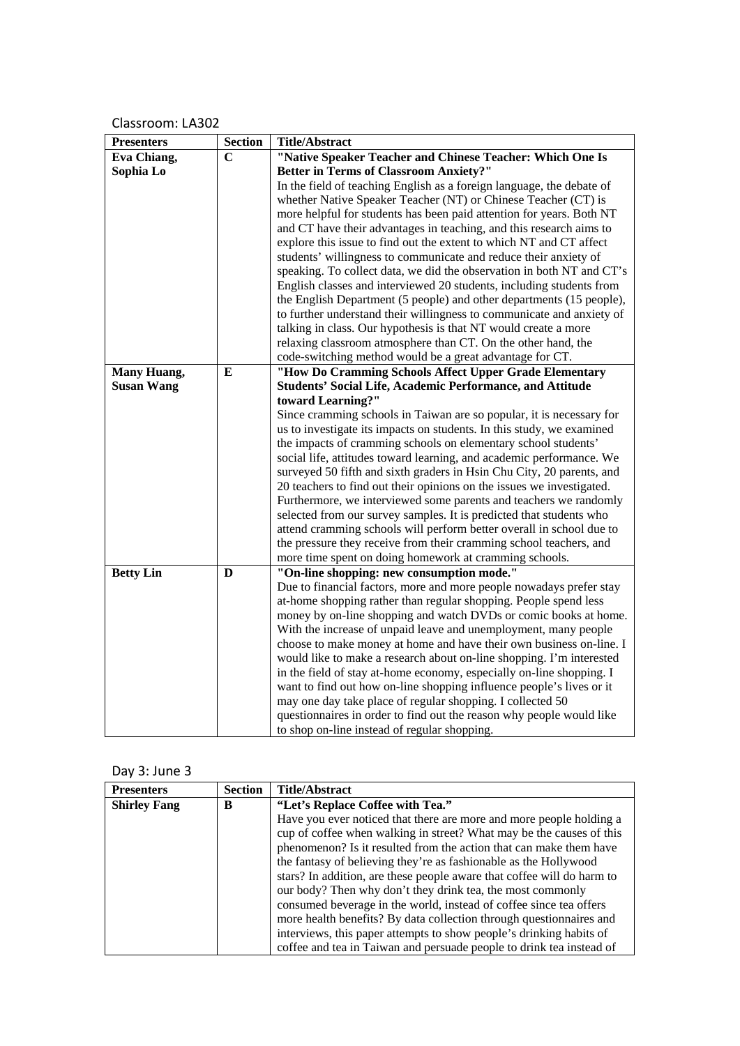Classroom: LA302

| Presenters | Section | Title/Abstract |
|---|---|---|
| **Eva Chiang, Sophia Lo** | **C** | **"Native Speaker Teacher and Chinese Teacher: Which One Is Better in Terms of Classroom Anxiety?"** In the field of teaching English as a foreign language, the debate of whether Native Speaker Teacher (NT) or Chinese Teacher (CT) is more helpful for students has been paid attention for years. Both NT and CT have their advantages in teaching, and this research aims to explore this issue to find out the extent to which NT and CT affect students' willingness to communicate and reduce their anxiety of speaking. To collect data, we did the observation in both NT and CT's English classes and interviewed 20 students, including students from the English Department (5 people) and other departments (15 people), to further understand their willingness to communicate and anxiety of talking in class. Our hypothesis is that NT would create a more relaxing classroom atmosphere than CT. On the other hand, the code-switching method would be a great advantage for CT. |
| **Many Huang, Susan Wang** | **E** | **"How Do Cramming Schools Affect Upper Grade Elementary Students' Social Life, Academic Performance, and Attitude toward Learning?"** Since cramming schools in Taiwan are so popular, it is necessary for us to investigate its impacts on students. In this study, we examined the impacts of cramming schools on elementary school students' social life, attitudes toward learning, and academic performance. We surveyed 50 fifth and sixth graders in Hsin Chu City, 20 parents, and 20 teachers to find out their opinions on the issues we investigated. Furthermore, we interviewed some parents and teachers we randomly selected from our survey samples. It is predicted that students who attend cramming schools will perform better overall in school due to the pressure they receive from their cramming school teachers, and more time spent on doing homework at cramming schools. |
| **Betty Lin** | **D** | **"On-line shopping: new consumption mode."** Due to financial factors, more and more people nowadays prefer stay at-home shopping rather than regular shopping. People spend less money by on-line shopping and watch DVDs or comic books at home. With the increase of unpaid leave and unemployment, many people choose to make money at home and have their own business on-line. I would like to make a research about on-line shopping. I'm interested in the field of stay at-home economy, especially on-line shopping. I want to find out how on-line shopping influence people's lives or it may one day take place of regular shopping. I collected 50 questionnaires in order to find out the reason why people would like to shop on-line instead of regular shopping. |

Day 3: June 3

| Presenters | Section | Title/Abstract |
|---|---|---|
| **Shirley Fang** | **B** | **"Let's Replace Coffee with Tea."** Have you ever noticed that there are more and more people holding a cup of coffee when walking in street? What may be the causes of this phenomenon? Is it resulted from the action that can make them have the fantasy of believing they're as fashionable as the Hollywood stars? In addition, are these people aware that coffee will do harm to our body? Then why don't they drink tea, the most commonly consumed beverage in the world, instead of coffee since tea offers more health benefits? By data collection through questionnaires and interviews, this paper attempts to show people's drinking habits of coffee and tea in Taiwan and persuade people to drink tea instead of |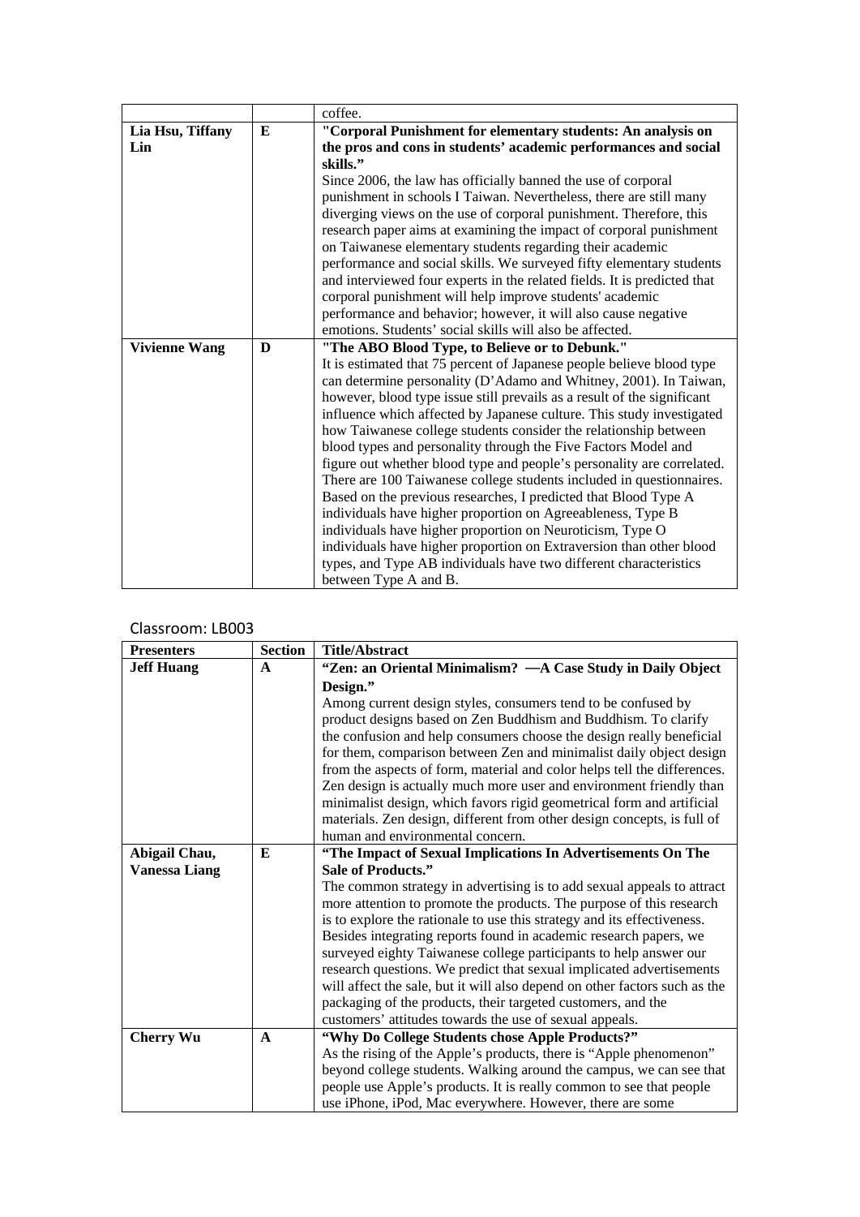|  |  | coffee. |
|---|---|---|
| **Lia Hsu, Tiffany Lin** | **E** | **"Corporal Punishment for elementary students: An analysis on the pros and cons in students' academic performances and social skills."** Since 2006, the law has officially banned the use of corporal punishment in schools I Taiwan. Nevertheless, there are still many diverging views on the use of corporal punishment. Therefore, this research paper aims at examining the impact of corporal punishment on Taiwanese elementary students regarding their academic performance and social skills. We surveyed fifty elementary students and interviewed four experts in the related fields. It is predicted that corporal punishment will help improve students' academic performance and behavior; however, it will also cause negative emotions. Students' social skills will also be affected. |
| **Vivienne Wang** | **D** | **"The ABO Blood Type, to Believe or to Debunk."** It is estimated that 75 percent of Japanese people believe blood type can determine personality (D'Adamo and Whitney, 2001). In Taiwan, however, blood type issue still prevails as a result of the significant influence which affected by Japanese culture. This study investigated how Taiwanese college students consider the relationship between blood types and personality through the Five Factors Model and figure out whether blood type and people's personality are correlated. There are 100 Taiwanese college students included in questionnaires. Based on the previous researches, I predicted that Blood Type A individuals have higher proportion on Agreeableness, Type B individuals have higher proportion on Neuroticism, Type O individuals have higher proportion on Extraversion than other blood types, and Type AB individuals have two different characteristics between Type A and B. |

Classroom: LB003

| Presenters | Section | Title/Abstract |
|---|---|---|
| **Jeff Huang** | **A** | **"Zen: an Oriental Minimalism? —A Case Study in Daily Object Design."** Among current design styles, consumers tend to be confused by product designs based on Zen Buddhism and Buddhism. To clarify the confusion and help consumers choose the design really beneficial for them, comparison between Zen and minimalist daily object design from the aspects of form, material and color helps tell the differences. Zen design is actually much more user and environment friendly than minimalist design, which favors rigid geometrical form and artificial materials. Zen design, different from other design concepts, is full of human and environmental concern. |
| **Abigail Chau, Vanessa Liang** | **E** | **"The Impact of Sexual Implications In Advertisements On The Sale of Products."** The common strategy in advertising is to add sexual appeals to attract more attention to promote the products. The purpose of this research is to explore the rationale to use this strategy and its effectiveness. Besides integrating reports found in academic research papers, we surveyed eighty Taiwanese college participants to help answer our research questions. We predict that sexual implicated advertisements will affect the sale, but it will also depend on other factors such as the packaging of the products, their targeted customers, and the customers' attitudes towards the use of sexual appeals. |
| **Cherry Wu** | **A** | **"Why Do College Students chose Apple Products?"** As the rising of the Apple's products, there is "Apple phenomenon" beyond college students. Walking around the campus, we can see that people use Apple's products. It is really common to see that people use iPhone, iPod, Mac everywhere. However, there are some |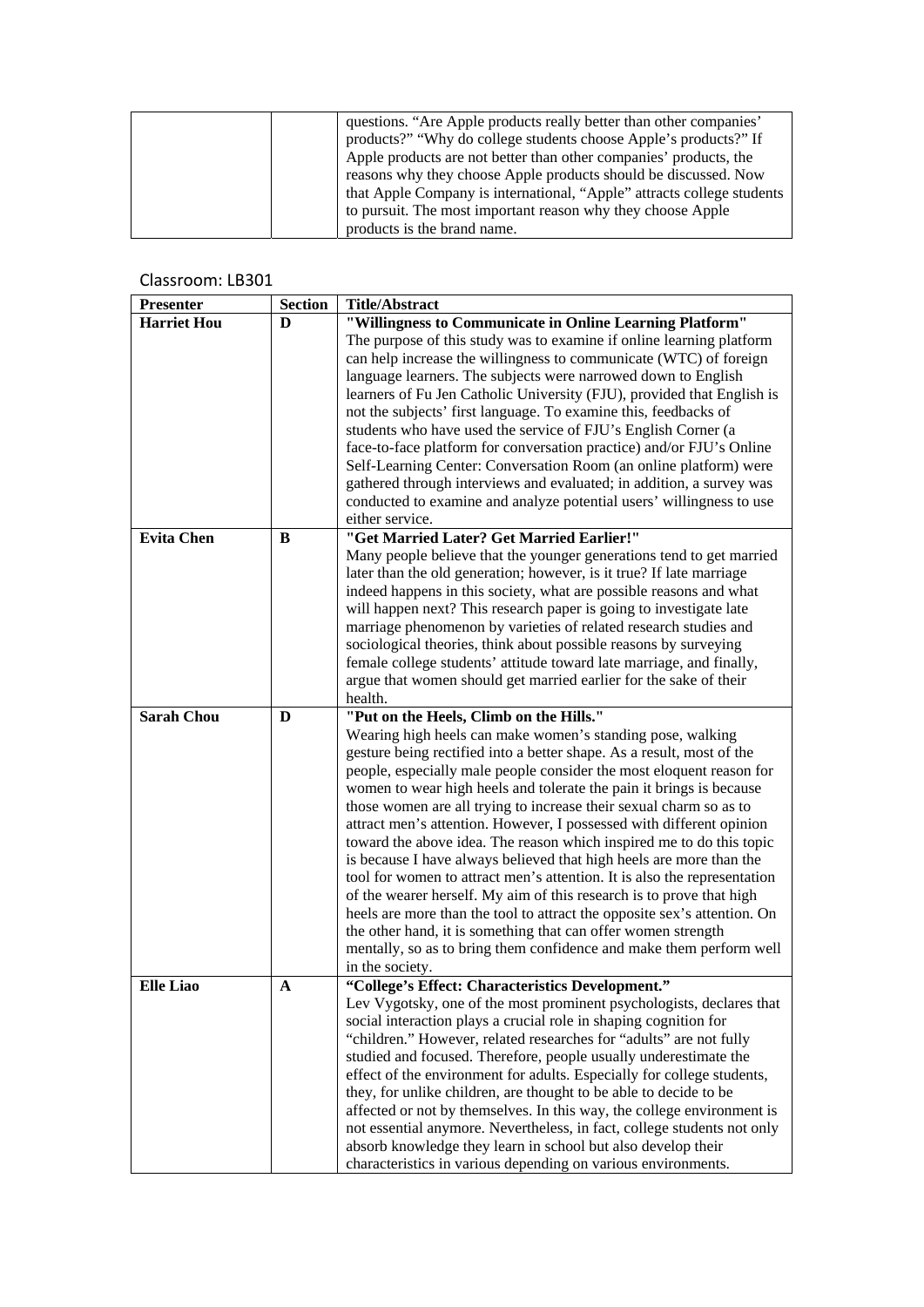| | | questions. "Are Apple products really better than other companies' products?" "Why do college students choose Apple's products?" If Apple products are not better than other companies' products, the reasons why they choose Apple products should be discussed. Now that Apple Company is international, "Apple" attracts college students to pursuit. The most important reason why they choose Apple products is the brand name. |
|---|---|---|

Classroom: LB301

| Presenter | Section | Title/Abstract |
|---|---|---|
| **Harriet Hou** | **D** | **"Willingness to Communicate in Online Learning Platform"** The purpose of this study was to examine if online learning platform can help increase the willingness to communicate (WTC) of foreign language learners. The subjects were narrowed down to English learners of Fu Jen Catholic University (FJU), provided that English is not the subjects' first language. To examine this, feedbacks of students who have used the service of FJU's English Corner (a face-to-face platform for conversation practice) and/or FJU's Online Self-Learning Center: Conversation Room (an online platform) were gathered through interviews and evaluated; in addition, a survey was conducted to examine and analyze potential users' willingness to use either service. |
| **Evita Chen** | **B** | **"Get Married Later? Get Married Earlier!"** Many people believe that the younger generations tend to get married later than the old generation; however, is it true? If late marriage indeed happens in this society, what are possible reasons and what will happen next? This research paper is going to investigate late marriage phenomenon by varieties of related research studies and sociological theories, think about possible reasons by surveying female college students' attitude toward late marriage, and finally, argue that women should get married earlier for the sake of their health. |
| **Sarah Chou** | **D** | **"Put on the Heels, Climb on the Hills."** Wearing high heels can make women's standing pose, walking gesture being rectified into a better shape. As a result, most of the people, especially male people consider the most eloquent reason for women to wear high heels and tolerate the pain it brings is because those women are all trying to increase their sexual charm so as to attract men's attention. However, I possessed with different opinion toward the above idea. The reason which inspired me to do this topic is because I have always believed that high heels are more than the tool for women to attract men's attention. It is also the representation of the wearer herself. My aim of this research is to prove that high heels are more than the tool to attract the opposite sex's attention. On the other hand, it is something that can offer women strength mentally, so as to bring them confidence and make them perform well in the society. |
| **Elle Liao** | **A** | **"College's Effect: Characteristics Development."** Lev Vygotsky, one of the most prominent psychologists, declares that social interaction plays a crucial role in shaping cognition for "children." However, related researches for "adults" are not fully studied and focused. Therefore, people usually underestimate the effect of the environment for adults. Especially for college students, they, for unlike children, are thought to be able to decide to be affected or not by themselves. In this way, the college environment is not essential anymore. Nevertheless, in fact, college students not only absorb knowledge they learn in school but also develop their characteristics in various depending on various environments. |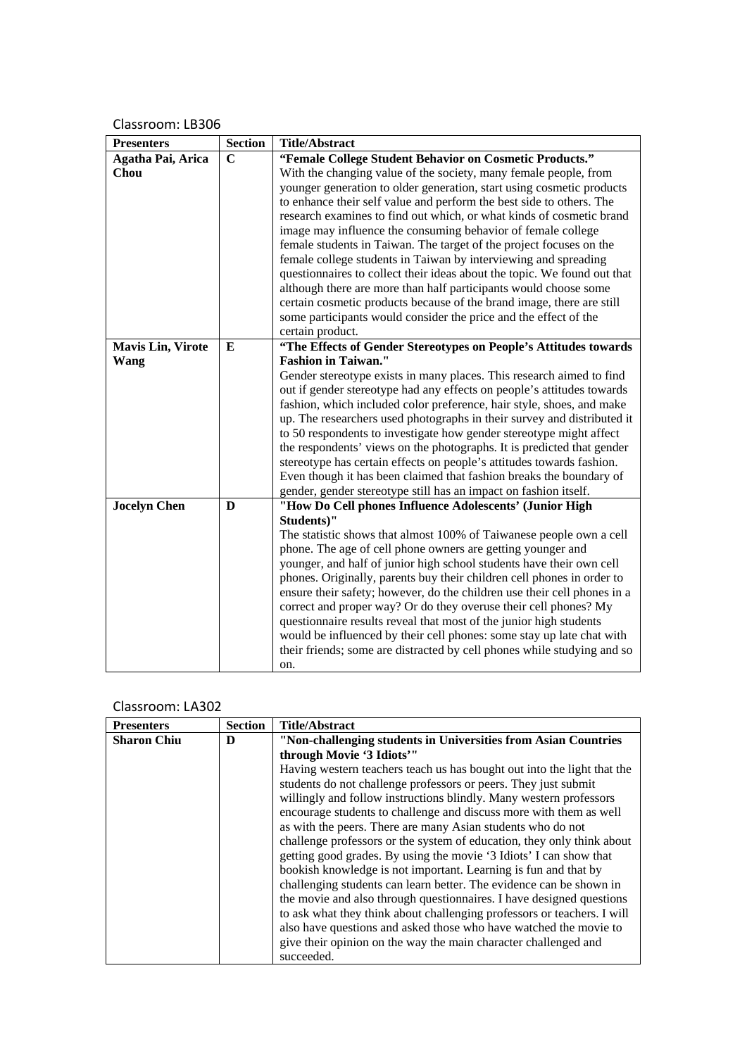Classroom: LB306

| Presenters | Section | Title/Abstract |
|---|---|---|
| **Agatha Pai, Arica Chou** | **C** | **"Female College Student Behavior on Cosmetic Products."** With the changing value of the society, many female people, from younger generation to older generation, start using cosmetic products to enhance their self value and perform the best side to others. The research examines to find out which, or what kinds of cosmetic brand image may influence the consuming behavior of female college female students in Taiwan. The target of the project focuses on the female college students in Taiwan by interviewing and spreading questionnaires to collect their ideas about the topic. We found out that although there are more than half participants would choose some certain cosmetic products because of the brand image, there are still some participants would consider the price and the effect of the certain product. |
| **Mavis Lin, Virote Wang** | **E** | **"The Effects of Gender Stereotypes on People's Attitudes towards Fashion in Taiwan."** Gender stereotype exists in many places. This research aimed to find out if gender stereotype had any effects on people's attitudes towards fashion, which included color preference, hair style, shoes, and make up. The researchers used photographs in their survey and distributed it to 50 respondents to investigate how gender stereotype might affect the respondents' views on the photographs. It is predicted that gender stereotype has certain effects on people's attitudes towards fashion. Even though it has been claimed that fashion breaks the boundary of gender, gender stereotype still has an impact on fashion itself. |
| **Jocelyn Chen** | **D** | **"How Do Cell phones Influence Adolescents' (Junior High Students)"** The statistic shows that almost 100% of Taiwanese people own a cell phone. The age of cell phone owners are getting younger and younger, and half of junior high school students have their own cell phones. Originally, parents buy their children cell phones in order to ensure their safety; however, do the children use their cell phones in a correct and proper way? Or do they overuse their cell phones? My questionnaire results reveal that most of the junior high students would be influenced by their cell phones: some stay up late chat with their friends; some are distracted by cell phones while studying and so on. |

Classroom: LA302

| Presenters | Section | Title/Abstract |
|---|---|---|
| **Sharon Chiu** | **D** | **"Non-challenging students in Universities from Asian Countries through Movie '3 Idiots'"** Having western teachers teach us has bought out into the light that the students do not challenge professors or peers. They just submit willingly and follow instructions blindly. Many western professors encourage students to challenge and discuss more with them as well as with the peers. There are many Asian students who do not challenge professors or the system of education, they only think about getting good grades. By using the movie '3 Idiots' I can show that bookish knowledge is not important. Learning is fun and that by challenging students can learn better. The evidence can be shown in the movie and also through questionnaires. I have designed questions to ask what they think about challenging professors or teachers. I will also have questions and asked those who have watched the movie to give their opinion on the way the main character challenged and succeeded. |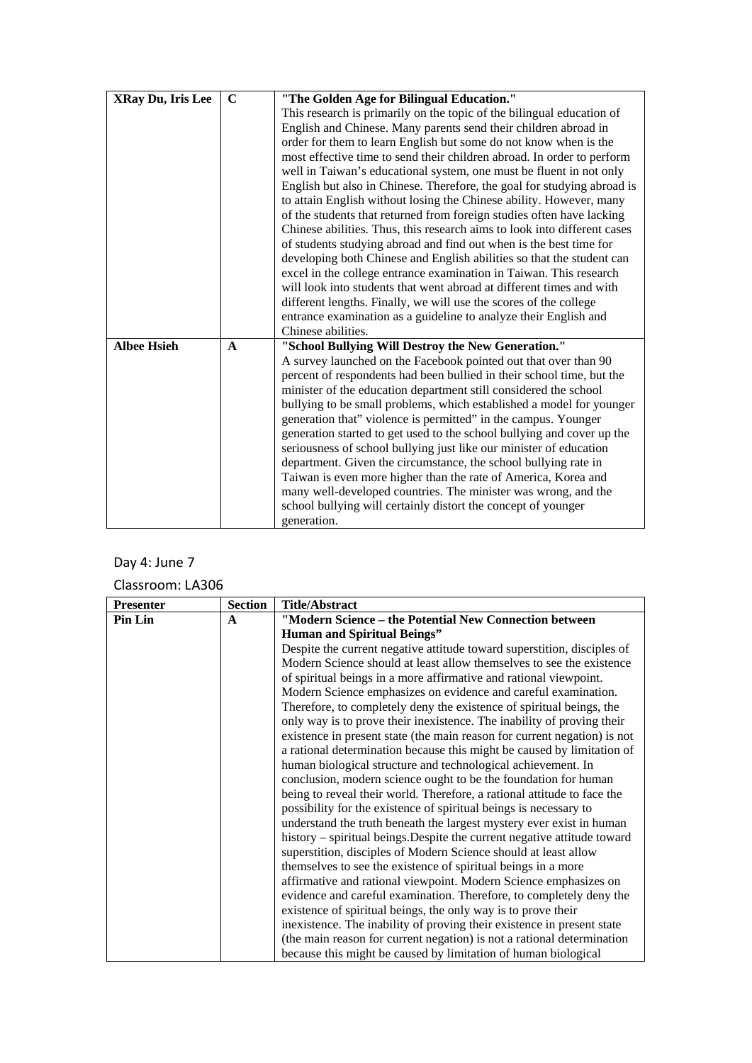| | | |
|---|---|---|
| **XRay Du, Iris Lee** | **C** | **"The Golden Age for Bilingual Education."** This research is primarily on the topic of the bilingual education of English and Chinese. Many parents send their children abroad in order for them to learn English but some do not know when is the most effective time to send their children abroad. In order to perform well in Taiwan's educational system, one must be fluent in not only English but also in Chinese. Therefore, the goal for studying abroad is to attain English without losing the Chinese ability. However, many of the students that returned from foreign studies often have lacking Chinese abilities. Thus, this research aims to look into different cases of students studying abroad and find out when is the best time for developing both Chinese and English abilities so that the student can excel in the college entrance examination in Taiwan. This research will look into students that went abroad at different times and with different lengths. Finally, we will use the scores of the college entrance examination as a guideline to analyze their English and Chinese abilities. |
| **Albee Hsieh** | **A** | **"School Bullying Will Destroy the New Generation."** A survey launched on the Facebook pointed out that over than 90 percent of respondents had been bullied in their school time, but the minister of the education department still considered the school bullying to be small problems, which established a model for younger generation that" violence is permitted" in the campus. Younger generation started to get used to the school bullying and cover up the seriousness of school bullying just like our minister of education department. Given the circumstance, the school bullying rate in Taiwan is even more higher than the rate of America, Korea and many well-developed countries. The minister was wrong, and the school bullying will certainly distort the concept of younger generation. |

Day 4: June 7

Classroom: LA306

| Presenter | Section | Title/Abstract |
|---|---|---|
| **Pin Lin** | **A** | **"Modern Science – the Potential New Connection between Human and Spiritual Beings"** Despite the current negative attitude toward superstition, disciples of Modern Science should at least allow themselves to see the existence of spiritual beings in a more affirmative and rational viewpoint. Modern Science emphasizes on evidence and careful examination. Therefore, to completely deny the existence of spiritual beings, the only way is to prove their inexistence. The inability of proving their existence in present state (the main reason for current negation) is not a rational determination because this might be caused by limitation of human biological structure and technological achievement. In conclusion, modern science ought to be the foundation for human being to reveal their world. Therefore, a rational attitude to face the possibility for the existence of spiritual beings is necessary to understand the truth beneath the largest mystery ever exist in human history – spiritual beings.Despite the current negative attitude toward superstition, disciples of Modern Science should at least allow themselves to see the existence of spiritual beings in a more affirmative and rational viewpoint. Modern Science emphasizes on evidence and careful examination. Therefore, to completely deny the existence of spiritual beings, the only way is to prove their inexistence. The inability of proving their existence in present state (the main reason for current negation) is not a rational determination because this might be caused by limitation of human biological |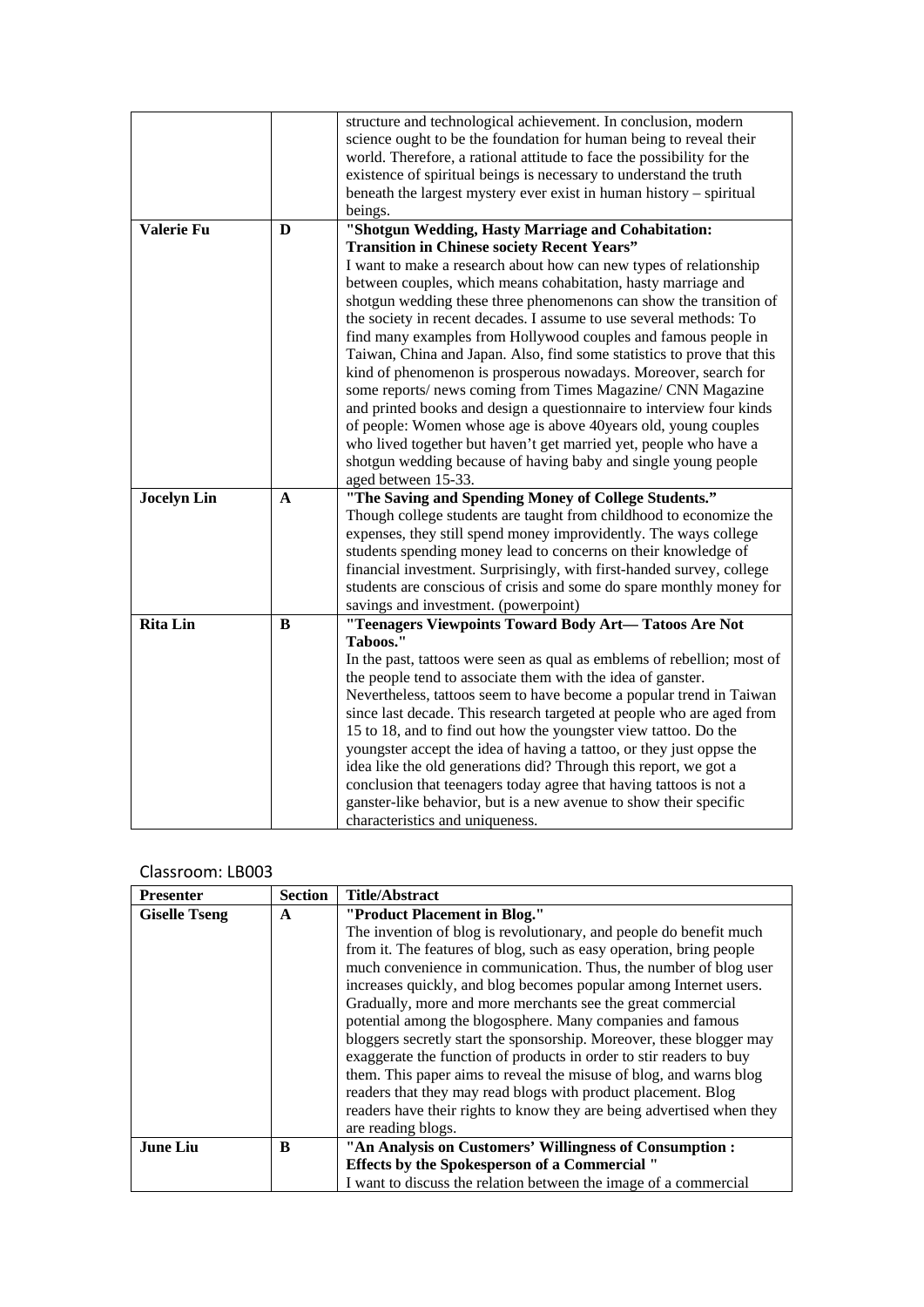| | | |
|---|---|---|
| | | structure and technological achievement. In conclusion, modern science ought to be the foundation for human being to reveal their world. Therefore, a rational attitude to face the possibility for the existence of spiritual beings is necessary to understand the truth beneath the largest mystery ever exist in human history – spiritual beings. |
| **Valerie Fu** | **D** | **"Shotgun Wedding, Hasty Marriage and Cohabitation: Transition in Chinese society Recent Years"** I want to make a research about how can new types of relationship between couples, which means cohabitation, hasty marriage and shotgun wedding these three phenomenons can show the transition of the society in recent decades. I assume to use several methods: To find many examples from Hollywood couples and famous people in Taiwan, China and Japan. Also, find some statistics to prove that this kind of phenomenon is prosperous nowadays. Moreover, search for some reports/ news coming from Times Magazine/ CNN Magazine and printed books and design a questionnaire to interview four kinds of people: Women whose age is above 40years old, young couples who lived together but haven't get married yet, people who have a shotgun wedding because of having baby and single young people aged between 15-33. |
| **Jocelyn Lin** | **A** | **"The Saving and Spending Money of College Students."** Though college students are taught from childhood to economize the expenses, they still spend money improvidently. The ways college students spending money lead to concerns on their knowledge of financial investment. Surprisingly, with first-handed survey, college students are conscious of crisis and some do spare monthly money for savings and investment. (powerpoint) |
| **Rita Lin** | **B** | **"Teenagers Viewpoints Toward Body Art— Tatoos Are Not Taboos."** In the past, tattoos were seen as qual as emblems of rebellion; most of the people tend to associate them with the idea of ganster. Nevertheless, tattoos seem to have become a popular trend in Taiwan since last decade. This research targeted at people who are aged from 15 to 18, and to find out how the youngster view tattoo. Do the youngster accept the idea of having a tattoo, or they just oppse the idea like the old generations did? Through this report, we got a conclusion that teenagers today agree that having tattoos is not a ganster-like behavior, but is a new avenue to show their specific characteristics and uniqueness. |

Classroom: LB003

| Presenter | Section | Title/Abstract |
|---|---|---|
| **Giselle Tseng** | **A** | **"Product Placement in Blog."** The invention of blog is revolutionary, and people do benefit much from it. The features of blog, such as easy operation, bring people much convenience in communication. Thus, the number of blog user increases quickly, and blog becomes popular among Internet users. Gradually, more and more merchants see the great commercial potential among the blogosphere. Many companies and famous bloggers secretly start the sponsorship. Moreover, these blogger may exaggerate the function of products in order to stir readers to buy them. This paper aims to reveal the misuse of blog, and warns blog readers that they may read blogs with product placement. Blog readers have their rights to know they are being advertised when they are reading blogs. |
| **June Liu** | **B** | **"An Analysis on Customers' Willingness of Consumption : Effects by the Spokesperson of a Commercial "** I want to discuss the relation between the image of a commercial |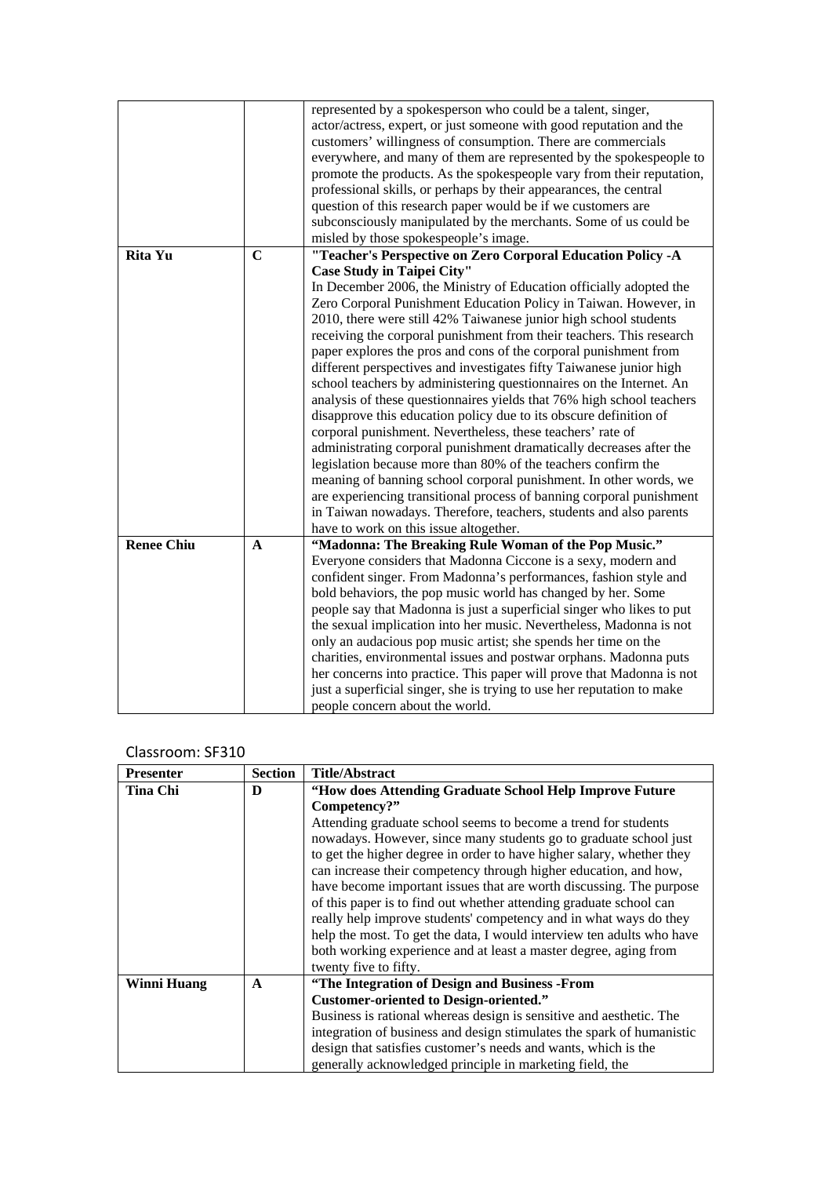| | | represented by a spokesperson who could be a talent, singer, actor/actress, expert, or just someone with good reputation and the customers' willingness of consumption. There are commercials everywhere, and many of them are represented by the spokespeople to promote the products. As the spokespeople vary from their reputation, professional skills, or perhaps by their appearances, the central question of this research paper would be if we customers are subconsciously manipulated by the merchants. Some of us could be misled by those spokespeople's image. |
|---|---|---|
| **Rita Yu** | **C** | **"Teacher's Perspective on Zero Corporal Education Policy -A Case Study in Taipei City"**<br>In December 2006, the Ministry of Education officially adopted the Zero Corporal Punishment Education Policy in Taiwan. However, in 2010, there were still 42% Taiwanese junior high school students receiving the corporal punishment from their teachers. This research paper explores the pros and cons of the corporal punishment from different perspectives and investigates fifty Taiwanese junior high school teachers by administering questionnaires on the Internet. An analysis of these questionnaires yields that 76% high school teachers disapprove this education policy due to its obscure definition of corporal punishment. Nevertheless, these teachers' rate of administrating corporal punishment dramatically decreases after the legislation because more than 80% of the teachers confirm the meaning of banning school corporal punishment. In other words, we are experiencing transitional process of banning corporal punishment in Taiwan nowadays. Therefore, teachers, students and also parents have to work on this issue altogether. |
| **Renee Chiu** | **A** | **"Madonna: The Breaking Rule Woman of the Pop Music."**<br>Everyone considers that Madonna Ciccone is a sexy, modern and confident singer. From Madonna's performances, fashion style and bold behaviors, the pop music world has changed by her. Some people say that Madonna is just a superficial singer who likes to put the sexual implication into her music. Nevertheless, Madonna is not only an audacious pop music artist; she spends her time on the charities, environmental issues and postwar orphans. Madonna puts her concerns into practice. This paper will prove that Madonna is not just a superficial singer, she is trying to use her reputation to make people concern about the world. |

Classroom: SF310

| Presenter | Section | Title/Abstract |
|---|---|---|
| **Tina Chi** | **D** | **"How does Attending Graduate School Help Improve Future Competency?"**<br>Attending graduate school seems to become a trend for students nowadays. However, since many students go to graduate school just to get the higher degree in order to have higher salary, whether they can increase their competency through higher education, and how, have become important issues that are worth discussing. The purpose of this paper is to find out whether attending graduate school can really help improve students' competency and in what ways do they help the most. To get the data, I would interview ten adults who have both working experience and at least a master degree, aging from twenty five to fifty. |
| **Winni Huang** | **A** | **"The Integration of Design and Business -From Customer-oriented to Design-oriented."**<br>Business is rational whereas design is sensitive and aesthetic. The integration of business and design stimulates the spark of humanistic design that satisfies customer's needs and wants, which is the generally acknowledged principle in marketing field, the |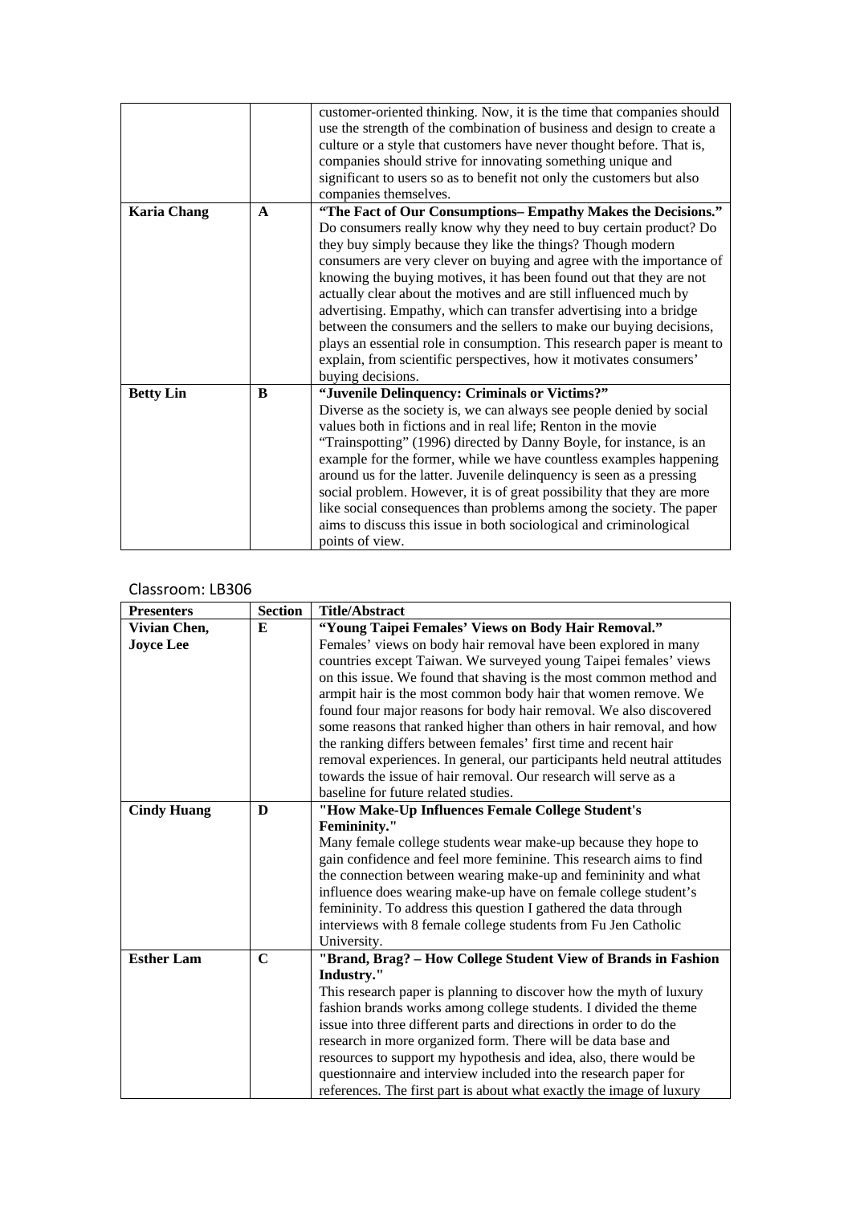| | | |
|---|---|---|
| | | customer-oriented thinking. Now, it is the time that companies should use the strength of the combination of business and design to create a culture or a style that customers have never thought before. That is, companies should strive for innovating something unique and significant to users so as to benefit not only the customers but also companies themselves. |
| **Karia Chang** | **A** | **"The Fact of Our Consumptions– Empathy Makes the Decisions."** Do consumers really know why they need to buy certain product? Do they buy simply because they like the things? Though modern consumers are very clever on buying and agree with the importance of knowing the buying motives, it has been found out that they are not actually clear about the motives and are still influenced much by advertising. Empathy, which can transfer advertising into a bridge between the consumers and the sellers to make our buying decisions, plays an essential role in consumption. This research paper is meant to explain, from scientific perspectives, how it motivates consumers' buying decisions. |
| **Betty Lin** | **B** | **"Juvenile Delinquency: Criminals or Victims?"** Diverse as the society is, we can always see people denied by social values both in fictions and in real life; Renton in the movie "Trainspotting" (1996) directed by Danny Boyle, for instance, is an example for the former, while we have countless examples happening around us for the latter. Juvenile delinquency is seen as a pressing social problem. However, it is of great possibility that they are more like social consequences than problems among the society. The paper aims to discuss this issue in both sociological and criminological points of view. |

Classroom: LB306

| Presenters | Section | Title/Abstract |
|---|---|---|
| **Vivian Chen, Joyce Lee** | **E** | **"Young Taipei Females' Views on Body Hair Removal."** Females' views on body hair removal have been explored in many countries except Taiwan. We surveyed young Taipei females' views on this issue. We found that shaving is the most common method and armpit hair is the most common body hair that women remove. We found four major reasons for body hair removal. We also discovered some reasons that ranked higher than others in hair removal, and how the ranking differs between females' first time and recent hair removal experiences. In general, our participants held neutral attitudes towards the issue of hair removal. Our research will serve as a baseline for future related studies. |
| **Cindy Huang** | **D** | **"How Make-Up Influences Female College Student's Femininity."** Many female college students wear make-up because they hope to gain confidence and feel more feminine. This research aims to find the connection between wearing make-up and femininity and what influence does wearing make-up have on female college student's femininity. To address this question I gathered the data through interviews with 8 female college students from Fu Jen Catholic University. |
| **Esther Lam** | **C** | **"Brand, Brag? – How College Student View of Brands in Fashion Industry."** This research paper is planning to discover how the myth of luxury fashion brands works among college students. I divided the theme issue into three different parts and directions in order to do the research in more organized form. There will be data base and resources to support my hypothesis and idea, also, there would be questionnaire and interview included into the research paper for references. The first part is about what exactly the image of luxury |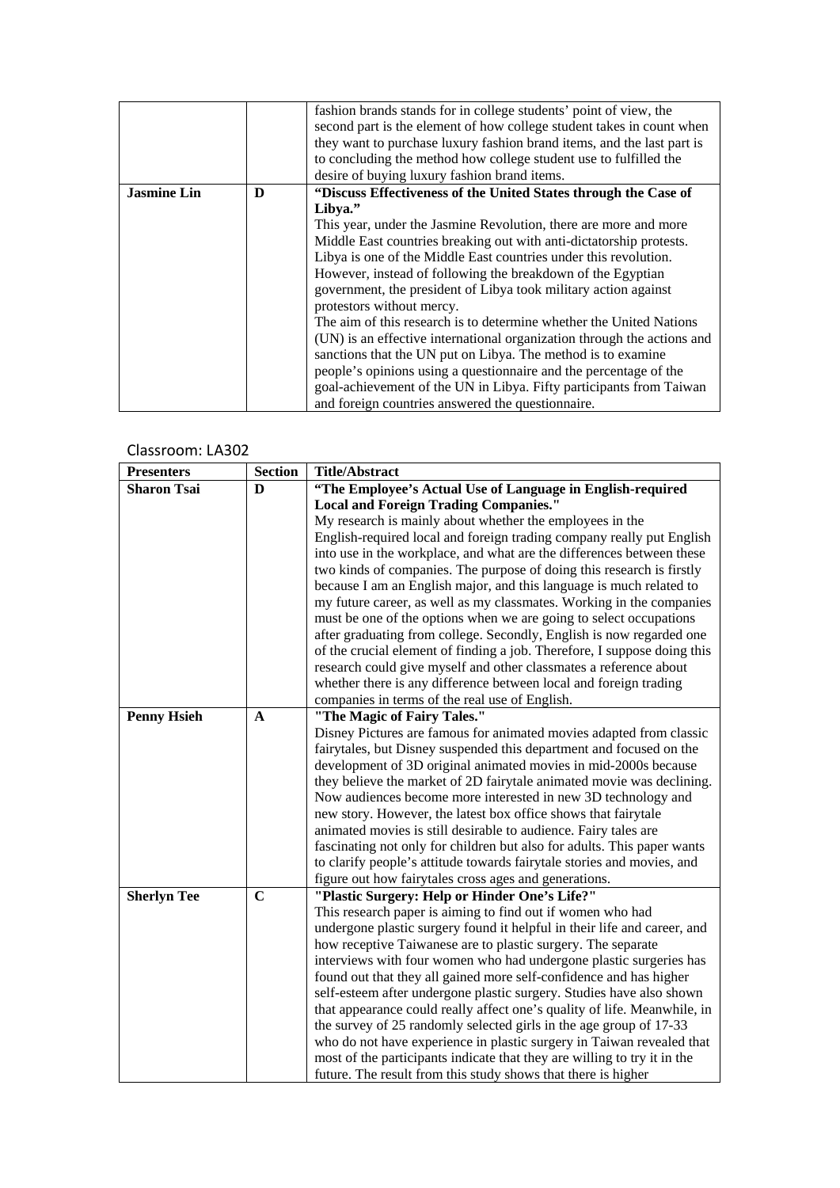| | | fashion brands stands for in college students' point of view, the second part is the element of how college student takes in count when they want to purchase luxury fashion brand items, and the last part is to concluding the method how college student use to fulfilled the desire of buying luxury fashion brand items. |
|---|---|---|
| **Jasmine Lin** | **D** | **"Discuss Effectiveness of the United States through the Case of Libya."** This year, under the Jasmine Revolution, there are more and more Middle East countries breaking out with anti-dictatorship protests. Libya is one of the Middle East countries under this revolution. However, instead of following the breakdown of the Egyptian government, the president of Libya took military action against protestors without mercy. The aim of this research is to determine whether the United Nations (UN) is an effective international organization through the actions and sanctions that the UN put on Libya. The method is to examine people's opinions using a questionnaire and the percentage of the goal-achievement of the UN in Libya. Fifty participants from Taiwan and foreign countries answered the questionnaire. |

Classroom: LA302

| **Presenters** | **Section** | **Title/Abstract** |
|---|---|---|
| **Sharon Tsai** | **D** | **"The Employee's Actual Use of Language in English-required Local and Foreign Trading Companies."** My research is mainly about whether the employees in the English-required local and foreign trading company really put English into use in the workplace, and what are the differences between these two kinds of companies. The purpose of doing this research is firstly because I am an English major, and this language is much related to my future career, as well as my classmates. Working in the companies must be one of the options when we are going to select occupations after graduating from college. Secondly, English is now regarded one of the crucial element of finding a job. Therefore, I suppose doing this research could give myself and other classmates a reference about whether there is any difference between local and foreign trading companies in terms of the real use of English. |
| **Penny Hsieh** | **A** | **"The Magic of Fairy Tales."** Disney Pictures are famous for animated movies adapted from classic fairytales, but Disney suspended this department and focused on the development of 3D original animated movies in mid-2000s because they believe the market of 2D fairytale animated movie was declining. Now audiences become more interested in new 3D technology and new story. However, the latest box office shows that fairytale animated movies is still desirable to audience. Fairy tales are fascinating not only for children but also for adults. This paper wants to clarify people's attitude towards fairytale stories and movies, and figure out how fairytales cross ages and generations. |
| **Sherlyn Tee** | **C** | **"Plastic Surgery: Help or Hinder One's Life?"** This research paper is aiming to find out if women who had undergone plastic surgery found it helpful in their life and career, and how receptive Taiwanese are to plastic surgery. The separate interviews with four women who had undergone plastic surgeries has found out that they all gained more self-confidence and has higher self-esteem after undergone plastic surgery. Studies have also shown that appearance could really affect one's quality of life. Meanwhile, in the survey of 25 randomly selected girls in the age group of 17-33 who do not have experience in plastic surgery in Taiwan revealed that most of the participants indicate that they are willing to try it in the future. The result from this study shows that there is higher |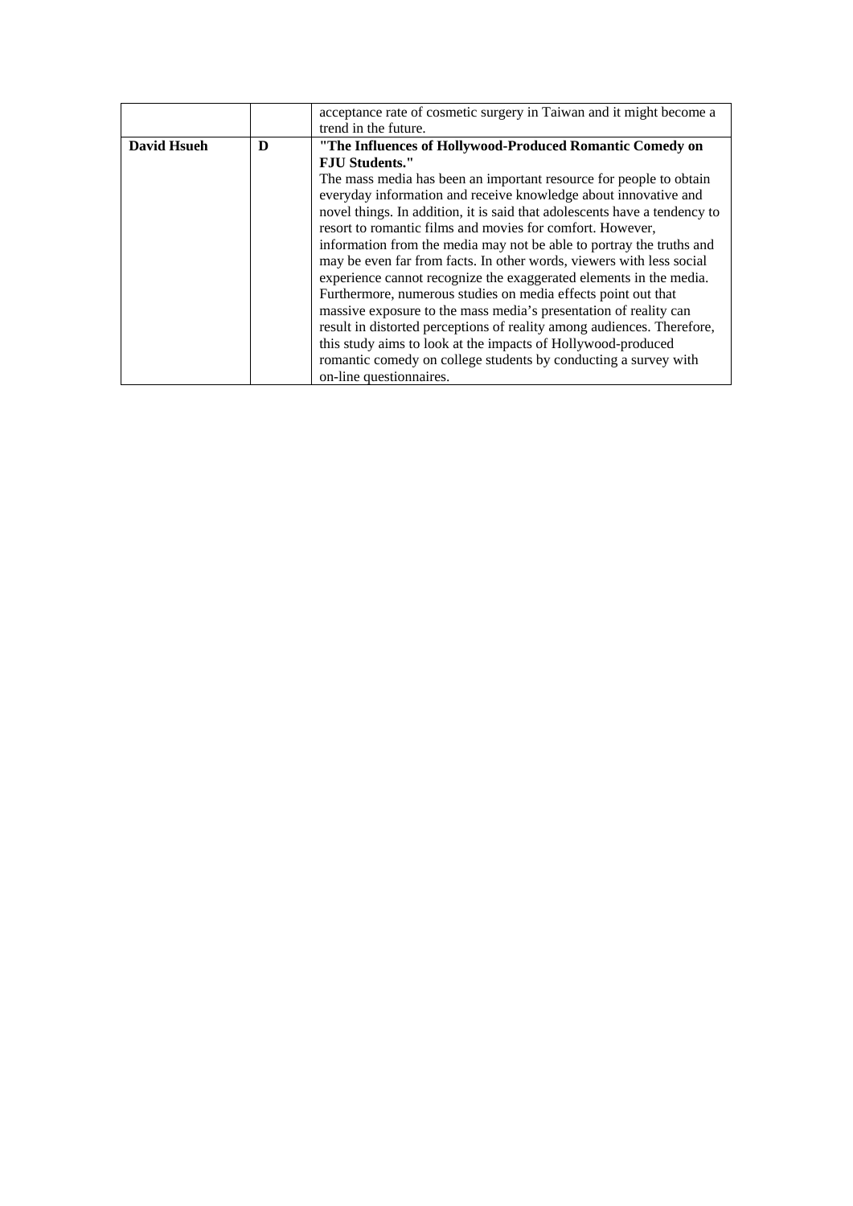|  |  |  |
|---|---|---|
|  |  | acceptance rate of cosmetic surgery in Taiwan and it might become a trend in the future. |
| **David Hsueh** | **D** | **"The Influences of Hollywood-Produced Romantic Comedy on FJU Students."** The mass media has been an important resource for people to obtain everyday information and receive knowledge about innovative and novel things. In addition, it is said that adolescents have a tendency to resort to romantic films and movies for comfort. However, information from the media may not be able to portray the truths and may be even far from facts. In other words, viewers with less social experience cannot recognize the exaggerated elements in the media. Furthermore, numerous studies on media effects point out that massive exposure to the mass media's presentation of reality can result in distorted perceptions of reality among audiences. Therefore, this study aims to look at the impacts of Hollywood-produced romantic comedy on college students by conducting a survey with on-line questionnaires. |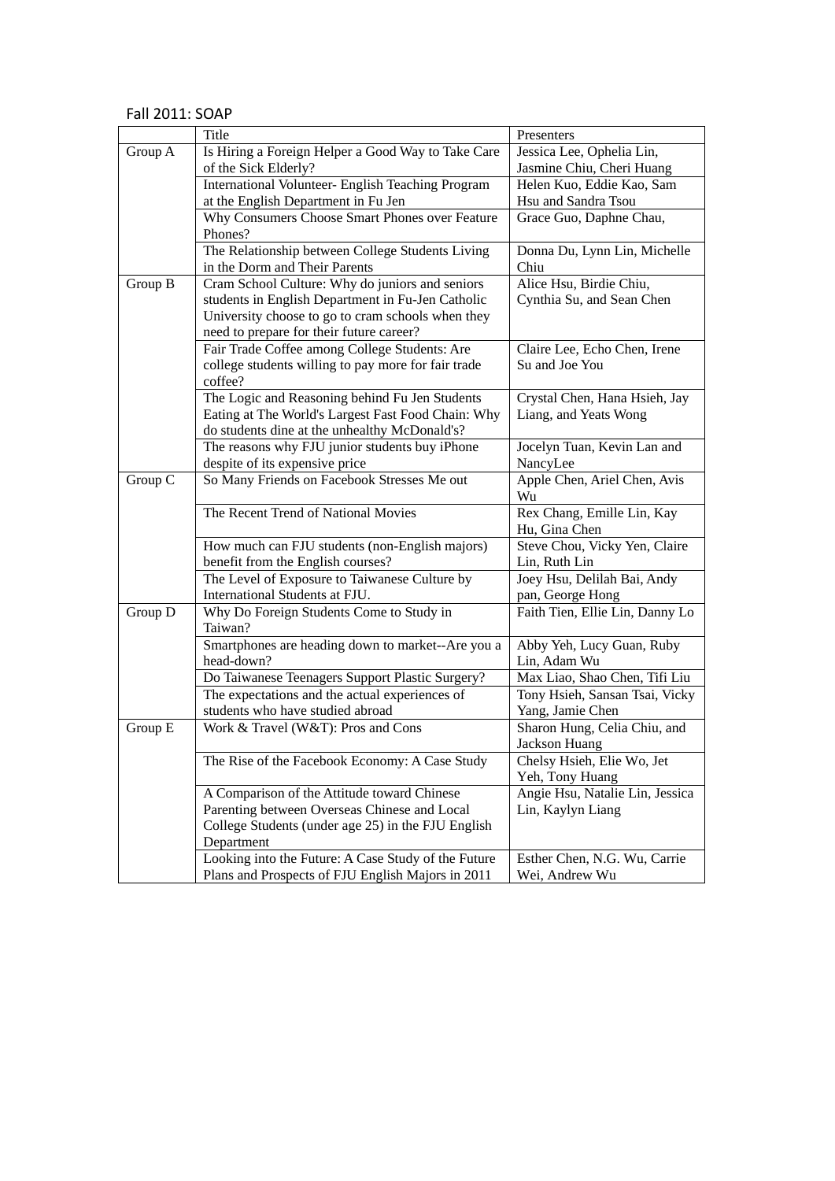Fall 2011: SOAP

| | Title | Presenters |
|---|---|---|
| Group A | Is Hiring a Foreign Helper a Good Way to Take Care of the Sick Elderly? | Jessica Lee, Ophelia Lin, Jasmine Chiu, Cheri Huang |
| | International Volunteer- English Teaching Program at the English Department in Fu Jen | Helen Kuo, Eddie Kao, Sam Hsu and Sandra Tsou |
| | Why Consumers Choose Smart Phones over Feature Phones? | Grace Guo, Daphne Chau, |
| | The Relationship between College Students Living in the Dorm and Their Parents | Donna Du, Lynn Lin, Michelle Chiu |
| Group B | Cram School Culture: Why do juniors and seniors students in English Department in Fu-Jen Catholic University choose to go to cram schools when they need to prepare for their future career? | Alice Hsu, Birdie Chiu, Cynthia Su, and Sean Chen |
| | Fair Trade Coffee among College Students: Are college students willing to pay more for fair trade coffee? | Claire Lee, Echo Chen, Irene Su and Joe You |
| | The Logic and Reasoning behind Fu Jen Students Eating at The World's Largest Fast Food Chain: Why do students dine at the unhealthy McDonald's? | Crystal Chen, Hana Hsieh, Jay Liang, and Yeats Wong |
| | The reasons why FJU junior students buy iPhone despite of its expensive price | Jocelyn Tuan, Kevin Lan and NancyLee |
| Group C | So Many Friends on Facebook Stresses Me out | Apple Chen, Ariel Chen, Avis Wu |
| | The Recent Trend of National Movies | Rex Chang, Emille Lin, Kay Hu, Gina Chen |
| | How much can FJU students (non-English majors) benefit from the English courses? | Steve Chou, Vicky Yen, Claire Lin, Ruth Lin |
| | The Level of Exposure to Taiwanese Culture by International Students at FJU. | Joey Hsu, Delilah Bai, Andy pan, George Hong |
| Group D | Why Do Foreign Students Come to Study in Taiwan? | Faith Tien, Ellie Lin, Danny Lo |
| | Smartphones are heading down to market--Are you a head-down? | Abby Yeh, Lucy Guan, Ruby Lin, Adam Wu |
| | Do Taiwanese Teenagers Support Plastic Surgery? | Max Liao, Shao Chen, Tifi Liu |
| | The expectations and the actual experiences of students who have studied abroad | Tony Hsieh, Sansan Tsai, Vicky Yang, Jamie Chen |
| Group E | Work & Travel (W&T): Pros and Cons | Sharon Hung, Celia Chiu, and Jackson Huang |
| | The Rise of the Facebook Economy: A Case Study | Chelsy Hsieh, Elie Wo, Jet Yeh, Tony Huang |
| | A Comparison of the Attitude toward Chinese Parenting between Overseas Chinese and Local College Students (under age 25) in the FJU English Department | Angie Hsu, Natalie Lin, Jessica Lin, Kaylyn Liang |
| | Looking into the Future: A Case Study of the Future Plans and Prospects of FJU English Majors in 2011 | Esther Chen, N.G. Wu, Carrie Wei, Andrew Wu |